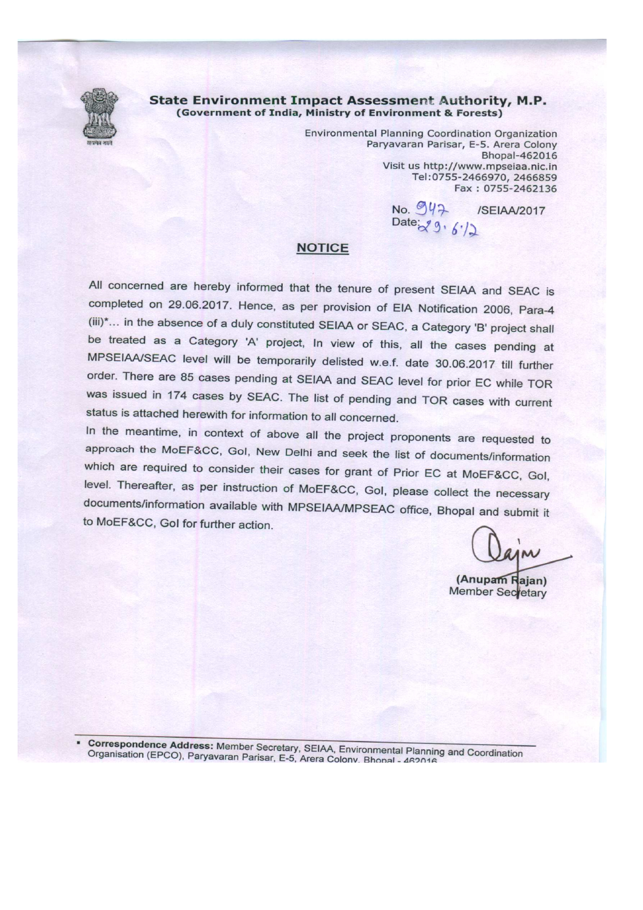## State Environment Impact Assessment Authority, M.P.

**(Government of India, Ministry of Environment & Forests)**

Environmental Planning Coordination Organization
Paryavaran Parisar, E-5. Arera Colony
Bhopal-462016
Visit us http://www.mpseiaa.nic.in
Tel:0755-2466970, 2466859
Fax : 0755-2462136

No. 947 /SEIAA/2017
Date: 29.6.17

### NOTICE

All concerned are hereby informed that the tenure of present SEIAA and SEAC is completed on 29.06.2017. Hence, as per provision of EIA Notification 2006, Para-4 (iii)*... in the absence of a duly constituted SEIAA or SEAC, a Category 'B' project shall be treated as a Category 'A' project, In view of this, all the cases pending at MPSEIAA/SEAC level will be temporarily delisted w.e.f. date 30.06.2017 till further order. There are 85 cases pending at SEIAA and SEAC level for prior EC while TOR was issued in 174 cases by SEAC. The list of pending and TOR cases with current status is attached herewith for information to all concerned.

In the meantime, in context of above all the project proponents are requested to approach the MoEF&CC, GoI, New Delhi and seek the list of documents/information which are required to consider their cases for grant of Prior EC at MoEF&CC, GoI, level. Thereafter, as per instruction of MoEF&CC, GoI, please collect the necessary documents/information available with MPSEIAA/MPSEAC office, Bhopal and submit it to MoEF&CC, GoI for further action.

(Anupam Rajan)
Member Secretary

- **Correspondence Address:** Member Secretary, SEIAA, Environmental Planning and Coordination Organisation (EPCO), Paryavaran Parisar, E-5, Arera Colony, Bhopal - 462016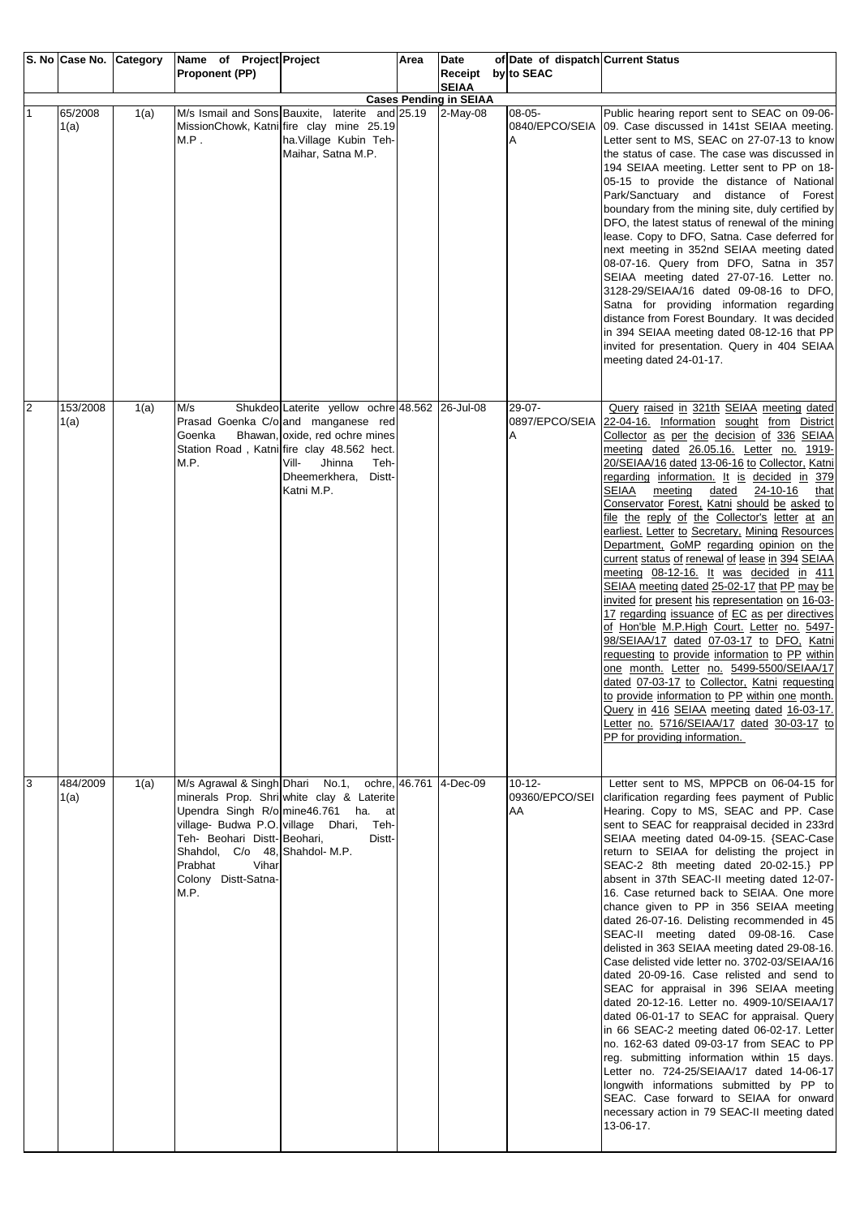| S. No | Case No. | Category | Name of Project Proponent (PP) | Project | Area | Date of Receipt by SEIAA | Date of dispatch to SEAC | Current Status |
|---|---|---|---|---|---|---|---|---|
| **Cases Pending in SEIAA** | | | | | | | | |
| 1 | 65/2008 1(a) | 1(a) | M/s Ismail and Sons MissionChowk, Katni M.P . | Bauxite, laterite and fire clay mine 25.19 ha.Village Kubin Teh-Maihar, Satna M.P. | 25.19 | 2-May-08 | 08-05-0840/EPCO/SEIAA | Public hearing report sent to SEAC on 09-06-09. Case discussed in 141st SEIAA meeting. Letter sent to MS, SEAC on 27-07-13 to know the status of case. The case was discussed in 194 SEIAA meeting. Letter sent to PP on 18-05-15 to provide the distance of National Park/Sanctuary and distance of Forest boundary from the mining site, duly certified by DFO, the latest status of renewal of the mining lease. Copy to DFO, Satna. Case deferred for next meeting in 352nd SEIAA meeting dated 08-07-16. Query from DFO, Satna in 357 SEIAA meeting dated 27-07-16. Letter no. 3128-29/SEIAA/16 dated 09-08-16 to DFO, Satna for providing information regarding distance from Forest Boundary. It was decided in 394 SEIAA meeting dated 08-12-16 that PP invited for presentation. Query in 404 SEIAA meeting dated 24-01-17. |
| 2 | 153/2008 1(a) | 1(a) | M/s Shukdeo Prasad Goenka C/o Goenka Bhawan, Station Road , Katni M.P. | Laterite yellow ochre and manganese red oxide, red ochre mines fire clay 48.562 hect. Vill- Jhinna Teh-Dheemerkhera, Distt-Katni M.P. | 48.562 | 26-Jul-08 | 29-07-0897/EPCO/SEIAA | Query raised in 321th SEIAA meeting dated 22-04-16. Information sought from District Collector as per the decision of 336 SEIAA meeting dated 26.05.16. Letter no. 1919-20/SEIAA/16 dated 13-06-16 to Collector, Katni regarding information. It is decided in 379 SEIAA meeting dated 24-10-16 that Conservator Forest, Katni should be asked to file the reply of the Collector's letter at an earliest. Letter to Secretary, Mining Resources Department, GoMP regarding opinion on the current status of renewal of lease in 394 SEIAA meeting 08-12-16. It was decided in 411 SEIAA meeting dated 25-02-17 that PP may be invited for present his representation on 16-03-17 regarding issuance of EC as per directives of Hon'ble M.P.High Court. Letter no. 5497-98/SEIAA/17 dated 07-03-17 to DFO, Katni requesting to provide information to PP within one month. Letter no. 5499-5500/SEIAA/17 dated 07-03-17 to Collector, Katni requesting to provide information to PP within one month. Query in 416 SEIAA meeting dated 16-03-17. Letter no. 5716/SEIAA/17 dated 30-03-17 to PP for providing information. |
| 3 | 484/2009 1(a) | 1(a) | M/s Agrawal & Singh minerals Prop. Shri Upendra Singh R/o village- Budwa P.O. Teh- Beohari Distt-Shahdol, C/o 48, Prabhat Vihar Colony Distt-Satna-M.P. | Dhari No.1, ochre, white clay & Laterite mine46.761 ha. at village Dhari, Teh-Beohari, Distt-Shahdol- M.P. | 46.761 | 4-Dec-09 | 10-12-09360/EPCO/SEIAA | Letter sent to MS, MPPCB on 06-04-15 for clarification regarding fees payment of Public Hearing. Copy to MS, SEAC and PP. Case sent to SEAC for reappraisal decided in 233rd SEIAA meeting dated 04-09-15. {SEAC-Case return to SEIAA for delisting the project in SEAC-2 8th meeting dated 20-02-15.} PP absent in 37th SEAC-II meeting dated 12-07-16. Case returned back to SEIAA. One more chance given to PP in 356 SEIAA meeting dated 26-07-16. Delisting recommended in 45 SEAC-II meeting dated 09-08-16. Case delisted in 363 SEIAA meeting dated 29-08-16. Case delisted vide letter no. 3702-03/SEIAA/16 dated 20-09-16. Case relisted and send to SEAC for appraisal in 396 SEIAA meeting dated 20-12-16. Letter no. 4909-10/SEIAA/17 dated 06-01-17 to SEAC for appraisal. Query in 66 SEAC-2 meeting dated 06-02-17. Letter no. 162-63 dated 09-03-17 from SEAC to PP reg. submitting information within 15 days. Letter no. 724-25/SEIAA/17 dated 14-06-17 longwith informations submitted by PP to SEAC. Case forward to SEIAA for onward necessary action in 79 SEAC-II meeting dated 13-06-17. |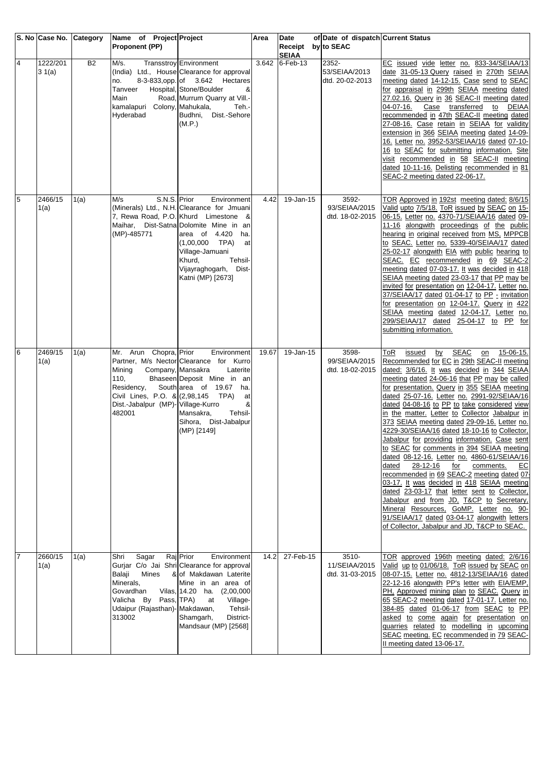| S. No | Case No. | Category | Name of Project Proponent (PP) | Project | Area | Date of Receipt by SEIAA | Date of dispatch to SEAC | Current Status |
|---|---|---|---|---|---|---|---|---|
| 4 | 1222/2013 1(a) | B2 | M/s. Transstroy (India) Ltd., House no. 8-3-833,opp. Tanveer Hospital, Main Road, kamalapuri Colony, Hyderabad | Environment Clearance for approval of 3.642 Hectares Stone/Boulder & Murrum Quarry at Vill.-Mahukala, Teh.-Budhni, Dist.-Sehore (M.P.) | 3.642 | 6-Feb-13 | 2352-53/SEIAA/2013 dtd. 20-02-2013 | EC issued vide letter no. 833-34/SEIAA/13 date 31-05-13 Query raised in 270th SEIAA meeting dated 14-12-15. Case send to SEAC for appraisal in 299th SEIAA meeting dated 27.02.16. Query in 36 SEAC-II meeting dated 04-07-16. Case transferred to DEIAA recommended in 47th SEAC-II meeting dated 27-08-16. Case retain in SEIAA for validity extension in 366 SEIAA meeting dated 14-09-16. Letter no. 3952-53/SEIAA/16 dated 07-10-16 to SEAC for submitting information. Site visit recommended in 58 SEAC-II meeting dated 10-11-16. Delisting recommended in 81 SEAC-2 meeting dated 22-06-17. |
| 5 | 2466/15 1(a) | 1(a) | M/s S.N.S. (Minerals) Ltd., N.H. 7, Rewa Road, P.O. Maihar, Dist-Satna (MP)-485771 | Prior Environment Clearance for Jmuani Khurd Limestone & Dolomite Mine in an area of 4.420 ha. (1,00,000 TPA) at Village-Jamuani Khurd, Tehsil-Vijayraghogarh, Dist-Katni (MP) [2673] | 4.42 | 19-Jan-15 | 3592-93/SEIAA/2015 dtd. 18-02-2015 | TOR Approved in 192st meeting dated: 8/6/15 Valid upto 7/5/18. ToR issued by SEAC on 15-06-15. Letter no. 4370-71/SEIAA/16 dated 09-11-16 alongwith proceedings of the public hearing in original received from MS, MPPCB to SEAC. Letter no. 5339-40/SEIAA/17 dated 25-02-17 alongwith EIA with public hearing to SEAC. EC recommended in 69 SEAC-2 meeting dated 07-03-17. It was decided in 418 SEIAA meeting dated 23-03-17 that PP may be invited for presentation on 12-04-17. Letter no. 37/SEIAA/17 dated 01-04-17 to PP - invitation for presentation on 12-04-17. Query in 422 SEIAA meeting dated 12-04-17. Letter no. 299/SEIAA/17 dated 25-04-17 to PP for submitting information. |
| 6 | 2469/15 1(a) | 1(a) | Mr. Arun Chopra, Partner, M/s Nector Mining Company, 110, Bhaseen Residency, South Civil Lines, P.O. & Dist.-Jabalpur (MP)-482001 | Prior Environment Clearance for Kurro Mansakra Laterite Deposit Mine in an area of 19.67 ha. (2,98,145 TPA) at Village-Kurro & Mansakra, Tehsil-Sihora, Dist-Jabalpur (MP) [2149] | 19.67 | 19-Jan-15 | 3598-99/SEIAA/2015 dtd. 18-02-2015 | ToR issued by SEAC on 15-06-15. Recommended for EC in 29th SEAC-II meeting dated: 3/6/16. It was decided in 344 SEIAA meeting dated 24-06-16 that PP may be called for presentation. Query in 355 SEIAA meeting dated 25-07-16. Letter no. 2991-92/SEIAA/16 dated 04-08-16 to PP to take considered view in the matter. Letter to Collector Jabalpur in 373 SEIAA meeting dated 29-09-16. Letter no. 4229-30/SEIAA/16 dated 18-10-16 to Collector, Jabalpur for providing information. Case sent to SEAC for comments in 394 SEIAA meeting dated 08-12-16. Letter no. 4860-61/SEIAA/16 dated 28-12-16 for comments. EC recommended in 69 SEAC-2 meeting dated 07-03-17. It was decided in 418 SEIAA meeting dated 23-03-17 that letter sent to Collector, Jabalpur and from JD, T&CP to Secretary, Mineral Resources, GoMP. Letter no. 90-91/SEIAA/17 dated 03-04-17 alongwith letters of Collector, Jabalpur and JD, T&CP to SEAC. |
| 7 | 2660/15 1(a) | 1(a) | Shri Sagar Raj Gurjar C/o Jai Shri Balaji Mines & Minerals, Govardhan Vilas, Valicha By Pass, Udaipur (Rajasthan)-313002 | Prior Environment Clearance for approval of Makdawan Laterite Mine in an area of 14.20 ha. (2,00,000 TPA) at Village-Makdawan, Tehsil-Shamgarh, District-Mandsaur (MP) [2568] | 14.2 | 27-Feb-15 | 3510-11/SEIAA/2015 dtd. 31-03-2015 | TOR approved 196th meeting dated: 2/6/16 Valid up to 01/06/18. ToR issued by SEAC on 08-07-15. Letter no. 4812-13/SEIAA/16 dated 22-12-16 alongwith PP's letter with EIA/EMP, PH, Approved mining plan to SEAC. Query in 65 SEAC-2 meeting dated 17-01-17. Letter no. 384-85 dated 01-06-17 from SEAC to PP asked to come again for presentation on quarries related to modelling in upcoming SEAC meeting. EC recommended in 79 SEAC-II meeting dated 13-06-17. |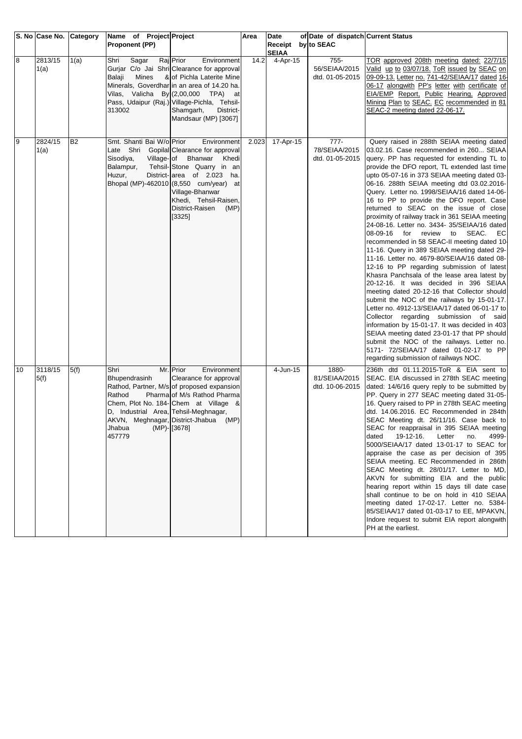| S. No | Case No. | Category | Name of Project Proponent (PP) | Project | Area | Date of Receipt by SEIAA | Date of dispatch to SEAC | Current Status |
|---|---|---|---|---|---|---|---|---|
| 8 | 2813/15 1(a) | 1(a) | Shri Sagar Raj Gurjar C/o Jai Shri Balaji Mines & Minerals, Goverdhar Vilas, Valicha By Pass, Udaipur (Raj.) 313002 | Prior Environment Clearance for approval of Pichla Laterite Mine in an area of 14.20 ha. (2,00,000 TPA) at Village-Pichla, Tehsil-Shamgarh, District-Mandsaur (MP) [3067] | 14.2 | 4-Apr-15 | 755-56/SEIAA/2015 dtd. 01-05-2015 | TOR approved 208th meeting dated: 22/7/15 Valid up to 03/07/18. ToR issued by SEAC on 09-09-13. Letter no. 741-42/SEIAA/17 dated 16-06-17 alongwith PP's letter with certificate of EIA/EMP Report, Public Hearing, Approved Mining Plan to SEAC. EC recommended in 81 SEAC-2 meeting dated 22-06-17. |
| 9 | 2824/15 1(a) | B2 | Smt. Shanti Bai W/o Late Shri Gopilal Sisodiya, Village-Balampur, Tehsil-Huzur, District-Bhopal (MP)-462010 | Prior Environment Clearance for approval of Bhanwar Khedi Stone Quarry in an area of 2.023 ha. (8,550 cum/year) at Village-Bhanwar Khedi, Tehsil-Raisen, District-Raisen (MP) [3325] | 2.023 | 17-Apr-15 | 777-78/SEIAA/2015 dtd. 01-05-2015 | Query raised in 288th SEIAA meeting dated 03.02.16. Case recommended in 260... SEIAA query. PP has requested for extending TL to provide the DFO report, TL extended last time upto 05-07-16 in 373 SEIAA meeting dated 03-06-16. 288th SEIAA meeting dtd 03.02.2016-Query. Letter no. 1998/SEIAA/16 dated 14-06-16 to PP to provide the DFO report. Case returned to SEAC on the issue of close proximity of railway track in 361 SEIAA meeting 24-08-16. Letter no. 3434- 35/SEIAA/16 dated 08-09-16 for review to SEAC. EC recommended in 58 SEAC-II meeting dated 10-11-16. Query in 389 SEIAA meeting dated 29-11-16. Letter no. 4679-80/SEIAA/16 dated 08-12-16 to PP regarding submission of latest Khasra Panchsala of the lease area latest by 20-12-16. It was decided in 396 SEIAA meeting dated 20-12-16 that Collector should submit the NOC of the railways by 15-01-17. Letter no. 4912-13/SEIAA/17 dated 06-01-17 to Collector regarding submission of said information by 15-01-17. It was decided in 403 SEIAA meeting dated 23-01-17 that PP should submit the NOC of the railways. Letter no. 5171- 72/SEIAA/17 dated 01-02-17 to PP regarding submission of railways NOC. |
| 10 | 3118/15 5(f) | 5(f) | Shri Mr. Bhupendrasinh Rathod, Partner, M/s Rathod Pharma Chem, Plot No. 184-D, Industrial Area, AKVN, Meghnagar, Jhabua (MP)-457779 | Prior Environment Clearance for approval of proposed expansion of M/s Rathod Pharma Chem at Village & Tehsil-Meghnagar, District-Jhabua (MP) [3678] | | 4-Jun-15 | 1880-81/SEIAA/2015 dtd. 10-06-2015 | 236th dtd 01.11.2015-ToR & EIA sent to SEAC. EIA discussed in 278th SEAC meeting dated: 14/6/16 query reply to be submitted by PP. Query in 277 SEAC meeting dated 31-05-16. Query raised to PP in 278th SEAC meeting dtd. 14.06.2016. EC Recommended in 284th SEAC Meeting dt. 26/11/16. Case back to SEAC for reappraisal in 395 SEIAA meeting dated 19-12-16. Letter no. 4999-5000/SEIAA/17 dated 13-01-17 to SEAC for appraise the case as per decision of 395 SEIAA meeting. EC Recommended in 286th SEAC Meeting dt. 28/01/17. Letter to MD, AKVN for submitting EIA and the public hearing report within 15 days till date case shall continue to be on hold in 410 SEIAA meeting dated 17-02-17. Letter no. 5384-85/SEIAA/17 dated 01-03-17 to EE, MPAKVN, Indore request to submit EIA report alongwith PH at the earliest. |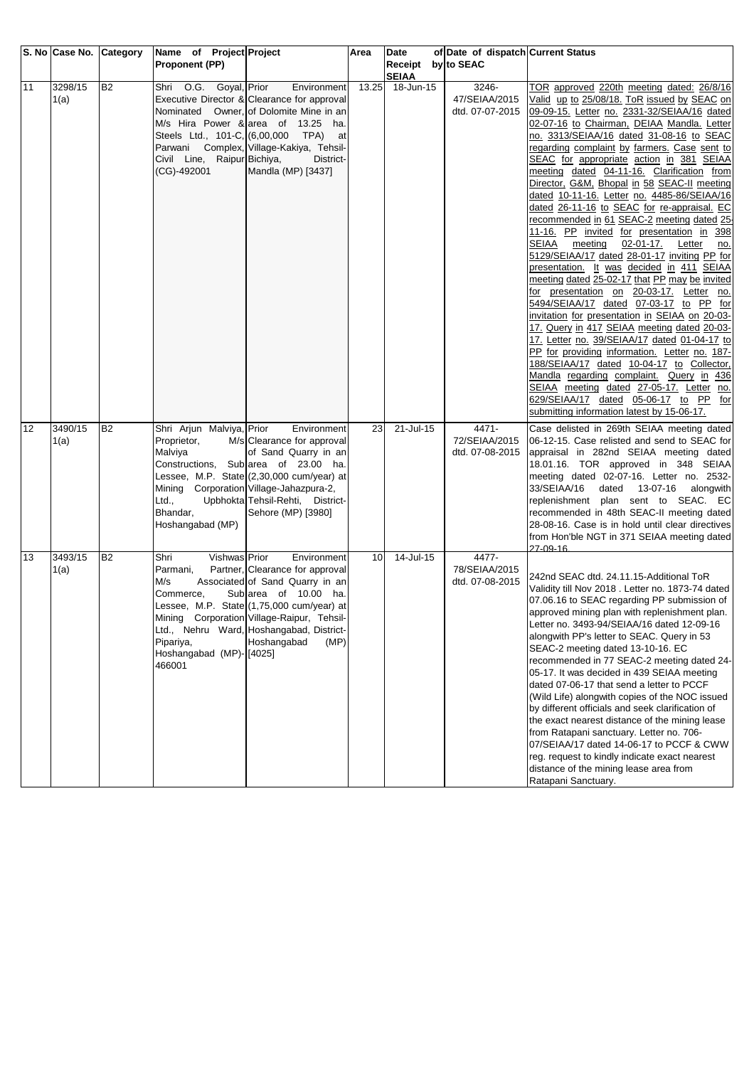| S. No | Case No. | Category | Name of Project Proponent (PP) | Project | Area | Date of Receipt by SEIAA | Date of dispatch to SEAC | Current Status |
|---|---|---|---|---|---|---|---|---|
| 11 | 3298/15 1(a) | B2 | Shri O.G. Goyal, Executive Director & Nominated Owner, M/s Hira Power & Steels Ltd., 101-C, Parwani Complex, Civil Line, Raipur (CG)-492001 | Prior Environment Clearance for approval of Dolomite Mine in an area of 13.25 ha. (6,00,000 TPA) at Village-Kakiya, Tehsil-Bichiya, District-Mandla (MP) [3437] | 13.25 | 18-Jun-15 | 3246-47/SEIAA/2015 dtd. 07-07-2015 | TOR approved 220th meeting dated: 26/8/16 Valid up to 25/08/18. ToR issued by SEAC on 09-09-15. Letter no. 2331-32/SEIAA/16 dated 02-07-16 to Chairman, DEIAA Mandla. Letter no. 3313/SEIAA/16 dated 31-08-16 to SEAC regarding complaint by farmers. Case sent to SEAC for appropriate action in 381 SEIAA meeting dated 04-11-16. Clarification from Director, G&M, Bhopal in 58 SEAC-II meeting dated 10-11-16. Letter no. 4485-86/SEIAA/16 dated 26-11-16 to SEAC for re-appraisal. EC recommended in 61 SEAC-2 meeting dated 25-11-16. PP invited for presentation in 398 SEIAA meeting 02-01-17. Letter no. 5129/SEIAA/17 dated 28-01-17 inviting PP for presentation. It was decided in 411 SEIAA meeting dated 25-02-17 that PP may be invited for presentation on 20-03-17. Letter no. 5494/SEIAA/17 dated 07-03-17 to PP for invitation for presentation in SEIAA on 20-03-17. Query in 417 SEIAA meeting dated 20-03-17. Letter no. 39/SEIAA/17 dated 01-04-17 to PP for providing information. Letter no. 187-188/SEIAA/17 dated 10-04-17 to Collector, Mandla regarding complaint. Query in 436 SEIAA meeting dated 27-05-17. Letter no. 629/SEIAA/17 dated 05-06-17 to PP for submitting information latest by 15-06-17. |
| 12 | 3490/15 1(a) | B2 | Shri Arjun Malviya, Proprietor, M/s Malviya Constructions, Sub Lessee, M.P. State Mining Corporation Ltd., Upbhokta Bhandar, Hoshangabad (MP) | Prior Environment Clearance for approval of Sand Quarry in an area of 23.00 ha. (2,30,000 cum/year) at Village-Jahazpura-2, Tehsil-Rehti, District-Sehore (MP) [3980] | 23 | 21-Jul-15 | 4471-72/SEIAA/2015 dtd. 07-08-2015 | Case delisted in 269th SEIAA meeting dated 06-12-15. Case relisted and send to SEAC for appraisal in 282nd SEIAA meeting dated 18.01.16. TOR approved in 348 SEIAA meeting dated 02-07-16. Letter no. 2532-33/SEIAA/16 dated 13-07-16 alongwith replenishment plan sent to SEAC. EC recommended in 48th SEAC-II meeting dated 28-08-16. Case is in hold until clear directives from Hon'ble NGT in 371 SEIAA meeting dated 27-09-16. |
| 13 | 3493/15 1(a) | B2 | Shri Vishwas Parmani, Partner, M/s Associated Commerce, Sub Lessee, M.P. State Mining Corporation Ltd., Nehru Ward, Pipariya, Hoshangabad (MP)-466001 | Prior Environment Clearance for approval of Sand Quarry in an area of 10.00 ha. (1,75,000 cum/year) at Village-Raipur, Tehsil-Hoshangabad, District-Hoshangabad (MP) [4025] | 10 | 14-Jul-15 | 4477-78/SEIAA/2015 dtd. 07-08-2015 | 242nd SEAC dtd. 24.11.15-Additional ToR Validity till Nov 2018 . Letter no. 1873-74 dated 07.06.16 to SEAC regarding PP submission of approved mining plan with replenishment plan. Letter no. 3493-94/SEIAA/16 dated 12-09-16 alongwith PP's letter to SEAC. Query in 53 SEAC-2 meeting dated 13-10-16. EC recommended in 77 SEAC-2 meeting dated 24-05-17. It was decided in 439 SEIAA meeting dated 07-06-17 that send a letter to PCCF (Wild Life) alongwith copies of the NOC issued by different officials and seek clarification of the exact nearest distance of the mining lease from Ratapani sanctuary. Letter no. 706-07/SEIAA/17 dated 14-06-17 to PCCF & CWW reg. request to kindly indicate exact nearest distance of the mining lease area from Ratapani Sanctuary. |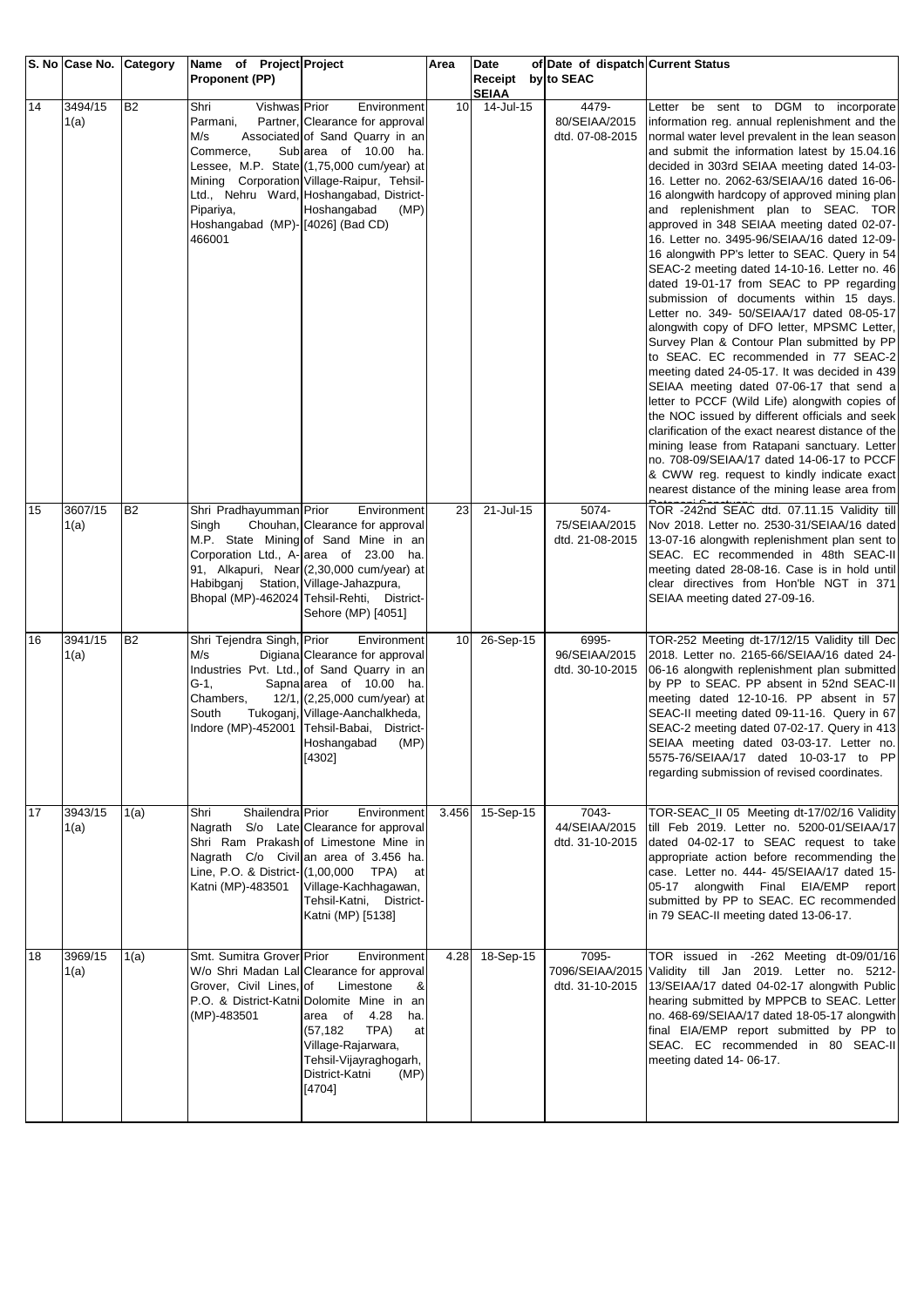| S. No | Case No. | Category | Name of Project Proponent (PP) | Project | Area | Date of Receipt by SEIAA | Date of dispatch to SEAC | Current Status |
|---|---|---|---|---|---|---|---|---|
| 14 | 3494/15 1(a) | B2 | Shri Vishwas Parmani, Partner, M/s Associated Commerce, Sub Lessee, M.P. State Mining Corporation Ltd., Nehru Ward, Pipariya, Hoshangabad (MP)-466001 | Prior Environment Clearance for approval of Sand Quarry in an area of 10.00 ha. (1,75,000 cum/year) at Village-Raipur, Tehsil-Hoshangabad, District-Hoshangabad (MP) [4026] (Bad CD) | 10 | 14-Jul-15 | 4479-80/SEIAA/2015 dtd. 07-08-2015 | Letter be sent to DGM to incorporate information reg. annual replenishment and the normal water level prevalent in the lean season and submit the information latest by 15.04.16 decided in 303rd SEIAA meeting dated 14-03-16. Letter no. 2062-63/SEIAA/16 dated 16-06-16 alongwith hardcopy of approved mining plan and replenishment plan to SEAC. TOR approved in 348 SEIAA meeting dated 02-07-16. Letter no. 3495-96/SEIAA/16 dated 12-09-16 alongwith PP's letter to SEAC. Query in 54 SEAC-2 meeting dated 14-10-16. Letter no. 46 dated 19-01-17 from SEAC to PP regarding submission of documents within 15 days. Letter no. 349- 50/SEIAA/17 dated 08-05-17 alongwith copy of DFO letter, MPSMC Letter, Survey Plan & Contour Plan submitted by PP to SEAC. EC recommended in 77 SEAC-2 meeting dated 24-05-17. It was decided in 439 SEIAA meeting dated 07-06-17 that send a letter to PCCF (Wild Life) alongwith copies of the NOC issued by different officials and seek clarification of the exact nearest distance of the mining lease from Ratapani sanctuary. Letter no. 708-09/SEIAA/17 dated 14-06-17 to PCCF & CWW reg. request to kindly indicate exact nearest distance of the mining lease area from Ratapani Sanctuary. |
| 15 | 3607/15 1(a) | B2 | Shri Pradhayumman Singh Chouhan, M.P. State Mining Corporation Ltd., A-91, Alkapuri, Near Habibganj Station, Bhopal (MP)-462024 | Prior Environment Clearance for approval of Sand Mine in an area of 23.00 ha. (2,30,000 cum/year) at Village-Jahazpura, Tehsil-Rehti, District-Sehore (MP) [4051] | 23 | 21-Jul-15 | 5074-75/SEIAA/2015 dtd. 21-08-2015 | TOR -242nd SEAC dtd. 07.11.15 Validity till Nov 2018. Letter no. 2530-31/SEIAA/16 dated 13-07-16 alongwith replenishment plan sent to SEAC. EC recommended in 48th SEAC-II meeting dated 28-08-16. Case is in hold until clear directives from Hon'ble NGT in 371 SEIAA meeting dated 27-09-16. |
| 16 | 3941/15 1(a) | B2 | Shri Tejendra Singh, M/s Digiana Industries Pvt. Ltd., G-1, Sapna Chambers, 12/1, South Tukoganj, Indore (MP)-452001 | Prior Environment Clearance for approval of Sand Quarry in an area of 10.00 ha. (2,25,000 cum/year) at Village-Aanchalkheda, Tehsil-Babai, District-Hoshangabad (MP) [4302] | 10 | 26-Sep-15 | 6995-96/SEIAA/2015 dtd. 30-10-2015 | TOR-252 Meeting dt-17/12/15 Validity till Dec 2018. Letter no. 2165-66/SEIAA/16 dated 24-06-16 alongwith replenishment plan submitted by PP to SEAC. PP absent in 52nd SEAC-II meeting dated 12-10-16. PP absent in 57 SEAC-II meeting dated 09-11-16. Query in 67 SEAC-2 meeting dated 07-02-17. Query in 413 SEIAA meeting dated 03-03-17. Letter no. 5575-76/SEIAA/17 dated 10-03-17 to PP regarding submission of revised coordinates. |
| 17 | 3943/15 1(a) | 1(a) | Shri Shailendra Nagrath S/o Late Shri Ram Prakash Nagrath C/o Civil Line, P.O. & District-Katni (MP)-483501 | Prior Environment Clearance for approval of Limestone Mine in an area of 3.456 ha. (1,00,000 TPA) at Village-Kachhagawan, Tehsil-Katni, District-Katni (MP) [5138] | 3.456 | 15-Sep-15 | 7043-44/SEIAA/2015 dtd. 31-10-2015 | TOR-SEAC_II 05 Meeting dt-17/02/16 Validity till Feb 2019. Letter no. 5200-01/SEIAA/17 dated 04-02-17 to SEAC request to take appropriate action before recommending the case. Letter no. 444- 45/SEIAA/17 dated 15-05-17 alongwith Final EIA/EMP report submitted by PP to SEAC. EC recommended in 79 SEAC-II meeting dated 13-06-17. |
| 18 | 3969/15 1(a) | 1(a) | Smt. Sumitra Grover W/o Shri Madan Lal Grover, Civil Lines, P.O. & District-Katni (MP)-483501 | Prior Environment Clearance for approval of Limestone & Dolomite Mine in an area of 4.28 ha. (57,182 TPA) at Village-Rajarwara, Tehsil-Vijayraghogarh, District-Katni (MP) [4704] | 4.28 | 18-Sep-15 | 7095-7096/SEIAA/2015 dtd. 31-10-2015 | TOR issued in -262 Meeting dt-09/01/16 Validity till Jan 2019. Letter no. 5212-13/SEIAA/17 dated 04-02-17 alongwith Public hearing submitted by MPPCB to SEAC. Letter no. 468-69/SEIAA/17 dated 18-05-17 alongwith final EIA/EMP report submitted by PP to SEAC. EC recommended in 80 SEAC-II meeting dated 14- 06-17. |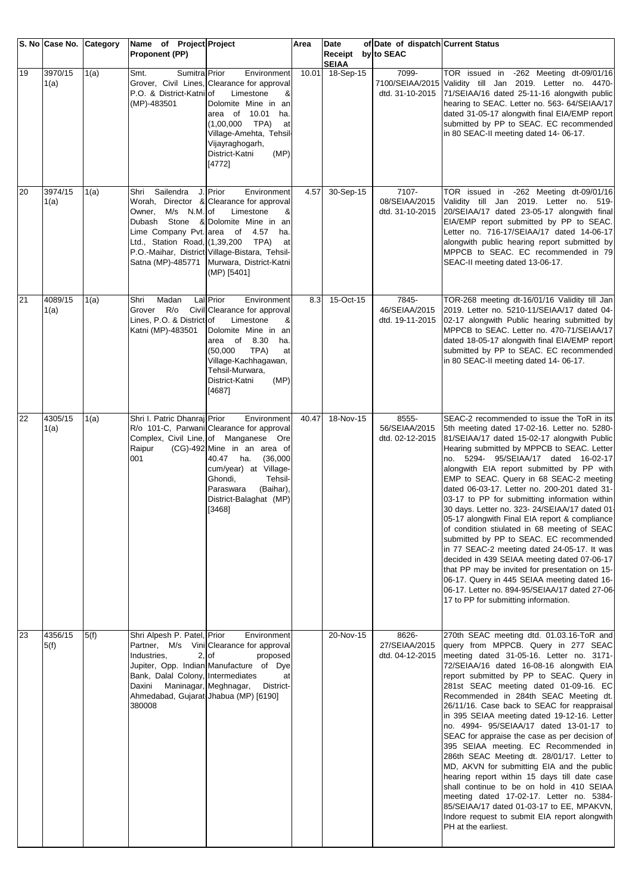| S. No | Case No. | Category | Name of Project Proponent (PP) | Project | Area | Date of Receipt by SEIAA | Date of dispatch to SEAC | Current Status |
|---|---|---|---|---|---|---|---|---|
| 19 | 3970/15 1(a) | 1(a) | Smt. Sumitra Grover, Civil Lines, P.O. & District-Katni (MP)-483501 | Prior Environment Clearance for approval of Limestone & Dolomite Mine in an area of 10.01 ha. (1,00,000 TPA) at Village-Amehta, Tehsil-Vijayraghogarh, District-Katni (MP) [4772] | 10.01 | 18-Sep-15 | 7099-7100/SEIAA/2015 dtd. 31-10-2015 | TOR issued in -262 Meeting dt-09/01/16 Validity till Jan 2019. Letter no. 4470-71/SEIAA/16 dated 25-11-16 alongwith public hearing to SEAC. Letter no. 563- 64/SEIAA/17 dated 31-05-17 alongwith final EIA/EMP report submitted by PP to SEAC. EC recommended in 80 SEAC-II meeting dated 14- 06-17. |
| 20 | 3974/15 1(a) | 1(a) | Shri Sailendra J. Worah, Director & Owner, M/s N.M. Dubash Stone & Lime Company Pvt. Ltd., Station Road, P.O.-Maihar, District-Satna (MP)-485771 | Prior Environment Clearance for approval of Limestone & Dolomite Mine in an area of 4.57 ha. (1,39,200 TPA) at Village-Bistara, Tehsil-Murwara, District-Katni (MP) [5401] | 4.57 | 30-Sep-15 | 7107-08/SEIAA/2015 dtd. 31-10-2015 | TOR issued in -262 Meeting dt-09/01/16 Validity till Jan 2019. Letter no. 519-20/SEIAA/17 dated 23-05-17 alongwith final EIA/EMP report submitted by PP to SEAC. Letter no. 716-17/SEIAA/17 dated 14-06-17 alongwith public hearing report submitted by MPPCB to SEAC. EC recommended in 79 SEAC-II meeting dated 13-06-17. |
| 21 | 4089/15 1(a) | 1(a) | Shri Madan Lal Grover R/o Civil Lines, P.O. & District-Katni (MP)-483501 | Prior Environment Clearance for approval of Limestone & Dolomite Mine in an area of 8.30 ha. (50,000 TPA) at Village-Kachhagawan, Tehsil-Murwara, District-Katni (MP) [4687] | 8.3 | 15-Oct-15 | 7845-46/SEIAA/2015 dtd. 19-11-2015 | TOR-268 meeting dt-16/01/16 Validity till Jan 2019. Letter no. 5210-11/SEIAA/17 dated 04-02-17 alongwith Public hearing submitted by MPPCB to SEAC. Letter no. 470-71/SEIAA/17 dated 18-05-17 alongwith final EIA/EMP report submitted by PP to SEAC. EC recommended in 80 SEAC-II meeting dated 14- 06-17. |
| 22 | 4305/15 1(a) | 1(a) | Shri I. Patric Dhanraj R/o 101-C, Parwani Complex, Civil Line, Raipur (CG)-492 001 | Prior Environment Clearance for approval of Manganese Ore Mine in an area of 40.47 ha. (36,000 cum/year) at Village-Ghondi, Tehsil-Paraswara (Baihar), District-Balaghat (MP) [3468] | 40.47 | 18-Nov-15 | 8555-56/SEIAA/2015 dtd. 02-12-2015 | SEAC-2 recommended to issue the ToR in its 5th meeting dated 17-02-16. Letter no. 5280-81/SEIAA/17 dated 15-02-17 alongwith Public Hearing submitted by MPPCB to SEAC. Letter no. 5294- 95/SEIAA/17 dated 16-02-17 alongwith EIA report submitted by PP with EMP to SEAC. Query in 68 SEAC-2 meeting dated 06-03-17. Letter no. 200-201 dated 31-03-17 to PP for submitting information within 30 days. Letter no. 323- 24/SEIAA/17 dated 01-05-17 alongwith Final EIA report & compliance of condition stiulated in 68 meeting of SEAC submitted by PP to SEAC. EC recommended in 77 SEAC-2 meeting dated 24-05-17. It was decided in 439 SEIAA meeting dated 07-06-17 that PP may be invited for presentation on 15-06-17. Query in 445 SEIAA meeting dated 16-06-17. Letter no. 894-95/SEIAA/17 dated 27-06-17 to PP for submitting information. |
| 23 | 4356/15 5(f) | 5(f) | Shri Alpesh P. Patel, Partner, M/s Vini Industries, 2, Jupiter, Opp. Indian Bank, Dalal Colony, Daxini Maninagar, Ahmedabad, Gujarat-380008 | Prior Environment Clearance for approval of proposed Manufacture of Dye Intermediates at Meghnagar, District-Jhabua (MP) [6190] | | 20-Nov-15 | 8626-27/SEIAA/2015 dtd. 04-12-2015 | 270th SEAC meeting dtd. 01.03.16-ToR and query from MPPCB. Query in 277 SEAC meeting dated 31-05-16. Letter no. 3171-72/SEIAA/16 dated 16-08-16 alongwith EIA report submitted by PP to SEAC. Query in 281st SEAC meeting dated 01-09-16. EC Recommended in 284th SEAC Meeting dt. 26/11/16. Case back to SEAC for reappraisal in 395 SEIAA meeting dated 19-12-16. Letter no. 4994- 95/SEIAA/17 dated 13-01-17 to SEAC for appraise the case as per decision of 395 SEIAA meeting. EC Recommended in 286th SEAC Meeting dt. 28/01/17. Letter to MD, AKVN for submitting EIA and the public hearing report within 15 days till date case shall continue to be on hold in 410 SEIAA meeting dated 17-02-17. Letter no. 5384-85/SEIAA/17 dated 01-03-17 to EE, MPAKVN, Indore request to submit EIA report alongwith PH at the earliest. |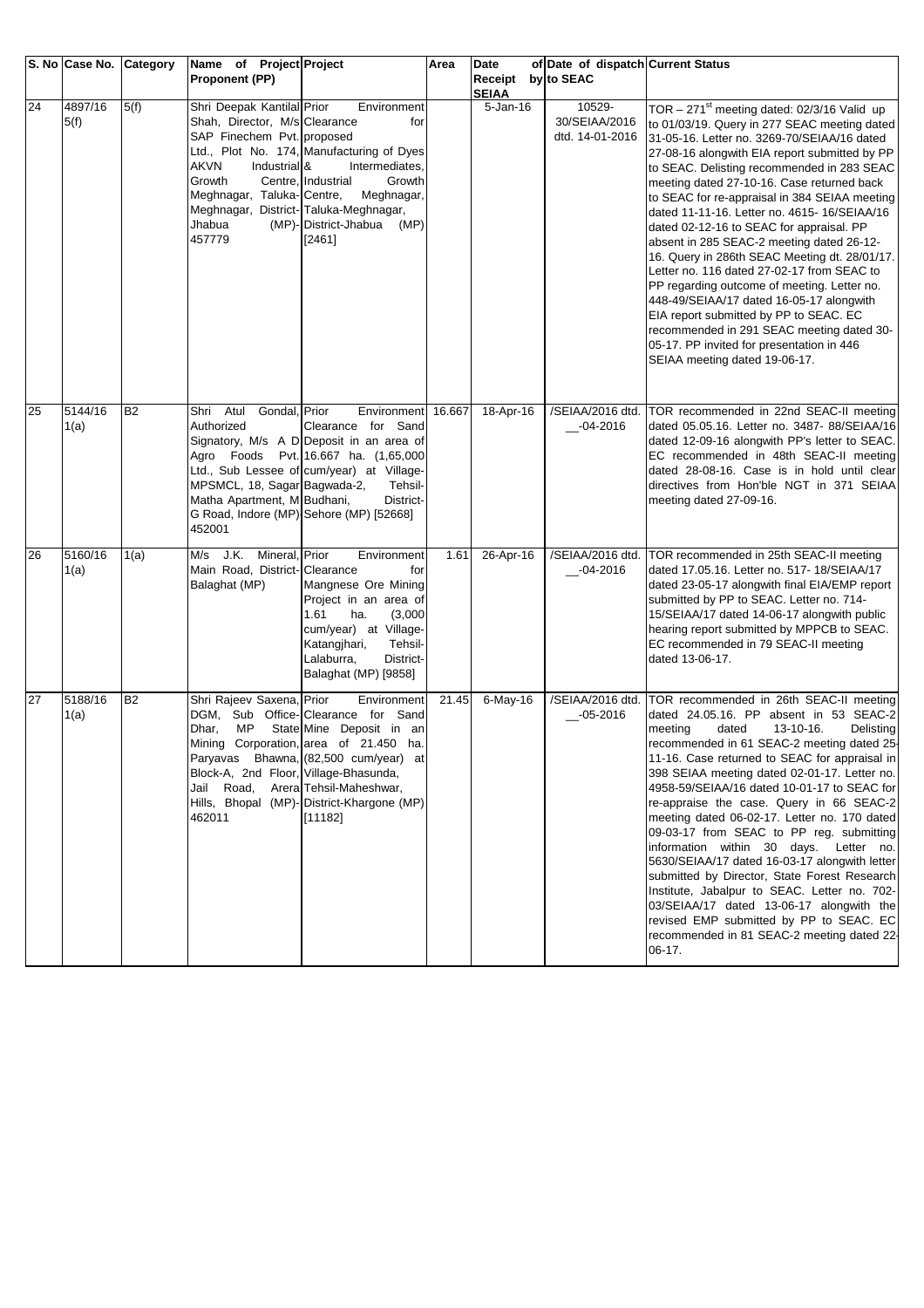| S. No | Case No. | Category | Name of Project Proponent (PP) | Project | Area | Date of Receipt by SEIAA | Date of dispatch to SEAC | Current Status |
|---|---|---|---|---|---|---|---|---|
| 24 | 4897/16 5(f) | 5(f) | Shri Deepak Kantilal Shah, Director, M/s SAP Finechem Pvt. Ltd., Plot No. 174, AKVN Industrial Growth Centre, Meghnagar, Taluka-Meghnagar, District-Jhabua (MP)-457779 | Prior Environment Clearance for proposed Manufacturing of Dyes & Intermediates, Industrial Growth Centre, Meghnagar, Taluka-Meghnagar, District-Jhabua (MP) [2461] | | 5-Jan-16 | 10529-30/SEIAA/2016 dtd. 14-01-2016 | TOR – 271st meeting dated: 02/3/16 Valid up to 01/03/19. Query in 277 SEAC meeting dated 31-05-16. Letter no. 3269-70/SEIAA/16 dated 27-08-16 alongwith EIA report submitted by PP to SEAC. Delisting recommended in 283 SEAC meeting dated 27-10-16. Case returned back to SEAC for re-appraisal in 384 SEIAA meeting dated 11-11-16. Letter no. 4615- 16/SEIAA/16 dated 02-12-16 to SEAC for appraisal. PP absent in 285 SEAC-2 meeting dated 26-12-16. Query in 286th SEAC Meeting dt. 28/01/17. Letter no. 116 dated 27-02-17 from SEAC to PP regarding outcome of meeting. Letter no. 448-49/SEIAA/17 dated 16-05-17 alongwith EIA report submitted by PP to SEAC. EC recommended in 291 SEAC meeting dated 30-05-17. PP invited for presentation in 446 SEIAA meeting dated 19-06-17. |
| 25 | 5144/16 1(a) | B2 | Shri Atul Gondal, Authorized Signatory, M/s A D Agro Foods Pvt. Ltd., Sub Lessee of MPSMCL, 18, Sagar Matha Apartment, M G Road, Indore (MP)-452001 | Prior Environment Clearance for Sand Deposit in an area of 16.667 ha. (1,65,000 cum/year) at Village-Bagwada-2, Tehsil-Budhani, District-Sehore (MP) [52668] | 16.667 | 18-Apr-16 | /SEIAA/2016 dtd. __-04-2016 | TOR recommended in 22nd SEAC-II meeting dated 05.05.16. Letter no. 3487- 88/SEIAA/16 dated 12-09-16 alongwith PP's letter to SEAC. EC recommended in 48th SEAC-II meeting dated 28-08-16. Case is in hold until clear directives from Hon'ble NGT in 371 SEIAA meeting dated 27-09-16. |
| 26 | 5160/16 1(a) | 1(a) | M/s J.K. Mineral, Main Road, District-Balaghat (MP) | Prior Environment Clearance for Mangnese Ore Mining Project in an area of 1.61 ha. (3,000 cum/year) at Village-Katangjhari, Tehsil-Lalaburra, District-Balaghat (MP) [9858] | 1.61 | 26-Apr-16 | /SEIAA/2016 dtd. __-04-2016 | TOR recommended in 25th SEAC-II meeting dated 17.05.16. Letter no. 517- 18/SEIAA/17 dated 23-05-17 alongwith final EIA/EMP report submitted by PP to SEAC. Letter no. 714-15/SEIAA/17 dated 14-06-17 alongwith public hearing report submitted by MPPCB to SEAC. EC recommended in 79 SEAC-II meeting dated 13-06-17. |
| 27 | 5188/16 1(a) | B2 | Shri Rajeev Saxena, DGM, Sub Office-Dhar, MP State Mining Corporation, Paryavas Bhawna, Block-A, 2nd Floor, Jail Road, Arera Hills, Bhopal (MP)-462011 | Prior Environment Clearance for Sand Mine Deposit in an area of 21.450 ha. (82,500 cum/year) at Village-Bhasunda, Tehsil-Maheshwar, District-Khargone (MP) [11182] | 21.45 | 6-May-16 | /SEIAA/2016 dtd. __-05-2016 | TOR recommended in 26th SEAC-II meeting dated 24.05.16. PP absent in 53 SEAC-2 meeting dated 13-10-16. Delisting recommended in 61 SEAC-2 meeting dated 25-11-16. Case returned to SEAC for appraisal in 398 SEIAA meeting dated 02-01-17. Letter no. 4958-59/SEIAA/16 dated 10-01-17 to SEAC for re-appraise the case. Query in 66 SEAC-2 meeting dated 06-02-17. Letter no. 170 dated 09-03-17 from SEAC to PP reg. submitting information within 30 days. Letter no. 5630/SEIAA/17 dated 16-03-17 alongwith letter submitted by Director, State Forest Research Institute, Jabalpur to SEAC. Letter no. 702-03/SEIAA/17 dated 13-06-17 alongwith the revised EMP submitted by PP to SEAC. EC recommended in 81 SEAC-2 meeting dated 22-06-17. |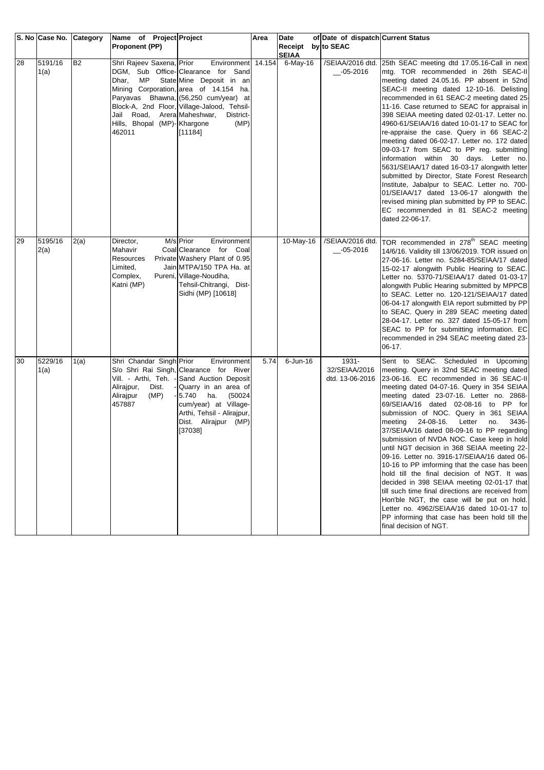| S. No | Case No. | Category | Name of Project Proponent (PP) | Project | Area | Date of Receipt by SEIAA | Date of dispatch to SEAC | Current Status |
|---|---|---|---|---|---|---|---|---|
| 28 | 5191/16 1(a) | B2 | Shri Rajeev Saxena, DGM, Sub Office-Dhar, MP State Mining Corporation, Paryavas Bhawna, Block-A, 2nd Floor, Jail Road, Arera Hills, Bhopal (MP)-462011 | Prior Environment Clearance for Sand Mine Deposit in an area of 14.154 ha. (56,250 cum/year) at Village-Jalood, Tehsil-Maheshwar, District-Khargone (MP) [11184] | 14.154 | 6-May-16 | /SEIAA/2016 dtd. __-05-2016 | 25th SEAC meeting dtd 17.05.16-Call in next mtg. TOR recommended in 26th SEAC-II meeting dated 24.05.16. PP absent in 52nd SEAC-II meeting dated 12-10-16. Delisting recommended in 61 SEAC-2 meeting dated 25-11-16. Case returned to SEAC for appraisal in 398 SEIAA meeting dated 02-01-17. Letter no. 4960-61/SEIAA/16 dated 10-01-17 to SEAC for re-appraise the case. Query in 66 SEAC-2 meeting dated 06-02-17. Letter no. 172 dated 09-03-17 from SEAC to PP reg. submitting information within 30 days. Letter no. 5631/SEIAA/17 dated 16-03-17 alongwith letter submitted by Director, State Forest Research Institute, Jabalpur to SEAC. Letter no. 700-01/SEIAA/17 dated 13-06-17 alongwith the revised mining plan submitted by PP to SEAC. EC recommended in 81 SEAC-2 meeting dated 22-06-17. |
| 29 | 5195/16 2(a) | 2(a) | Director, M/s Mahavir Coal Resources Private Limited, Jain Complex, Pureni, Katni (MP) | Prior Environment Clearance for Coal Washery Plant of 0.95 MTPA/150 TPA Ha. at Village-Noudiha, Tehsil-Chitrangi, Dist-Sidhi (MP) [10618] | | 10-May-16 | /SEIAA/2016 dtd. __-05-2016 | TOR recommended in 278th SEAC meeting 14/6/16. Validity till 13/06/2019. TOR issued on 27-06-16. Letter no. 5284-85/SEIAA/17 dated 15-02-17 alongwith Public Hearing to SEAC. Letter no. 5370-71/SEIAA/17 dated 01-03-17 alongwith Public Hearing submitted by MPPCB to SEAC. Letter no. 120-121/SEIAA/17 dated 06-04-17 alongwith EIA report submitted by PP to SEAC. Query in 289 SEAC meeting dated 28-04-17. Letter no. 327 dated 15-05-17 from SEAC to PP for submitting information. EC recommended in 294 SEAC meeting dated 23-06-17. |
| 30 | 5229/16 1(a) | 1(a) | Shri Chandar Singh S/o Shri Rai Singh, Vill. - Arthi, Teh. - Alirajpur, Dist. - Alirajpur (MP) - 457887 | Prior Environment Clearance for River Sand Auction Deposit Quarry in an area of 5.740 ha. (50024 cum/year) at Village-Arthi, Tehsil - Alirajpur, Dist. Alirajpur (MP) [37038] | 5.74 | 6-Jun-16 | 1931-32/SEIAA/2016 dtd. 13-06-2016 | Sent to SEAC. Scheduled in Upcoming meeting. Query in 32nd SEAC meeting dated 23-06-16. EC recommended in 36 SEAC-II meeting dated 04-07-16. Query in 354 SEIAA meeting dated 23-07-16. Letter no. 2868-69/SEIAA/16 dated 02-08-16 to PP for submission of NOC. Query in 361 SEIAA meeting 24-08-16. Letter no. 3436-37/SEIAA/16 dated 08-09-16 to PP regarding submission of NVDA NOC. Case keep in hold until NGT decision in 368 SEIAA meeting 22-09-16. Letter no. 3916-17/SEIAA/16 dated 06-10-16 to PP imforming that the case has been hold till the final decision of NGT. It was decided in 398 SEIAA meeting 02-01-17 that till such time final directions are received from Hon'ble NGT, the case will be put on hold. Letter no. 4962/SEIAA/16 dated 10-01-17 to PP informing that case has been hold till the final decision of NGT. |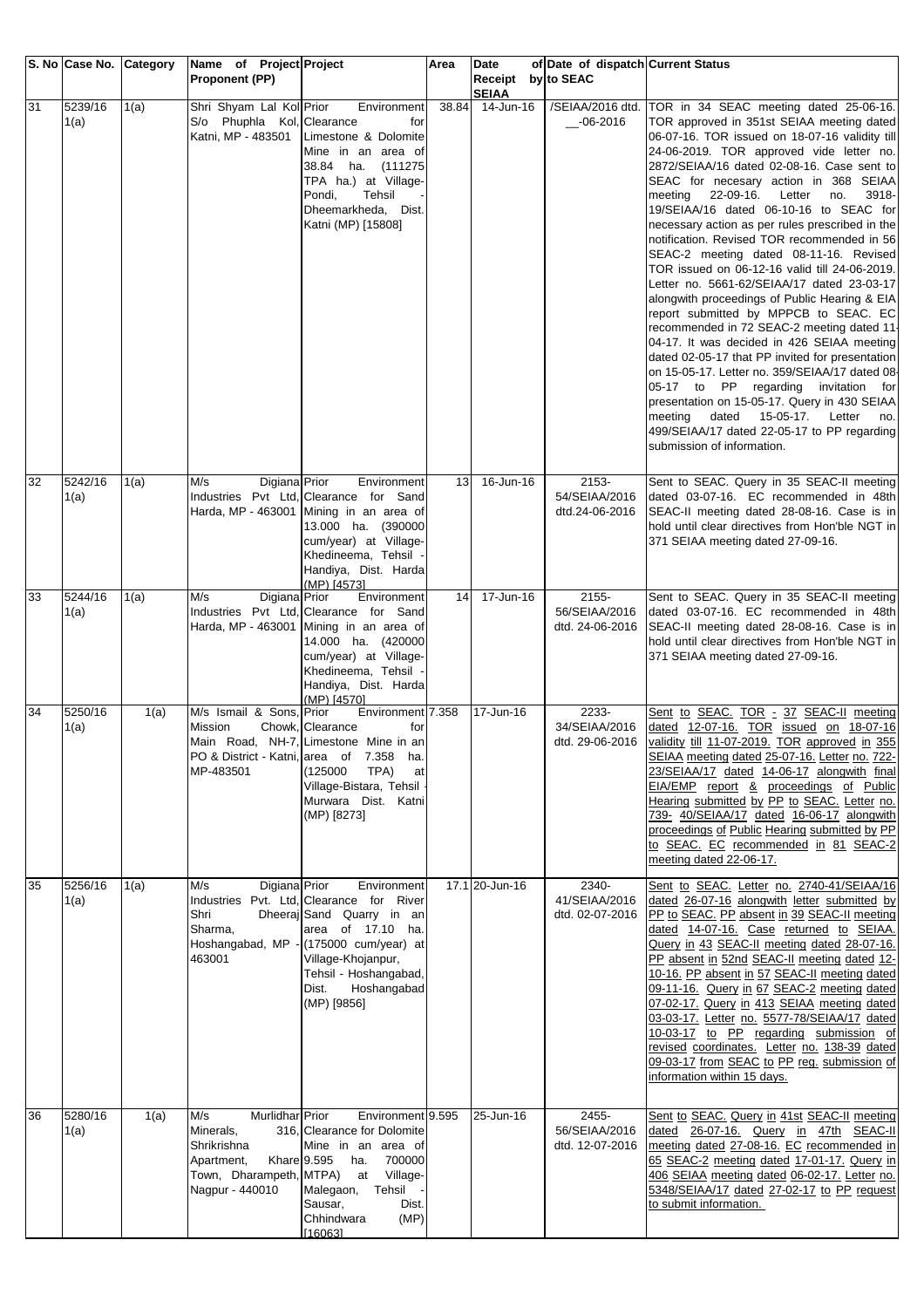| S. No | Case No. | Category | Name of Project Proponent (PP) | Project | Area | Date of Receipt by SEIAA | Date of dispatch to SEAC | Current Status |
|---|---|---|---|---|---|---|---|---|
| 31 | 5239/16 1(a) | 1(a) | Shri Shyam Lal Kol S/o Phuphla Kol, Katni, MP - 483501 | Prior Environment Clearance for Limestone & Dolomite Mine in an area of 38.84 ha. (111275 TPA ha.) at Village-Pondi, Tehsil - Dheemarkheda, Dist. Katni (MP) [15808] | 38.84 | 14-Jun-16 | /SEIAA/2016 dtd. __-06-2016 | TOR in 34 SEAC meeting dated 25-06-16. TOR approved in 351st SEIAA meeting dated 06-07-16. TOR issued on 18-07-16 validity till 24-06-2019. TOR approved vide letter no. 2872/SEIAA/16 dated 02-08-16. Case sent to SEAC for necesary action in 368 SEIAA meeting 22-09-16. Letter no. 3918-19/SEIAA/16 dated 06-10-16 to SEAC for necessary action as per rules prescribed in the notification. Revised TOR recommended in 56 SEAC-2 meeting dated 08-11-16. Revised TOR issued on 06-12-16 valid till 24-06-2019. Letter no. 5661-62/SEIAA/17 dated 23-03-17 alongwith proceedings of Public Hearing & EIA report submitted by MPPCB to SEAC. EC recommended in 72 SEAC-2 meeting dated 11-04-17. It was decided in 426 SEIAA meeting dated 02-05-17 that PP invited for presentation on 15-05-17. Letter no. 359/SEIAA/17 dated 08-05-17 to PP regarding invitation for presentation on 15-05-17. Query in 430 SEIAA meeting dated 15-05-17. Letter no. 499/SEIAA/17 dated 22-05-17 to PP regarding submission of information. |
| 32 | 5242/16 1(a) | 1(a) | M/s Digiana Industries Pvt Ltd, Harda, MP - 463001 | Prior Environment Clearance for Sand Mining in an area of 13.000 ha. (390000 cum/year) at Village-Khedineema, Tehsil - Handiya, Dist. Harda (MP) [4573] | 13 | 16-Jun-16 | 2153-54/SEIAA/2016 dtd.24-06-2016 | Sent to SEAC. Query in 35 SEAC-II meeting dated 03-07-16. EC recommended in 48th SEAC-II meeting dated 28-08-16. Case is in hold until clear directives from Hon'ble NGT in 371 SEIAA meeting dated 27-09-16. |
| 33 | 5244/16 1(a) | 1(a) | M/s Digiana Industries Pvt Ltd, Harda, MP - 463001 | Prior Environment Clearance for Sand Mining in an area of 14.000 ha. (420000 cum/year) at Village-Khedineema, Tehsil - Handiya, Dist. Harda (MP) [4570] | 14 | 17-Jun-16 | 2155-56/SEIAA/2016 dtd. 24-06-2016 | Sent to SEAC. Query in 35 SEAC-II meeting dated 03-07-16. EC recommended in 48th SEAC-II meeting dated 28-08-16. Case is in hold until clear directives from Hon'ble NGT in 371 SEIAA meeting dated 27-09-16. |
| 34 | 5250/16 1(a) | 1(a) | M/s Ismail & Sons, Mission Chowk, Main Road, NH-7, PO & District - Katni, MP-483501 | Prior Environment Clearance for Limestone Mine in an area of 7.358 ha. (125000 TPA) at Village-Bistara, Tehsil - Murwara Dist. Katni (MP) [8273] | 7.358 | 17-Jun-16 | 2233-34/SEIAA/2016 dtd. 29-06-2016 | Sent to SEAC. TOR - 37 SEAC-II meeting dated 12-07-16. TOR issued on 18-07-16 validity till 11-07-2019. TOR approved in 355 SEIAA meeting dated 25-07-16. Letter no. 722-23/SEIAA/17 dated 14-06-17 alongwith final EIA/EMP report & proceedings of Public Hearing submitted by PP to SEAC. Letter no. 739- 40/SEIAA/17 dated 16-06-17 alongwith proceedings of Public Hearing submitted by PP to SEAC. EC recommended in 81 SEAC-2 meeting dated 22-06-17. |
| 35 | 5256/16 1(a) | 1(a) | M/s Digiana Industries Pvt. Ltd, Shri Dheeraj Sharma, Hoshangabad, MP - 463001 | Prior Environment Clearance for River Sand Quarry in an area of 17.10 ha. (175000 cum/year) at Village-Khojanpur, Tehsil - Hoshangabad, Dist. Hoshangabad (MP) [9856] | 17.1 | 20-Jun-16 | 2340-41/SEIAA/2016 dtd. 02-07-2016 | Sent to SEAC. Letter no. 2740-41/SEIAA/16 dated 26-07-16 alongwith letter submitted by PP to SEAC. PP absent in 39 SEAC-II meeting dated 14-07-16. Case returned to SEIAA. Query in 43 SEAC-II meeting dated 28-07-16. PP absent in 52nd SEAC-II meeting dated 12-10-16. PP absent in 57 SEAC-II meeting dated 09-11-16. Query in 67 SEAC-2 meeting dated 07-02-17. Query in 413 SEIAA meeting dated 03-03-17. Letter no. 5577-78/SEIAA/17 dated 10-03-17 to PP regarding submission of revised coordinates. Letter no. 138-39 dated 09-03-17 from SEAC to PP reg. submission of information within 15 days. |
| 36 | 5280/16 1(a) | 1(a) | M/s Murlidhar Minerals, 316, Shrikrishna Apartment, Khare Town, Dharampeth, Nagpur - 440010 | Prior Environment Clearance for Dolomite Mine in an area of 9.595 ha. 700000 MTPA) at Village-Malegaon, Tehsil - Sausar, Dist. Chhindwara (MP) [16063] | 9.595 | 25-Jun-16 | 2455-56/SEIAA/2016 dtd. 12-07-2016 | Sent to SEAC. Query in 41st SEAC-II meeting dated 26-07-16. Query in 47th SEAC-II meeting dated 27-08-16. EC recommended in 65 SEAC-2 meeting dated 17-01-17. Query in 406 SEIAA meeting dated 06-02-17. Letter no. 5348/SEIAA/17 dated 27-02-17 to PP request to submit information. |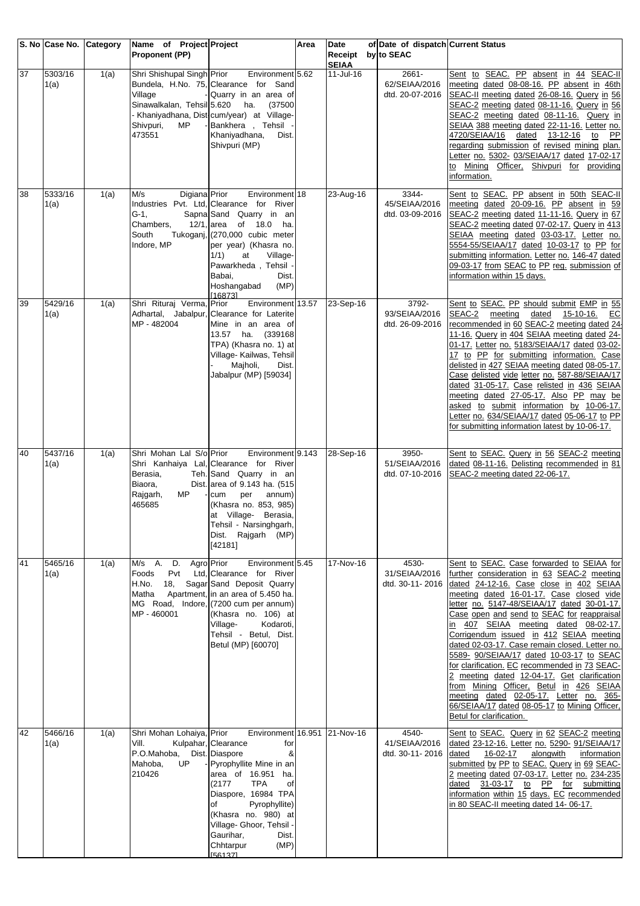| S. No | Case No. | Category | Name of Project Proponent (PP) | Project | Area | Date of Receipt by SEIAA | Date of dispatch to SEAC | Current Status |
|---|---|---|---|---|---|---|---|---|
| 37 | 5303/16 1(a) | 1(a) | Shri Shishupal Singh Bundela, H.No. 75, Village - Sinawalkalan, Tehsil - Khaniyadhana, Dist Shivpuri, MP - 473551 | Prior Environment Clearance for Sand Quarry in an area of 5.620 ha. (37500 cum/year) at Village- Bankhera , Tehsil - Khaniyadhana, Dist. Shivpuri (MP) | 5.62 | 11-Jul-16 | 2661-62/SEIAA/2016 dtd. 20-07-2016 | Sent to SEAC. PP absent in 44 SEAC-II meeting dated 08-08-16. PP absent in 46th SEAC-II meeting dated 26-08-16. Query in 56 SEAC-2 meeting dated 08-11-16. Query in 56 SEAC-2 meeting dated 08-11-16. Query in SEIAA 388 meeting dated 22-11-16. Letter no. 4720/SEIAA/16 dated 13-12-16 to PP regarding submission of revised mining plan. Letter no. 5302- 03/SEIAA/17 dated 17-02-17 to Mining Officer, Shivpuri for providing information. |
| 38 | 5333/16 1(a) | 1(a) | M/s Digiana Industries Pvt. Ltd, G-1, Sapna Chambers, 12/1, South Tukoganj, Indore, MP | Prior Environment Clearance for River Sand Quarry in an area of 18.0 ha. (270,000 cubic meter per year) (Khasra no. 1/1) at Village- Pawarkheda , Tehsil - Babai, Dist. Hoshangabad (MP) [16873] | 18 | 23-Aug-16 | 3344-45/SEIAA/2016 dtd. 03-09-2016 | Sent to SEAC. PP absent in 50th SEAC-II meeting dated 20-09-16. PP absent in 59 SEAC-2 meeting dated 11-11-16. Query in 67 SEAC-2 meeting dated 07-02-17. Query in 413 SEIAA meeting dated 03-03-17. Letter no. 5554-55/SEIAA/17 dated 10-03-17 to PP for submitting information. Letter no. 146-47 dated 09-03-17 from SEAC to PP reg. submission of information within 15 days. |
| 39 | 5429/16 1(a) | 1(a) | Shri Rituraj Verma, Adhartal, Jabalpur, MP - 482004 | Prior Environment Clearance for Laterite Mine in an area of 13.57 ha. (339168 TPA) (Khasra no. 1) at Village- Kailwas, Tehsil - Majholi, Dist. Jabalpur (MP) [59034] | 13.57 | 23-Sep-16 | 3792-93/SEIAA/2016 dtd. 26-09-2016 | Sent to SEAC. PP should submit EMP in 55 SEAC-2 meeting dated 15-10-16. EC recommended in 60 SEAC-2 meeting dated 24-11-16. Query in 404 SEIAA meeting dated 24-01-17. Letter no. 5183/SEIAA/17 dated 03-02-17 to PP for submitting information. Case delisted in 427 SEIAA meeting dated 08-05-17. Case delisted vide letter no. 587-88/SEIAA/17 dated 31-05-17. Case relisted in 436 SEIAA meeting dated 27-05-17. Also PP may be asked to submit information by 10-06-17. Letter no. 634/SEIAA/17 dated 05-06-17 to PP for submitting information latest by 10-06-17. |
| 40 | 5437/16 1(a) | 1(a) | Shri Mohan Lal S/o Shri Kanhaiya Lal, Berasia, Teh. Biaora, Dist. Rajgarh, MP - 465685 | Prior Environment Clearance for River Sand Quarry in an area of 9.143 ha. (515 cum per annum) (Khasra no. 853, 985) at Village- Berasia, Tehsil - Narsinghgarh, Dist. Rajgarh (MP) [42181] | 9.143 | 28-Sep-16 | 3950-51/SEIAA/2016 dtd. 07-10-2016 | Sent to SEAC. Query in 56 SEAC-2 meeting dated 08-11-16. Delisting recommended in 81 SEAC-2 meeting dated 22-06-17. |
| 41 | 5465/16 1(a) | 1(a) | M/s A. D. Agro Foods Pvt Ltd, H.No. 18, Sagar Matha Apartment, MG Road, Indore, MP - 460001 | Prior Environment Clearance for River Sand Deposit Quarry in an area of 5.450 ha. (7200 cum per annum) (Khasra no. 106) at Village- Kodaroti, Tehsil - Betul, Dist. Betul (MP) [60070] | 5.45 | 17-Nov-16 | 4530-31/SEIAA/2016 dtd. 30-11- 2016 | Sent to SEAC. Case forwarded to SEIAA for further consideration in 63 SEAC-2 meeting dated 24-12-16. Case close in 402 SEIAA meeting dated 16-01-17. Case closed vide letter no. 5147-48/SEIAA/17 dated 30-01-17. Case open and send to SEAC for reappraisal in 407 SEIAA meeting dated 08-02-17. Corrigendum issued in 412 SEIAA meeting dated 02-03-17. Case remain closed. Letter no. 5589- 90/SEIAA/17 dated 10-03-17 to SEAC for clarification. EC recommended in 73 SEAC-2 meeting dated 12-04-17. Get clarification from Mining Officer, Betul in 426 SEIAA meeting dated 02-05-17. Letter no. 365-66/SEIAA/17 dated 08-05-17 to Mining Officer, Betul for clarification. |
| 42 | 5466/16 1(a) | 1(a) | Shri Mohan Lohaiya, Vill. Kulpahar, P.O.Mahoba, Dist. Mahoba, UP - 210426 | Prior Environment Clearance for Diaspore & Pyrophyllite Mine in an area of 16.951 ha. (2177 TPA of Diaspore, 16984 TPA of Pyrophyllite) (Khasra no. 980) at Village- Ghoor, Tehsil - Gaurihar, Dist. Chhtarpur (MP) [56137] | 16.951 | 21-Nov-16 | 4540-41/SEIAA/2016 dtd. 30-11- 2016 | Sent to SEAC. Query in 62 SEAC-2 meeting dated 23-12-16. Letter no. 5290- 91/SEIAA/17 dated 16-02-17 alongwith information submitted by PP to SEAC. Query in 69 SEAC-2 meeting dated 07-03-17. Letter no. 234-235 dated 31-03-17 to PP for submitting information within 15 days. EC recommended in 80 SEAC-II meeting dated 14- 06-17. |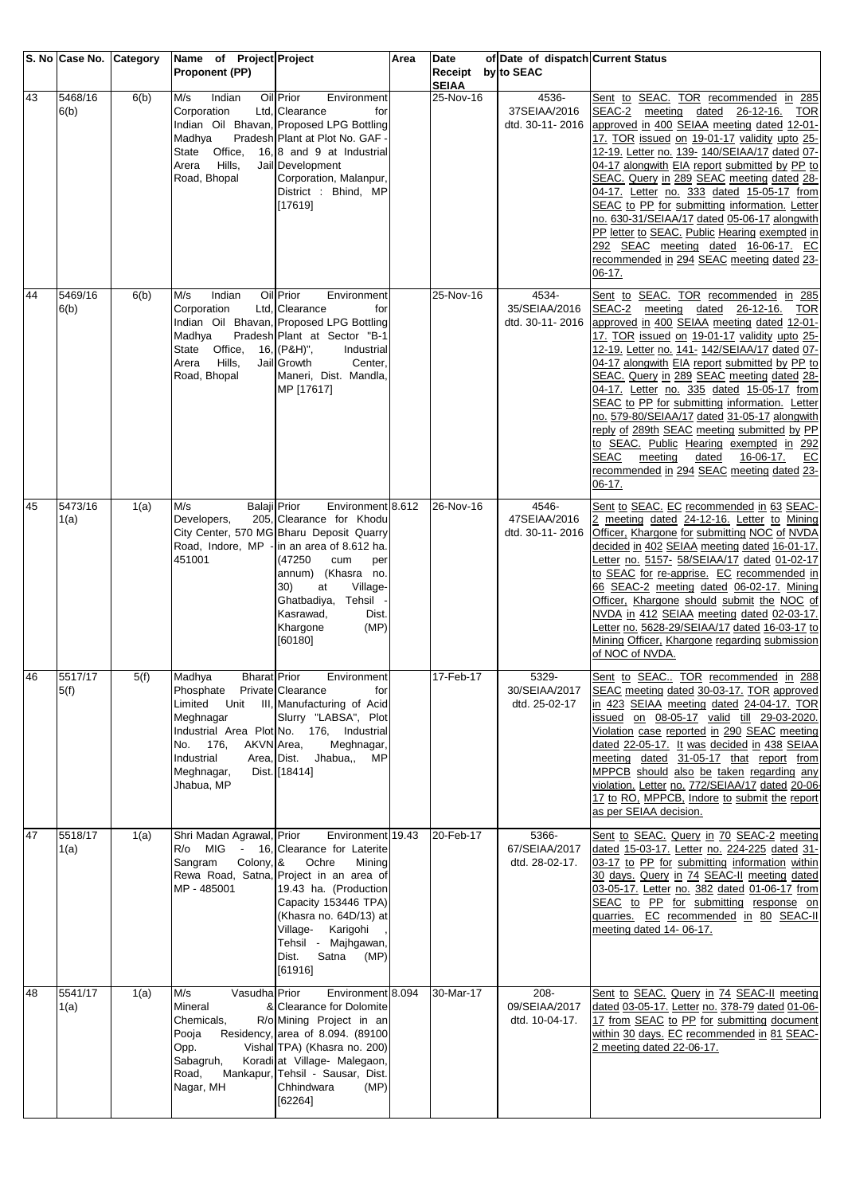| S. No | Case No. | Category | Name of Project Proponent (PP) | Project | Area | Date of Receipt by SEIAA | Date of dispatch to SEAC | Current Status |
|---|---|---|---|---|---|---|---|---|
| 43 | 5468/16 6(b) | 6(b) | M/s Indian Oil Corporation Ltd, Indian Oil Bhavan, Madhya Pradesh State Office, 16, Arera Hills, Jail Road, Bhopal | Prior Environment Clearance for Proposed LPG Bottling Plant at Plot No. GAF - 8 and 9 at Industrial Development Corporation, Malanpur, District : Bhind, MP [17619] | | 25-Nov-16 | 4536-37SEIAA/2016 dtd. 30-11- 2016 | Sent to SEAC. TOR recommended in 285 SEAC-2 meeting dated 26-12-16. TOR approved in 400 SEIAA meeting dated 12-01-17. TOR issued on 19-01-17 validity upto 25-12-19. Letter no. 139- 140/SEIAA/17 dated 07-04-17 alongwith EIA report submitted by PP to SEAC. Query in 289 SEAC meeting dated 28-04-17. Letter no. 333 dated 15-05-17 from SEAC to PP for submitting information. Letter no. 630-31/SEIAA/17 dated 05-06-17 alongwith PP letter to SEAC. Public Hearing exempted in 292 SEAC meeting dated 16-06-17. EC recommended in 294 SEAC meeting dated 23-06-17. |
| 44 | 5469/16 6(b) | 6(b) | M/s Indian Oil Corporation Ltd, Indian Oil Bhavan, Madhya Pradesh State Office, 16, Arera Hills, Jail Road, Bhopal | Prior Environment Clearance for Proposed LPG Bottling Plant at Sector "B-1 (P&H)", Industrial Growth Center, Maneri, Dist. Mandla, MP [17617] | | 25-Nov-16 | 4534-35/SEIAA/2016 dtd. 30-11- 2016 | Sent to SEAC. TOR recommended in 285 SEAC-2 meeting dated 26-12-16. TOR approved in 400 SEIAA meeting dated 12-01-17. TOR issued on 19-01-17 validity upto 25-12-19. Letter no. 141- 142/SEIAA/17 dated 07-04-17 alongwith EIA report submitted by PP to SEAC. Query in 289 SEAC meeting dated 28-04-17. Letter no. 335 dated 15-05-17 from SEAC to PP for submitting information. Letter no. 579-80/SEIAA/17 dated 31-05-17 alongwith reply of 289th SEAC meeting submitted by PP to SEAC. Public Hearing exempted in 292 SEAC meeting dated 16-06-17. EC recommended in 294 SEAC meeting dated 23-06-17. |
| 45 | 5473/16 1(a) | 1(a) | M/s Balaji Developers, 205, City Center, 570 MG Road, Indore, MP - 451001 | Prior Environment Clearance for Khodu Bharu Deposit Quarry in an area of 8.612 ha. (47250 cum per annum) (Khasra no. 30) at Village- Ghatbadiya, Tehsil - Kasrawad, Dist. Khargone (MP) [60180] | 8.612 | 26-Nov-16 | 4546-47SEIAA/2016 dtd. 30-11- 2016 | Sent to SEAC. EC recommended in 63 SEAC-2 meeting dated 24-12-16. Letter to Mining Officer, Khargone for submitting NOC of NVDA decided in 402 SEIAA meeting dated 16-01-17. Letter no. 5157- 58/SEIAA/17 dated 01-02-17 to SEAC for re-apprise. EC recommended in 66 SEAC-2 meeting dated 06-02-17. Mining Officer, Khargone should submit the NOC of NVDA in 412 SEIAA meeting dated 02-03-17. Letter no. 5628-29/SEIAA/17 dated 16-03-17 to Mining Officer, Khargone regarding submission of NOC of NVDA. |
| 46 | 5517/17 5(f) | 5(f) | Madhya Bharat Phosphate Private Limited Unit III, Meghnagar Industrial Area Plot No. 176, AKVN Industrial Area, Meghnagar, Dist. Jhabua, MP | Prior Environment Clearance for Manufacturing of Acid Slurry "LABSA", Plot No. 176, Industrial Area, Meghnagar, Dist. Jhabua,, MP [18414] | | 17-Feb-17 | 5329-30/SEIAA/2017 dtd. 25-02-17 | Sent to SEAC.. TOR recommended in 288 SEAC meeting dated 30-03-17. TOR approved in 423 SEIAA meeting dated 24-04-17. TOR issued on 08-05-17 valid till 29-03-2020. Violation case reported in 290 SEAC meeting dated 22-05-17. It was decided in 438 SEIAA meeting dated 31-05-17 that report from MPPCB should also be taken regarding any violation. Letter no. 772/SEIAA/17 dated 20-06-17 to RO, MPPCB, Indore to submit the report as per SEIAA decision. |
| 47 | 5518/17 1(a) | 1(a) | Shri Madan Agrawal, R/o MIG - 16, Sangram Colony, Rewa Road, Satna, MP - 485001 | Prior Environment Clearance for Laterite & Ochre Mining Project in an area of 19.43 ha. (Production Capacity 153446 TPA) (Khasra no. 64D/13) at Village- Karigohi , Tehsil - Majhgawan, Dist. Satna (MP) [61916] | 19.43 | 20-Feb-17 | 5366-67/SEIAA/2017 dtd. 28-02-17. | Sent to SEAC.. Query in 70 SEAC-2 meeting dated 15-03-17. Letter no. 224-225 dated 31-03-17 to PP for submitting information within 30 days. Query in 74 SEAC-II meeting dated 03-05-17. Letter no. 382 dated 01-06-17 from SEAC to PP for submitting response on quarries. EC recommended in 80 SEAC-II meeting dated 14- 06-17. |
| 48 | 5541/17 1(a) | 1(a) | M/s Vasudha Mineral & Chemicals, R/o Pooja Residency, Opp. Vishal Sabagruh, Koradi Road, Mankapur, Nagar, MH | Prior Environment Clearance for Dolomite Mining Project in an area of 8.094. (89100 TPA) (Khasra no. 200) at Village- Malegaon, Tehsil - Sausar, Dist. Chhindwara (MP) [62264] | 8.094 | 30-Mar-17 | 208-09/SEIAA/2017 dtd. 10-04-17. | Sent to SEAC. Query in 74 SEAC-II meeting dated 03-05-17. Letter no. 378-79 dated 01-06-17 from SEAC to PP for submitting document within 30 days. EC recommended in 81 SEAC-2 meeting dated 22-06-17. |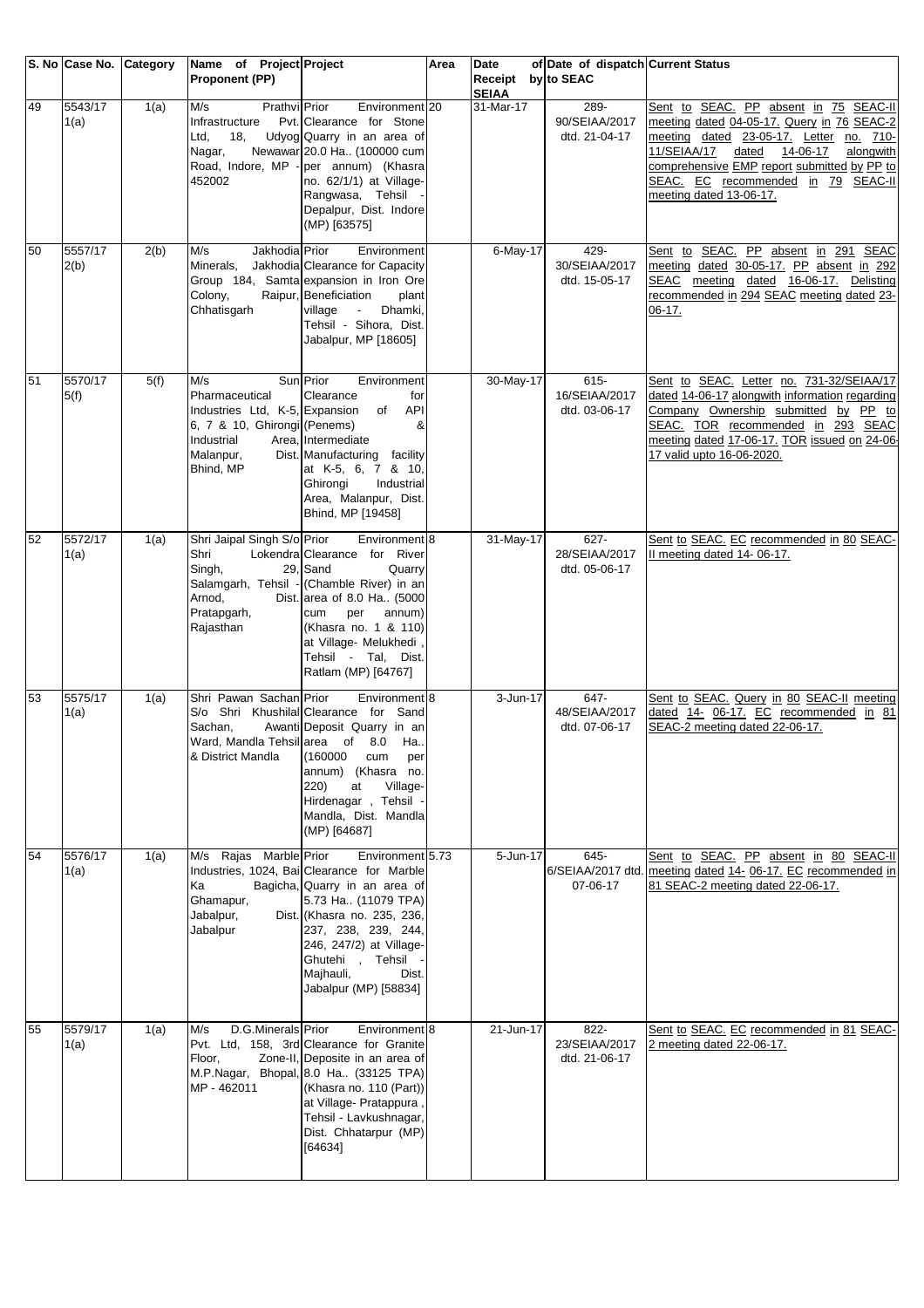| S. No | Case No. | Category | Name of Project Proponent (PP) | Project | Area | Date of Receipt by SEIAA | Date of dispatch to SEAC | Current Status |
|---|---|---|---|---|---|---|---|---|
| 49 | 5543/17 1(a) | 1(a) | M/s Prathvi Infrastructure Pvt. Ltd, 18, Udyog Nagar, Newawar Road, Indore, MP - 452002 | Prior Environment Clearance for Stone Quarry in an area of 20.0 Ha.. (100000 cum per annum) (Khasra no. 62/1/1) at Village- Rangwasa, Tehsil - Depalpur, Dist. Indore (MP) [63575] | 20 | 31-Mar-17 | 289-90/SEIAA/2017 dtd. 21-04-17 | Sent to SEAC. PP absent in 75 SEAC-II meeting dated 04-05-17. Query in 76 SEAC-2 meeting dated 23-05-17. Letter no. 710-11/SEIAA/17 dated 14-06-17 alongwith comprehensive EMP report submitted by PP to SEAC. EC recommended in 79 SEAC-II meeting dated 13-06-17. |
| 50 | 5557/17 2(b) | 2(b) | M/s Jakhodia Minerals, Jakhodia Group 184, Samta Colony, Raipur, Chhatisgarh | Environment Clearance for Capacity expansion in Iron Ore Beneficiation plant village - Dhamki, Tehsil - Sihora, Dist. Jabalpur, MP [18605] | | 6-May-17 | 429-30/SEIAA/2017 dtd. 15-05-17 | Sent to SEAC. PP absent in 291 SEAC meeting dated 30-05-17. PP absent in 292 SEAC meeting dated 16-06-17. Delisting recommended in 294 SEAC meeting dated 23-06-17. |
| 51 | 5570/17 5(f) | 5(f) | M/s Sun Pharmaceutical Industries Ltd, K-5, 6, 7 & 10, Ghirongi Industrial Area, Malanpur, Dist. Bhind, MP | Prior Environment Clearance for Expansion of API (Penems) & Intermediate Manufacturing facility at K-5, 6, 7 & 10, Ghirongi Industrial Area, Malanpur, Dist. Bhind, MP [19458] | | 30-May-17 | 615-16/SEIAA/2017 dtd. 03-06-17 | Sent to SEAC. Letter no. 731-32/SEIAA/17 dated 14-06-17 alongwith information regarding Company Ownership submitted by PP to SEAC. TOR recommended in 293 SEAC meeting dated 17-06-17. TOR issued on 24-06-17 valid upto 16-06-2020. |
| 52 | 5572/17 1(a) | 1(a) | Shri Jaipal Singh S/o Shri Lokendra Singh, 29, Salamgarh, Tehsil - Arnod, Dist. Pratapgarh, Rajasthan | Prior Environment Clearance for River Sand Quarry (Chamble River) in an area of 8.0 Ha.. (5000 cum per annum) (Khasra no. 1 & 110) at Village- Melukhedi , Tehsil - Tal, Dist. Ratlam (MP) [64767] | 8 | 31-May-17 | 627-28/SEIAA/2017 dtd. 05-06-17 | Sent to SEAC. EC recommended in 80 SEAC-II meeting dated 14- 06-17. |
| 53 | 5575/17 1(a) | 1(a) | Shri Pawan Sachan S/o Shri Khushilal Sachan, Awanti Ward, Mandla Tehsil & District Mandla | Prior Environment Clearance for Sand Deposit Quarry in an area of 8.0 Ha.. (160000 cum per annum) (Khasra no. 220) at Village- Hirdenagar , Tehsil - Mandla, Dist. Mandla (MP) [64687] | 8 | 3-Jun-17 | 647-48/SEIAA/2017 dtd. 07-06-17 | Sent to SEAC. Query in 80 SEAC-II meeting dated 14- 06-17. EC recommended in 81 SEAC-2 meeting dated 22-06-17. |
| 54 | 5576/17 1(a) | 1(a) | M/s Rajas Marble Industries, 1024, Bai Ka Bagicha, Ghamapur, Jabalpur, Dist. Jabalpur | Prior Environment Clearance for Marble Quarry in an area of 5.73 Ha.. (11079 TPA) (Khasra no. 235, 236, 237, 238, 239, 244, 246, 247/2) at Village- Ghutehi , Tehsil - Majhauli, Dist. Jabalpur (MP) [58834] | 5.73 | 5-Jun-17 | 645-6/SEIAA/2017 dtd. 07-06-17 | Sent to SEAC. PP absent in 80 SEAC-II meeting dated 14- 06-17. EC recommended in 81 SEAC-2 meeting dated 22-06-17. |
| 55 | 5579/17 1(a) | 1(a) | M/s D.G.Minerals Pvt. Ltd, 158, 3rd Floor, Zone-II, M.P.Nagar, Bhopal, MP - 462011 | Prior Environment Clearance for Granite Deposite in an area of 8.0 Ha.. (33125 TPA) (Khasra no. 110 (Part)) at Village- Pratappura , Tehsil - Lavkushnagar, Dist. Chhatarpur (MP) [64634] | 8 | 21-Jun-17 | 822-23/SEIAA/2017 dtd. 21-06-17 | Sent to SEAC. EC recommended in 81 SEAC-2 meeting dated 22-06-17. |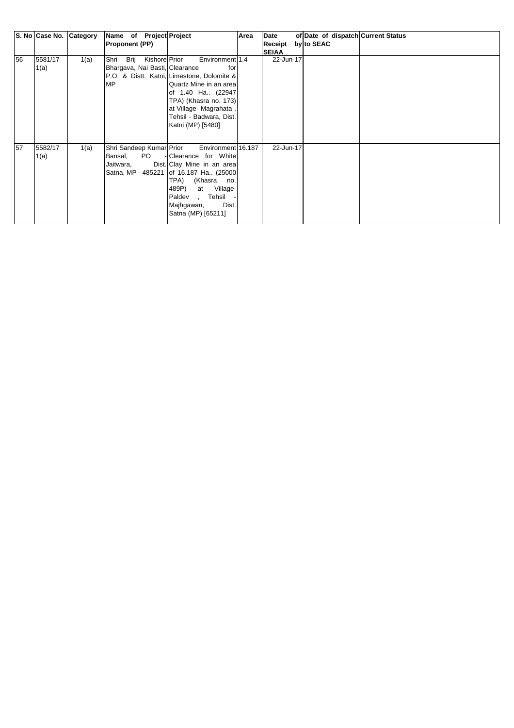| S. No | Case No. | Category | Name of Project Proponent (PP) | Project | Area | Date of Receipt by SEIAA | Date of dispatch to SEAC | Current Status |
|---|---|---|---|---|---|---|---|---|
| 56 | 5581/17 1(a) | 1(a) | Shri Brij Kishore Bhargava, Nai Basti, P.O. & Distt. Katni, MP | Prior Environment Clearance for Limestone, Dolomite & Quartz Mine in an area of 1.40 Ha.. (22947 TPA) (Khasra no. 173) at Village- Magrahata , Tehsil - Badwara, Dist. Katni (MP) [5480] | 1.4 | 22-Jun-17 | | |
| 57 | 5582/17 1(a) | 1(a) | Shri Sandeep Kumar Bansal, PO - Jaitwara, Dist. Satna, MP - 485221 | Prior Environment Clearance for White Clay Mine in an area of 16.187 Ha.. (25000 TPA) (Khasra no. 489P) at Village- Paldev , Tehsil - Majhgawan, Dist. Satna (MP) [65211] | 16.187 | 22-Jun-17 | | |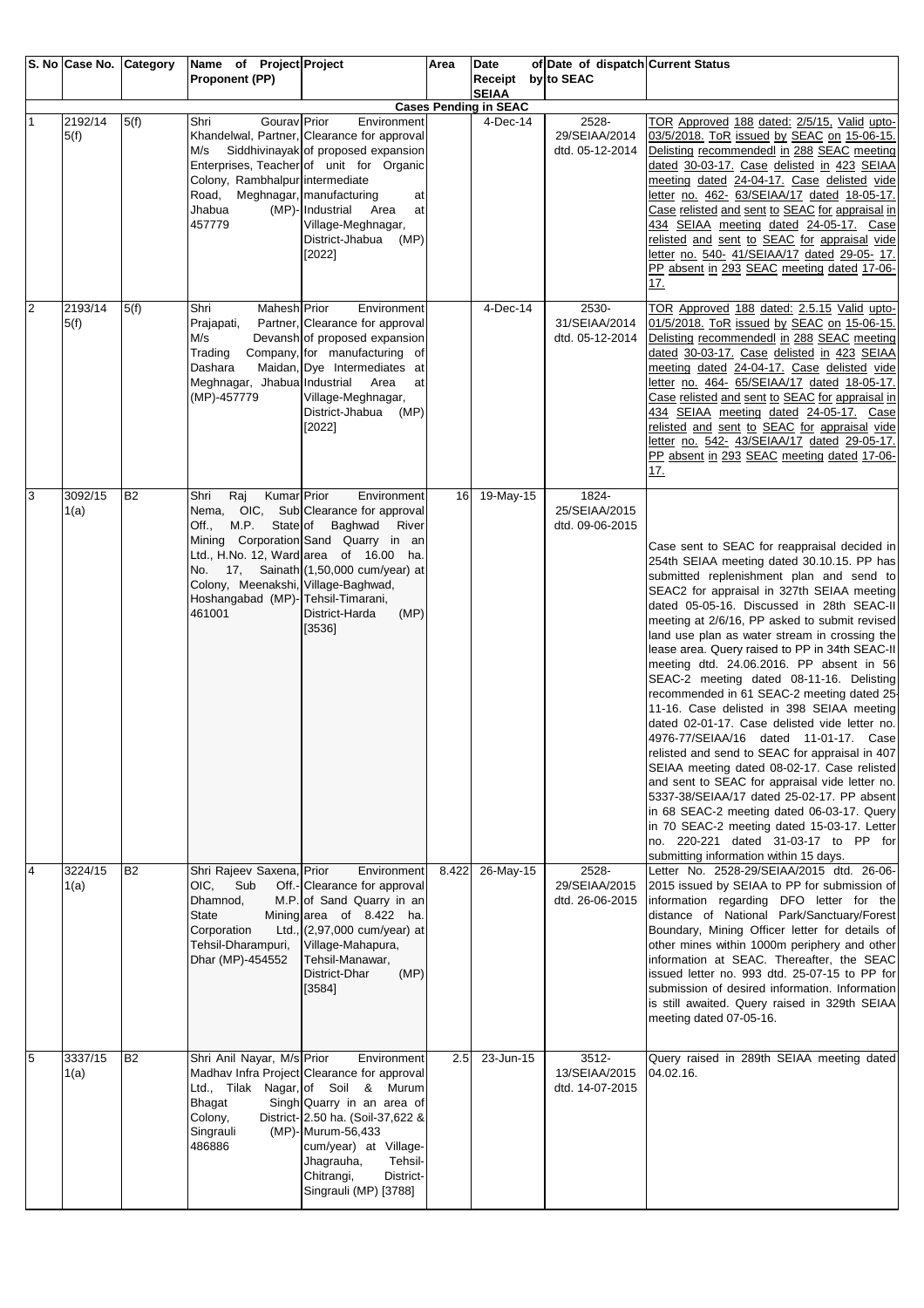| S. No | Case No. | Category | Name of Project Proponent (PP) | Project | Area | Date of Receipt by SEIAA | Date of dispatch to SEAC | Current Status |
|---|---|---|---|---|---|---|---|---|
| **Cases Pending in SEAC** | | | | | | | | |
| 1 | 2192/14 5(f) | 5(f) | Shri Gourav Khandelwal, Partner, M/s Siddhivinayak Enterprises, Teacher Colony, Rambhalpur Road, Meghnagar, Jhabua (MP)-457779 | Prior Environment Clearance for approval of proposed expansion of unit for Organic intermediate manufacturing at Industrial Area at Village-Meghnagar, District-Jhabua (MP) [2022] | | 4-Dec-14 | 2528-29/SEIAA/2014 dtd. 05-12-2014 | TOR Approved 188 dated: 2/5/15. Valid upto-03/5/2018. ToR issued by SEAC on 15-06-15. Delisting recommendedl in 288 SEAC meeting dated 30-03-17. Case delisted in 423 SEIAA meeting dated 24-04-17. Case delisted vide letter no. 462- 63/SEIAA/17 dated 18-05-17. Case relisted and sent to SEAC for appraisal in 434 SEIAA meeting dated 24-05-17. Case relisted and sent to SEAC for appraisal vide letter no. 540- 41/SEIAA/17 dated 29-05- 17. PP absent in 293 SEAC meeting dated 17-06-17. |
| 2 | 2193/14 5(f) | 5(f) | Shri Mahesh Prajapati, Partner, M/s Devansh Trading Company, Dashara Maidan, Meghnagar, Jhabua (MP)-457779 | Prior Environment Clearance for approval of proposed expansion for manufacturing of Dye Intermediates at Industrial Area at Village-Meghnagar, District-Jhabua (MP) [2022] | | 4-Dec-14 | 2530-31/SEIAA/2014 dtd. 05-12-2014 | TOR Approved 188 dated: 2.5.15 Valid upto-01/5/2018. ToR issued by SEAC on 15-06-15. Delisting recommendedl in 288 SEAC meeting dated 30-03-17. Case delisted in 423 SEIAA meeting dated 24-04-17. Case delisted vide letter no. 464- 65/SEIAA/17 dated 18-05-17. Case relisted and sent to SEAC for appraisal in 434 SEIAA meeting dated 24-05-17. Case relisted and sent to SEAC for appraisal vide letter no. 542- 43/SEIAA/17 dated 29-05-17. PP absent in 293 SEAC meeting dated 17-06-17. |
| 3 | 3092/15 1(a) | B2 | Shri Raj Kumar Nema, OIC, Sub Off., M.P. State Mining Corporation Ltd., H.No. 12, Ward No. 17, Sainath Colony, Meenakshi, Hoshangabad (MP)-461001 | Prior Environment Clearance for approval of Baghwad River Sand Quarry in an area of 16.00 ha. (1,50,000 cum/year) at Village-Baghwad, Tehsil-Timarani, District-Harda (MP) [3536] | 16 | 19-May-15 | 1824-25/SEIAA/2015 dtd. 09-06-2015 | Case sent to SEAC for reappraisal decided in 254th SEIAA meeting dated 30.10.15. PP has submitted replenishment plan and send to SEAC2 for appraisal in 327th SEIAA meeting dated 05-05-16. Discussed in 28th SEAC-II meeting at 2/6/16, PP asked to submit revised land use plan as water stream in crossing the lease area. Query raised to PP in 34th SEAC-II meeting dtd. 24.06.2016. PP absent in 56 SEAC-2 meeting dated 08-11-16. Delisting recommended in 61 SEAC-2 meeting dated 25-11-16. Case delisted in 398 SEIAA meeting dated 02-01-17. Case delisted vide letter no. 4976-77/SEIAA/16 dated 11-01-17. Case relisted and send to SEAC for appraisal in 407 SEIAA meeting dated 08-02-17. Case relisted and sent to SEAC for appraisal vide letter no. 5337-38/SEIAA/17 dated 25-02-17. PP absent in 68 SEAC-2 meeting dated 06-03-17. Query in 70 SEAC-2 meeting dated 15-03-17. Letter no. 220-221 dated 31-03-17 to PP for submitting information within 15 days. |
| 4 | 3224/15 1(a) | B2 | Shri Rajeev Saxena, OIC, Sub Off.-Dhamnod, M.P. State Mining Corporation Ltd., Tehsil-Dharampuri, Dhar (MP)-454552 | Prior Environment Clearance for approval of Sand Quarry in an area of 8.422 ha. (2,97,000 cum/year) at Village-Mahapura, Tehsil-Manawar, District-Dhar (MP) [3584] | 8.422 | 26-May-15 | 2528-29/SEIAA/2015 dtd. 26-06-2015 | Letter No. 2528-29/SEIAA/2015 dtd. 26-06-2015 issued by SEIAA to PP for submission of information regarding DFO letter for the distance of National Park/Sanctuary/Forest Boundary, Mining Officer letter for details of other mines within 1000m periphery and other information at SEAC. Thereafter, the SEAC issued letter no. 993 dtd. 25-07-15 to PP for submission of desired information. Information is still awaited. Query raised in 329th SEIAA meeting dated 07-05-16. |
| 5 | 3337/15 1(a) | B2 | Shri Anil Nayar, M/s Madhav Infra Project Ltd., Tilak Nagar, Bhagat Singh Colony, District-Singrauli (MP)-486886 | Prior Environment Clearance for approval of Soil & Murum Quarry in an area of 2.50 ha. (Soil-37,622 & Murum-56,433 cum/year) at Village-Jhagrauha, Tehsil-Chitrangi, District-Singrauli (MP) [3788] | 2.5 | 23-Jun-15 | 3512-13/SEIAA/2015 dtd. 14-07-2015 | Query raised in 289th SEIAA meeting dated 04.02.16. |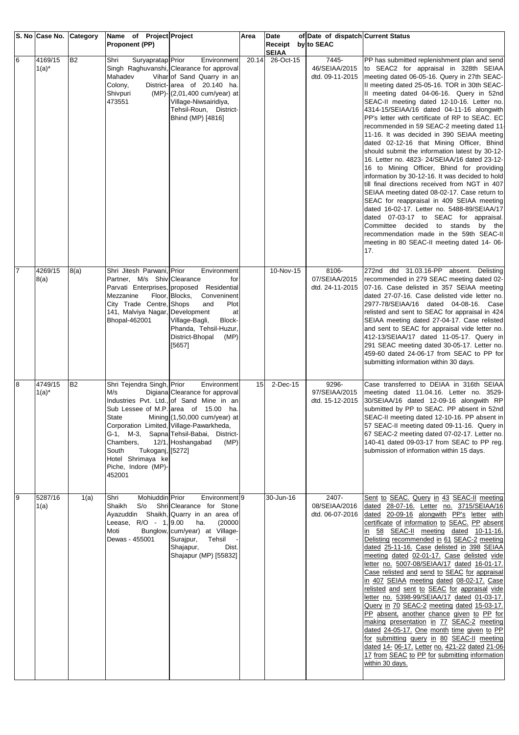| S. No | Case No. | Category | Name of Project Proponent (PP) | Project | Area | Date of Receipt by SEIAA | Date of dispatch to SEAC | Current Status |
|---|---|---|---|---|---|---|---|---|
| 6 | 4169/15 1(a)* | B2 | Shri Suryapratap Singh Raghuvanshi, Mahadev Vihar Colony, District-Shivpuri (MP)-473551 | Prior Environment Clearance for approval of Sand Quarry in an area of 20.140 ha. (2,01,400 cum/year) at Village-Niwsairidiya, Tehsil-Roun, District-Bhind (MP) [4816] | 20.14 | 26-Oct-15 | 7445-46/SEIAA/2015 dtd. 09-11-2015 | PP has submitted replenishment plan and send to SEAC2 for appraisal in 328th SEIAA meeting dated 06-05-16. Query in 27th SEAC-II meeting dated 25-05-16. TOR in 30th SEAC-II meeting dated 04-06-16. Query in 52nd SEAC-II meeting dated 12-10-16. Letter no. 4314-15/SEIAA/16 dated 04-11-16 alongwith PP's letter with certificate of RP to SEAC. EC recommended in 59 SEAC-2 meeting dated 11-11-16. It was decided in 390 SEIAA meeting dated 02-12-16 that Mining Officer, Bhind should submit the information latest by 30-12-16. Letter no. 4823- 24/SEIAA/16 dated 23-12-16 to Mining Officer, Bhind for providing information by 30-12-16. It was decided to hold till final directions received from NGT in 407 SEIAA meeting dated 08-02-17. Case return to SEAC for reappraisal in 409 SEIAA meeting dated 16-02-17. Letter no. 5488-89/SEIAA/17 dated 07-03-17 to SEAC for appraisal. Committee decided to stands by the recommendation made in the 59th SEAC-II meeting in 80 SEAC-II meeting dated 14- 06-17. |
| 7 | 4269/15 8(a) | 8(a) | Shri Jitesh Parwani, Partner, M/s Shiv Parvati Enterprises, Mezzanine Floor, City Trade Centre, 141, Malviya Nagar, Bhopal-462001 | Prior Environment Clearance for proposed Residential Blocks, Conveninent Shops and Plot Development at Village-Bagli, Block-Phanda, Tehsil-Huzur, District-Bhopal (MP) [5657] | | 10-Nov-15 | 8106-07/SEIAA/2015 dtd. 24-11-2015 | 272nd dtd 31.03.16-PP absent. Delisting recommended in 279 SEAC meeting dated 02-07-16. Case delisted in 357 SEIAA meeting dated 27-07-16. Case delisted vide letter no. 2977-78/SEIAA/16 dated 04-08-16. Case relisted and sent to SEAC for appraisal in 424 SEIAA meeting dated 27-04-17. Case relisted and sent to SEAC for appraisal vide letter no. 412-13/SEIAA/17 dated 11-05-17. Query in 291 SEAC meeting dated 30-05-17. Letter no. 459-60 dated 24-06-17 from SEAC to PP for submitting information within 30 days. |
| 8 | 4749/15 1(a)* | B2 | Shri Tejendra Singh, M/s Digiana Industries Pvt. Ltd., Sub Lessee of M.P. State Mining Corporation Limited, G-1, M-3, Sapna Chambers, 12/1, South Tukoganj, Hotel Shrimaya ke Piche, Indore (MP)-452001 | Prior Environment Clearance for approval of Sand Mine in an area of 15.00 ha. (1,50,000 cum/year) at Village-Pawarkheda, Tehsil-Babai, District-Hoshangabad (MP) [5272] | 15 | 2-Dec-15 | 9296-97/SEIAA/2015 dtd. 15-12-2015 | Case transferred to DEIAA in 316th SEIAA meeting dated 11.04.16. Letter no. 3529-30/SEIAA/16 dated 12-09-16 alongwith RP submitted by PP to SEAC. PP absent in 52nd SEAC-II meeting dated 12-10-16. PP absent in 57 SEAC-II meeting dated 09-11-16. Query in 67 SEAC-2 meeting dated 07-02-17. Letter no. 140-41 dated 09-03-17 from SEAC to PP reg. submission of information within 15 days. |
| 9 | 5287/16 1(a) | 1(a) | Shri Mohiuddin Shaikh S/o Shri Ayazuddin Shaikh, Leease, R/O - 1, Moti Bunglow, Dewas - 455001 | Prior Environment Clearance for Stone Quarry in an area of 9.00 ha. (20000 cum/year) at Village-Surajpur, Tehsil - Shajapur, Dist. Shajapur (MP) [55832] | 9 | 30-Jun-16 | 2407-08/SEIAA/2016 dtd. 06-07-2016 | Sent to SEAC. Query in 43 SEAC-II meeting dated 28-07-16. Letter no. 3715/SEIAA/16 dated 20-09-16 alongwith PP's letter with certificate of information to SEAC. PP absent in 58 SEAC-II meeting dated 10-11-16. Delisting recommended in 61 SEAC-2 meeting dated 25-11-16. Case delisted in 398 SEIAA meeting dated 02-01-17. Case delisted vide letter no. 5007-08/SEIAA/17 dated 16-01-17. Case relisted and send to SEAC for appraisal in 407 SEIAA meeting dated 08-02-17. Case relisted and sent to SEAC for appraisal vide letter no. 5398-99/SEIAA/17 dated 01-03-17. Query in 70 SEAC-2 meeting dated 15-03-17. PP absent, another chance given to PP for making presentation in 77 SEAC-2 meeting dated 24-05-17. One month time given to PP for submitting query in 80 SEAC-II meeting dated 14- 06-17. Letter no. 421-22 dated 21-06-17 from SEAC to PP for submitting information within 30 days. |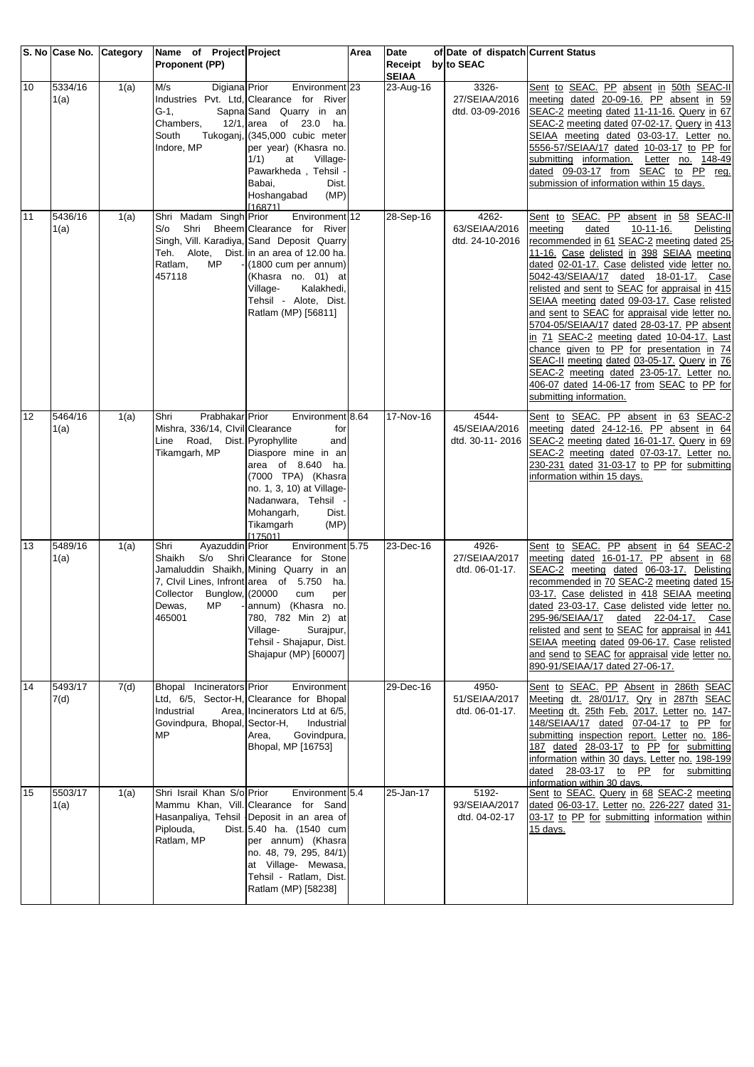| S. No | Case No. | Category | Name of Project Proponent (PP) | Project | Area | Date of Receipt SEIAA | Date of dispatch by to SEAC | Current Status |
|---|---|---|---|---|---|---|---|---|
| 10 | 5334/16 1(a) | 1(a) | M/s Digiana Industries Pvt. Ltd, G-1, Sapna Chambers, 12/1, South Tukoganj, Indore, MP | Prior Environment Clearance for River Sand Quarry in an area of 23.0 ha. (345,000 cubic meter per year) (Khasra no. 1/1) at Village- Pawarkheda , Tehsil - Babai, Dist. Hoshangabad (MP) [16871] | 23 | 23-Aug-16 | 3326-27/SEIAA/2016 dtd. 03-09-2016 | Sent to SEAC. PP absent in 50th SEAC-II meeting dated 20-09-16. PP absent in 59 SEAC-2 meeting dated 11-11-16. Query in 67 SEAC-2 meeting dated 07-02-17. Query in 413 SEIAA meeting dated 03-03-17. Letter no. 5556-57/SEIAA/17 dated 10-03-17 to PP for submitting information. Letter no. 148-49 dated 09-03-17 from SEAC to PP reg. submission of information within 15 days. |
| 11 | 5436/16 1(a) | 1(a) | Shri Madam Singh S/o Shri Bheem Singh, Vill. Karadiya, Teh. Alote, Dist. Ratlam, MP - 457118 | Prior Environment Clearance for River Sand Deposit Quarry in an area of 12.00 ha. (1800 cum per annum) (Khasra no. 01) at Village- Kalakhedi, Tehsil - Alote, Dist. Ratlam (MP) [56811] | 12 | 28-Sep-16 | 4262-63/SEIAA/2016 dtd. 24-10-2016 | Sent to SEAC. PP absent in 58 SEAC-II meeting dated 10-11-16. Delisting recommended in 61 SEAC-2 meeting dated 25-11-16. Case delisted in 398 SEIAA meeting dated 02-01-17. Case delisted vide letter no. 5042-43/SEIAA/17 dated 18-01-17. Case relisted and sent to SEAC for appraisal in 415 SEIAA meeting dated 09-03-17. Case relisted and sent to SEAC for appraisal vide letter no. 5704-05/SEIAA/17 dated 28-03-17. PP absent in 71 SEAC-2 meeting dated 10-04-17. Last chance given to PP for presentation in 74 SEAC-II meeting dated 03-05-17. Query in 76 SEAC-2 meeting dated 23-05-17. Letter no. 406-07 dated 14-06-17 from SEAC to PP for submitting information. |
| 12 | 5464/16 1(a) | 1(a) | Shri Prabhakar Mishra, 336/14, CIvil Line Road, Dist. Tikamgarh, MP | Prior Environment Clearance for Pyrophyllite and Diaspore mine in an area of 8.640 ha. (7000 TPA) (Khasra no. 1, 3, 10) at Village- Nadanwara, Tehsil - Mohangarh, Dist. Tikamgarh (MP) [17501] | 8.64 | 17-Nov-16 | 4544-45/SEIAA/2016 dtd. 30-11- 2016 | Sent to SEAC. PP absent in 63 SEAC-2 meeting dated 24-12-16. PP absent in 64 SEAC-2 meeting dated 16-01-17. Query in 69 SEAC-2 meeting dated 07-03-17. Letter no. 230-231 dated 31-03-17 to PP for submitting information within 15 days. |
| 13 | 5489/16 1(a) | 1(a) | Shri Ayazuddin Shaikh S/o Shri Jamaluddin Shaikh, 7, CIvil Lines, Infront Collector Bunglow, Dewas, MP - 465001 | Prior Environment Clearance for Stone Mining Quarry in an area of 5.750 ha. (20000 cum per annum) (Khasra no. 780, 782 Min 2) at Village- Surajpur, Tehsil - Shajapur, Dist. Shajapur (MP) [60007] | 5.75 | 23-Dec-16 | 4926-27/SEIAA/2017 dtd. 06-01-17. | Sent to SEAC. PP absent in 64 SEAC-2 meeting dated 16-01-17. PP absent in 68 SEAC-2 meeting dated 06-03-17. Delisting recommended in 70 SEAC-2 meeting dated 15-03-17. Case delisted in 418 SEIAA meeting dated 23-03-17. Case delisted vide letter no. 295-96/SEIAA/17 dated 22-04-17. Case relisted and sent to SEAC for appraisal in 441 SEIAA meeting dated 09-06-17. Case relisted and send to SEAC for appraisal vide letter no. 890-91/SEIAA/17 dated 27-06-17. |
| 14 | 5493/17 7(d) | 7(d) | Bhopal Incinerators Ltd, 6/5, Sector-H, Industrial Area, Govindpura, Bhopal, MP | Prior Environment Clearance for Bhopal Incinerators Ltd at 6/5, Sector-H, Industrial Area, Govindpura, Bhopal, MP [16753] | | 29-Dec-16 | 4950-51/SEIAA/2017 dtd. 06-01-17. | Sent to SEAC. PP Absent in 286th SEAC Meeting dt. 28/01/17. Qry in 287th SEAC Meeting dt. 25th Feb. 2017. Letter no. 147-148/SEIAA/17 dated 07-04-17 to PP for submitting inspection report. Letter no. 186-187 dated 28-03-17 to PP for submitting information within 30 days. Letter no. 198-199 dated 28-03-17 to PP for submitting information within 30 days. |
| 15 | 5503/17 1(a) | 1(a) | Shri Israil Khan S/o Mammu Khan, Vill. Hasanpaliya, Tehsil Piplouda, Dist. Ratlam, MP | Prior Environment Clearance for Sand Deposit in an area of 5.40 ha. (1540 cum per annum) (Khasra no. 48, 79, 295, 84/1) at Village- Mewasa, Tehsil - Ratlam, Dist. Ratlam (MP) [58238] | 5.4 | 25-Jan-17 | 5192-93/SEIAA/2017 dtd. 04-02-17 | Sent to SEAC. Query in 68 SEAC-2 meeting dated 06-03-17. Letter no. 226-227 dated 31-03-17 to PP for submitting information within 15 days. |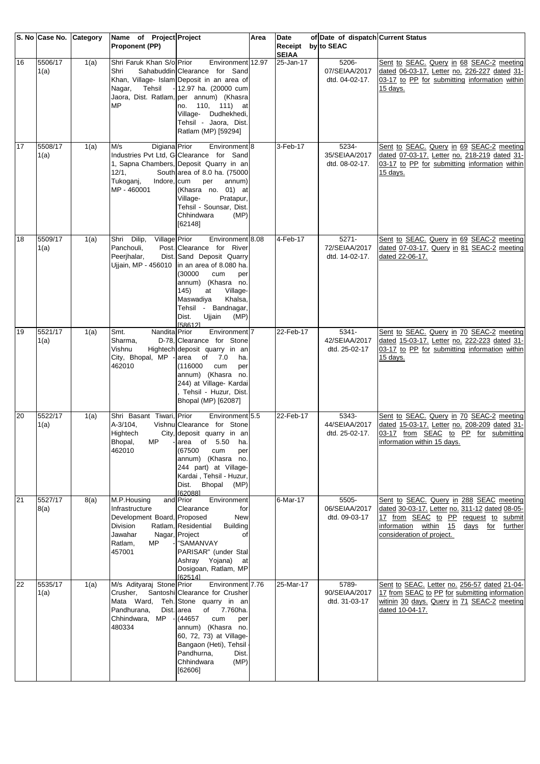| S. No | Case No. | Category | Name of Project Proponent (PP) | Project | Area | Date of Receipt by SEIAA | Date of dispatch to SEAC | Current Status |
|---|---|---|---|---|---|---|---|---|
| 16 | 5506/17 1(a) | 1(a) | Shri Faruk Khan S/o Shri Sahabuddin Khan, Village- Islam Nagar, Tehsil - Jaora, Dist. Ratlam, MP | Prior Environment Clearance for Sand Deposit in an area of 12.97 ha. (20000 cum per annum) (Khasra no. 110, 111) at Village- Dudhekhedi, Tehsil - Jaora, Dist. Ratlam (MP) [59294] | 12.97 | 25-Jan-17 | 5206-07/SEIAA/2017 dtd. 04-02-17. | Sent to SEAC. Query in 68 SEAC-2 meeting dated 06-03-17. Letter no. 226-227 dated 31-03-17 to PP for submitting information within 15 days. |
| 17 | 5508/17 1(a) | 1(a) | M/s Digiana Industries Pvt Ltd, G-1, Sapna Chambers, 12/1, South Tukoganj, Indore, MP - 460001 | Prior Environment Clearance for Sand Deposit Quarry in an area of 8.0 ha. (75000 cum per annum) (Khasra no. 01) at Village- Pratapur, Tehsil - Sounsar, Dist. Chhindwara (MP) [62148] | 8 | 3-Feb-17 | 5234-35/SEIAA/2017 dtd. 08-02-17. | Sent to SEAC. Query in 69 SEAC-2 meeting dated 07-03-17. Letter no. 218-219 dated 31-03-17 to PP for submitting information within 15 days. |
| 18 | 5509/17 1(a) | 1(a) | Shri Dilip, Village Panchouli, Post. Peerjhalar, Dist. Ujjain, MP - 456010 | Prior Environment Clearance for River Sand Deposit Quarry in an area of 8.080 ha. (30000 cum per annum) (Khasra no. 145) at Village- Maswadiya Khalsa, Tehsil - Bandnagar, Dist. Ujjain (MP) [58612] | 8.08 | 4-Feb-17 | 5271-72/SEIAA/2017 dtd. 14-02-17. | Sent to SEAC. Query in 69 SEAC-2 meeting dated 07-03-17. Query in 81 SEAC-2 meeting dated 22-06-17. |
| 19 | 5521/17 1(a) | 1(a) | Smt. Nandita Sharma, D-78, Vishnu Hightech City, Bhopal, MP - 462010 | Prior Environment Clearance for Stone deposit quarry in an area of 7.0 ha. (116000 cum per annum) (Khasra no. 244) at Village- Kardai , Tehsil - Huzur, Dist. Bhopal (MP) [62087] | 7 | 22-Feb-17 | 5341-42/SEIAA/2017 dtd. 25-02-17 | Sent to SEAC. Query in 70 SEAC-2 meeting dated 15-03-17. Letter no. 222-223 dated 31-03-17 to PP for submitting information within 15 days. |
| 20 | 5522/17 1(a) | 1(a) | Shri Basant Tiwari, A-3/104, Vishnu Hightech City, Bhopal, MP - 462010 | Prior Environment Clearance for Stone deposit quarry in an area of 5.50 ha. (67500 cum per annum) (Khasra no. 244 part) at Village- Kardai , Tehsil - Huzur, Dist. Bhopal (MP) [62088] | 5.5 | 22-Feb-17 | 5343-44/SEIAA/2017 dtd. 25-02-17. | Sent to SEAC. Query in 70 SEAC-2 meeting dated 15-03-17. Letter no. 208-209 dated 31-03-17 from SEAC to PP for submitting information within 15 days. |
| 21 | 5527/17 8(a) | 8(a) | M.P.Housing and Infrastructure Development Board, Division Ratlam, Jawahar Nagar, Ratlam, MP - 457001 | Prior Environment Clearance for Proposed New Residential Building Project of "SAMANVAY PARISAR" (under Stal Ashray Yojana) at Dosigoan, Ratlam, MP [62514] | | 6-Mar-17 | 5505-06/SEIAA/2017 dtd. 09-03-17 | Sent to SEAC. Query in 288 SEAC meeting dated 30-03-17. Letter no. 311-12 dated 08-05-17 from SEAC to PP request to submit information within 15 days for further consideration of project. |
| 22 | 5535/17 1(a) | 1(a) | M/s Adityaraj Stone Crusher, Santoshi Mata Ward, Teh. Pandhurana, Dist. Chhindwara, MP - 480334 | Prior Environment Clearance for Crusher Stone quarry in an area of 7.760ha. (44657 cum per annum) (Khasra no. 60, 72, 73) at Village- Bangaon (Heti), Tehsil - Pandhurna, Dist. Chhindwara (MP) [62606] | 7.76 | 25-Mar-17 | 5789-90/SEIAA/2017 dtd. 31-03-17 | Sent to SEAC. Letter no. 256-57 dated 21-04-17 from SEAC to PP for submitting information witinin 30 days. Query in 71 SEAC-2 meeting dated 10-04-17. |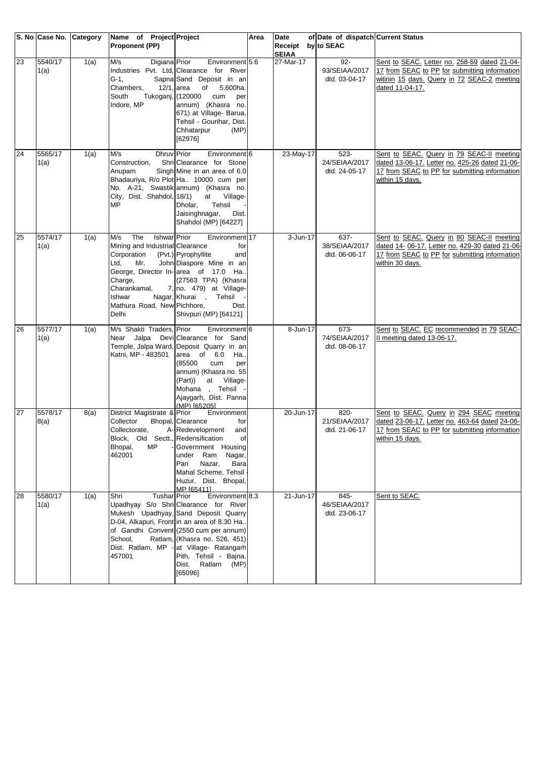| S. No | Case No. | Category | Name of Project Proponent (PP) | Project | Area | Date of Receipt by SEIAA | Date of dispatch to SEAC | Current Status |
|---|---|---|---|---|---|---|---|---|
| 23 | 5540/17 1(a) | 1(a) | M/s Digiana Industries Pvt. Ltd, G-1, Sapna Chambers, 12/1, South Tukoganj, Indore, MP | Prior Environment Clearance for River Sand Deposit in an area of 5.600ha. (120000 cum per annum) (Khasra no. 671) at Village- Barua, Tehsil - Gourihar, Dist. Chhatarpur (MP) [62976] | 5.6 | 27-Mar-17 | 92-93/SEIAA/2017 dtd. 03-04-17 | Sent to SEAC. Letter no. 258-59 dated 21-04-17 from SEAC to PP for submitting information witinin 15 days. Query in 72 SEAC-2 meeting dated 11-04-17. |
| 24 | 5565/17 1(a) | 1(a) | M/s Dhruv Construction, Shri Anupam Singh Bhadauriya, R/o Plot No. A-21, Swastik City, Dist. Shahdol, MP | Prior Environment Clearance for Stone Mine in an area of 6.0 Ha.. 10000 cum per annum) (Khasra no. 18/1) at Village- Dholar, Tehsil - Jaisinghnagar, Dist. Shahdol (MP) [64227] | 6 | 23-May-17 | 523-24/SEIAA/2017 dtd. 24-05-17 | Sent to SEAC. Query in 79 SEAC-II meeting dated 13-06-17. Letter no. 425-26 dated 21-06-17 from SEAC to PP for submitting information within 15 days. |
| 25 | 5574/17 1(a) | 1(a) | M/s The Ishwar Mining and Industrial Corporation (Pvt.) Ltd, Mr. John George, Director In-Charge, Charankamal, 7, Ishwar Nagar, Mathura Road, New Delhi | Prior Environment Clearance for Pyrophyllite and Diaspore Mine in an area of 17.0 Ha.. (27563 TPA) (Khasra no. 479) at Village- Khurai , Tehsil - Pichhore, Dist. Shivpuri (MP) [64121] | 17 | 3-Jun-17 | 637-38/SEIAA/2017 dtd. 06-06-17 | Sent to SEAC. Query in 80 SEAC-II meeting dated 14- 06-17. Letter no. 429-30 dated 21-06-17 from SEAC to PP for submitting information within 30 days. |
| 26 | 5577/17 1(a) | 1(a) | M/s Shakti Traders, Near Jalpa Devi Temple, Jalpa Ward, Katni, MP - 483501 | Prior Environment Clearance for Sand Deposit Quarry in an area of 6.0 Ha.. (85500 cum per annum) (Khasra no. 55 (Part)) at Village- Mohana , Tehsil - Ajaygarh, Dist. Panna (MP) [65205] | 6 | 8-Jun-17 | 673-74/SEIAA/2017 dtd. 08-06-17 | Sent to SEAC. EC recommended in 79 SEAC-II meeting dated 13-06-17. |
| 27 | 5578/17 8(a) | 8(a) | District Magistrate & Collector Bhopal, Collectorate, A-Block, Old Sectt., Bhopal, MP - 462001 | Prior Environment Clearance for Redevelopment and Redensification of Government Housing under Ram Nagar, Pari Nazar, Bara Mahal Scheme, Tehsil - Huzur, Dist. Bhopal, MP [65411] | | 20-Jun-17 | 820-21/SEIAA/2017 dtd. 21-06-17 | Sent to SEAC. Query in 294 SEAC meeting dated 23-06-17. Letter no. 463-64 dated 24-06-17 from SEAC to PP for submitting information within 15 days. |
| 28 | 5580/17 1(a) | 1(a) | Shri Tushar Upadhyay S/o Shri Mukesh Upadhyay, D-04, Alkapuri, Front of Gandhi Convent School, Ratlam, Dist. Ratlam, MP - 457001 | Prior Environment Clearance for River Sand Deposit Quarry in an area of 8.30 Ha.. (2550 cum per annum) (Khasra no. 526, 451) at Village- Ratangarh Pith, Tehsil - Bajna, Dist. Ratlam (MP) [65096] | 8.3 | 21-Jun-17 | 845-46/SEIAA/2017 dtd. 23-06-17 | Sent to SEAC. |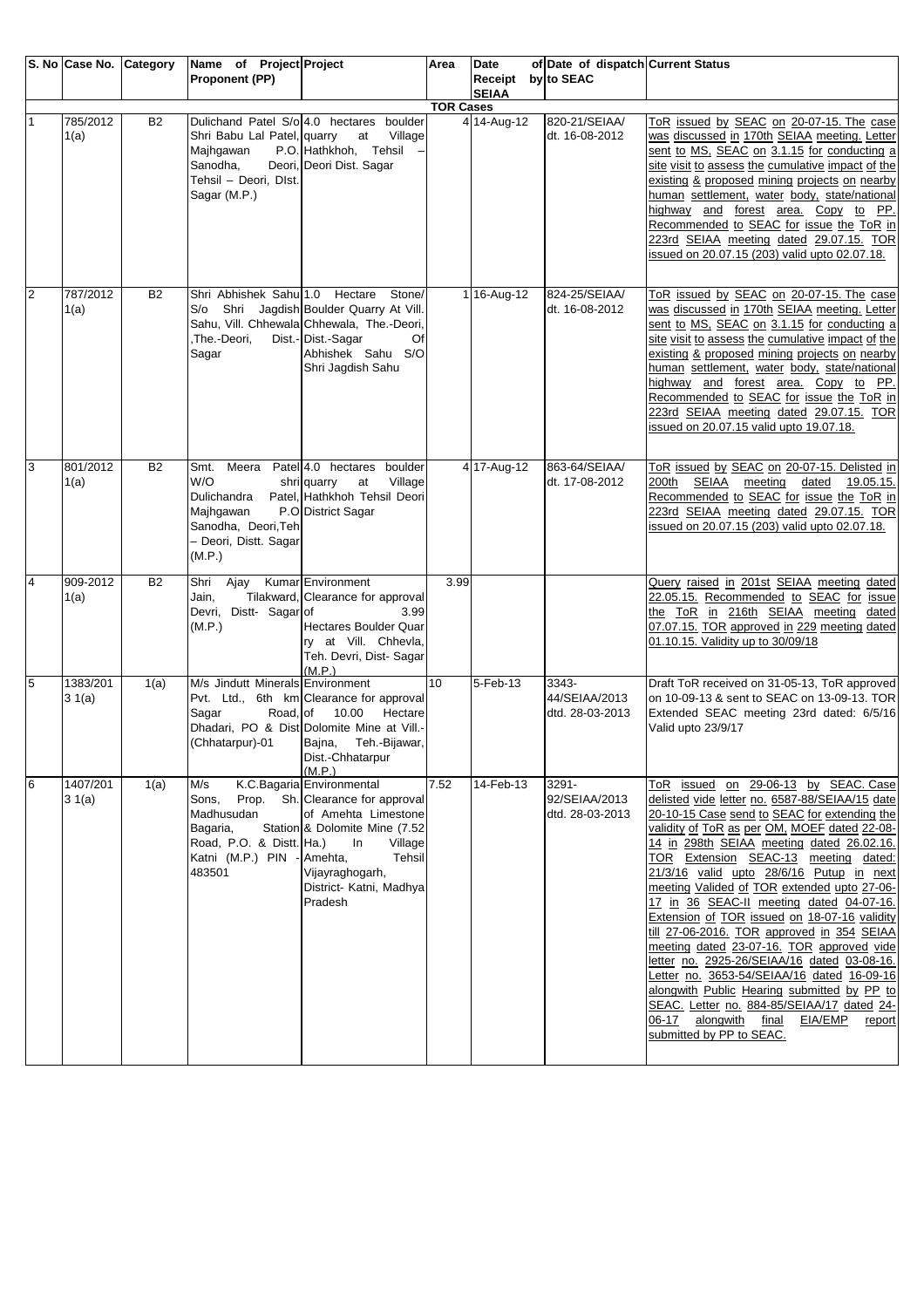| S. No | Case No. | Category | Name of Project Proponent (PP) | Project | Area | Date of Receipt by SEIAA | Date of dispatch to SEAC | Current Status |
|---|---|---|---|---|---|---|---|---|
| **TOR Cases** | | | | | | | | |
| 1 | 785/2012 1(a) | B2 | Dulichand Patel S/o Shri Babu Lal Patel, Majhgawan P.O. Sanodha, Deori, Tehsil – Deori, DIst. Sagar (M.P.) | 4.0 hectares boulder quarry at Village Hathkhoh, Tehsil – Deori Dist. Sagar | 4 | 14-Aug-12 | 820-21/SEIAA/ dt. 16-08-2012 | ToR issued by SEAC on 20-07-15. The case was discussed in 170th SEIAA meeting. Letter sent to MS, SEAC on 3.1.15 for conducting a site visit to assess the cumulative impact of the existing & proposed mining projects on nearby human settlement, water body, state/national highway and forest area. Copy to PP. Recommended to SEAC for issue the ToR in 223rd SEIAA meeting dated 29.07.15. TOR issued on 20.07.15 (203) valid upto 02.07.18. |
| 2 | 787/2012 1(a) | B2 | Shri Abhishek Sahu S/o Shri Jagdish Sahu, Vill. Chhewala ,The.-Deori, Dist.-Sagar | 1.0 Hectare Stone/ Boulder Quarry At Vill. Chhewala, The.-Deori, Dist.-Sagar Of Abhishek Sahu S/O Shri Jagdish Sahu | 1 | 16-Aug-12 | 824-25/SEIAA/ dt. 16-08-2012 | ToR issued by SEAC on 20-07-15. The case was discussed in 170th SEIAA meeting. Letter sent to MS, SEAC on 3.1.15 for conducting a site visit to assess the cumulative impact of the existing & proposed mining projects on nearby human settlement, water body, state/national highway and forest area. Copy to PP. Recommended to SEAC for issue the ToR in 223rd SEIAA meeting dated 29.07.15. TOR issued on 20.07.15 valid upto 19.07.18. |
| 3 | 801/2012 1(a) | B2 | Smt. Meera Patel W/O shri Dulichandra Patel, Majhgawan P.O Sanodha, Deori,Teh – Deori, Distt. Sagar (M.P.) | 4.0 hectares boulder quarry at Village Hathkhoh Tehsil Deori District Sagar | 4 | 17-Aug-12 | 863-64/SEIAA/ dt. 17-08-2012 | ToR issued by SEAC on 20-07-15. Delisted in 200th SEIAA meeting dated 19.05.15. Recommended to SEAC for issue the ToR in 223rd SEIAA meeting dated 29.07.15. TOR issued on 20.07.15 (203) valid upto 02.07.18. |
| 4 | 909-2012 1(a) | B2 | Shri Ajay Kumar Jain, Tilakward, Devri, Distt- Sagar (M.P.) | Environment Clearance for approval of 3.99 Hectares Boulder Quarry at Vill. Chhevla, Teh. Devri, Dist- Sagar (M.P.) | 3.99 | | | Query raised in 201st SEIAA meeting dated 22.05.15. Recommended to SEAC for issue the ToR in 216th SEIAA meeting dated 07.07.15. TOR approved in 229 meeting dated 01.10.15. Validity up to 30/09/18 |
| 5 | 1383/2013 1(a) | 1(a) | M/s Jindutt Minerals Pvt. Ltd., 6th km Sagar Road, Dhadari, PO & Dist (Chhatarpur)-01 | Environment Clearance for approval of 10.00 Hectare Dolomite Mine at Vill.-Bajna, Teh.-Bijawar, Dist.-Chhatarpur (M.P.) | 10 | 5-Feb-13 | 3343-44/SEIAA/2013 dtd. 28-03-2013 | Draft ToR received on 31-05-13, ToR approved on 10-09-13 & sent to SEAC on 13-09-13. TOR Extended SEAC meeting 23rd dated: 6/5/16 Valid upto 23/9/17 |
| 6 | 1407/2013 1(a) | 1(a) | M/s K.C.Bagaria Sons, Prop. Sh. Madhusudan Bagaria, Station Road, P.O. & Distt. Katni (M.P.) PIN - 483501 | Environmental Clearance for approval of Amehta Limestone & Dolomite Mine (7.52 Ha.) In Village Amehta, Tehsil Vijayraghogarh, District- Katni, Madhya Pradesh | 7.52 | 14-Feb-13 | 3291-92/SEIAA/2013 dtd. 28-03-2013 | ToR issued on 29-06-13 by SEAC. Case delisted vide letter no. 6587-88/SEIAA/15 date 20-10-15 Case send to SEAC for extending the validity of ToR as per OM, MOEF dated 22-08-14 in 298th SEIAA meeting dated 26.02.16. TOR Extension SEAC-13 meeting dated: 21/3/16 valid upto 28/6/16 Putup in next meeting Valided of TOR extended upto 27-06-17 in 36 SEAC-II meeting dated 04-07-16. Extension of TOR issued on 18-07-16 validity till 27-06-2016. TOR approved in 354 SEIAA meeting dated 23-07-16. TOR approved vide letter no. 2925-26/SEIAA/16 dated 03-08-16. Letter no. 3653-54/SEIAA/16 dated 16-09-16 alongwith Public Hearing submitted by PP to SEAC. Letter no. 884-85/SEIAA/17 dated 24-06-17 alongwith final EIA/EMP report submitted by PP to SEAC. |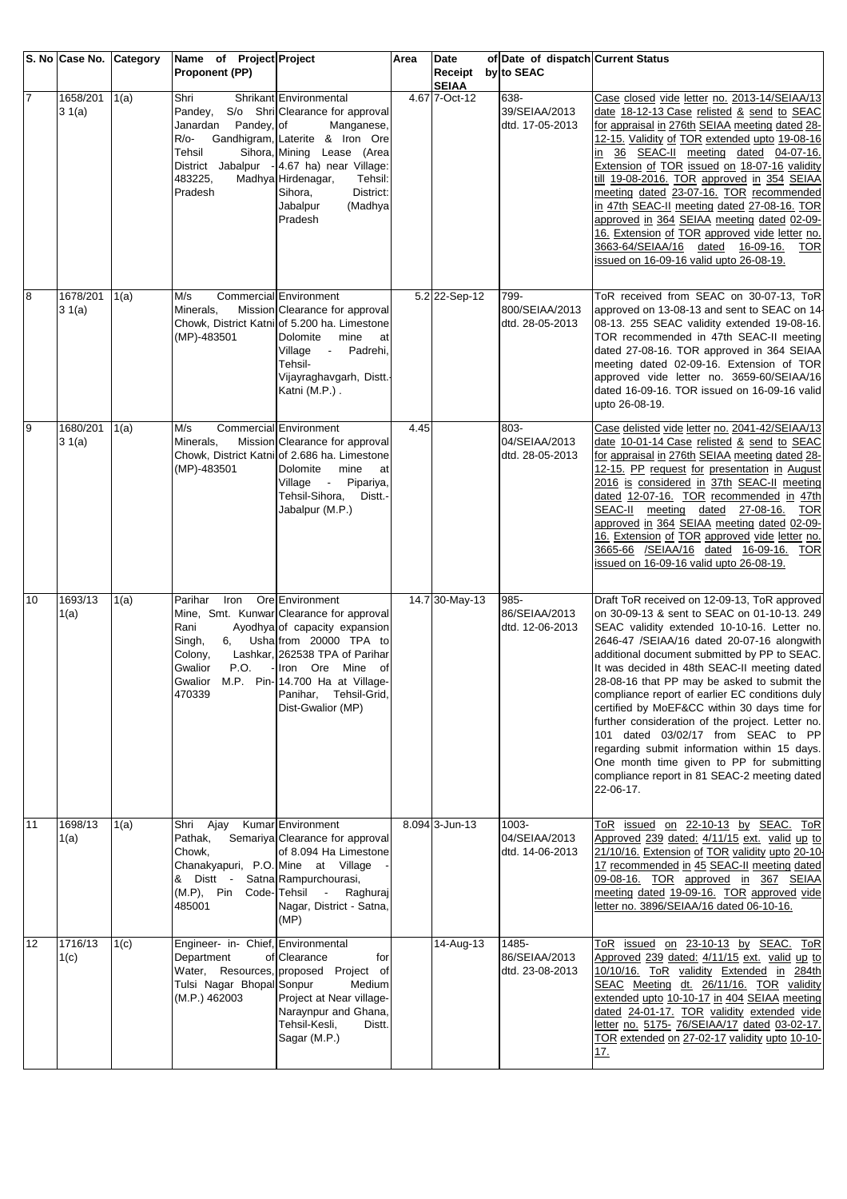| S. No | Case No. | Category | Name of Project Proponent (PP) | Project | Area | Date of Receipt by SEIAA | Date of dispatch to SEAC | Current Status |
|---|---|---|---|---|---|---|---|---|
| 7 | 1658/2013 1(a) | 1(a) | Shri Shrikant Pandey, S/o Shri Janardan Pandey, R/o- Gandhigram, Tehsil Sihora, District Jabalpur - 483225, Madhya Pradesh | Environmental Clearance for approval of Manganese, Laterite & Iron Ore Mining Lease (Area 4.67 ha) near Village: Hirdenagar, Tehsil: Sihora, District: Jabalpur (Madhya Pradesh | 4.67 | 7-Oct-12 | 638-39/SEIAA/2013 dtd. 17-05-2013 | Case closed vide letter no. 2013-14/SEIAA/13 date 18-12-13 Case relisted & send to SEAC for appraisal in 276th SEIAA meeting dated 28-12-15. Validity of TOR extended upto 19-08-16 in 36 SEAC-II meeting dated 04-07-16. Extension of TOR issued on 18-07-16 validity till 19-08-2016. TOR approved in 354 SEIAA meeting dated 23-07-16. TOR recommended in 47th SEAC-II meeting dated 27-08-16. TOR approved in 364 SEIAA meeting dated 02-09-16. Extension of TOR approved vide letter no. 3663-64/SEIAA/16 dated 16-09-16. TOR issued on 16-09-16 valid upto 26-08-19. |
| 8 | 1678/2013 1(a) | 1(a) | M/s Commercial Minerals, Mission Chowk, District Katni (MP)-483501 | Environment Clearance for approval of 5.200 ha. Limestone Dolomite mine at Village - Padrehi, Tehsil- Vijayraghavgarh, Distt.- Katni (M.P.) . | 5.2 | 22-Sep-12 | 799-800/SEIAA/2013 dtd. 28-05-2013 | ToR received from SEAC on 30-07-13, ToR approved on 13-08-13 and sent to SEAC on 14-08-13. 255 SEAC validity extended 19-08-16. TOR recommended in 47th SEAC-II meeting dated 27-08-16. TOR approved in 364 SEIAA meeting dated 02-09-16. Extension of TOR approved vide letter no. 3659-60/SEIAA/16 dated 16-09-16. TOR issued on 16-09-16 valid upto 26-08-19. |
| 9 | 1680/2013 1(a) | 1(a) | M/s Commercial Minerals, Mission Chowk, District Katni (MP)-483501 | Environment Clearance for approval of 2.686 ha. Limestone Dolomite mine at Village - Pipariya, Tehsil-Sihora, Distt.- Jabalpur (M.P.) | 4.45 | | 803-04/SEIAA/2013 dtd. 28-05-2013 | Case delisted vide letter no. 2041-42/SEIAA/13 date 10-01-14 Case relisted & send to SEAC for appraisal in 276th SEIAA meeting dated 28-12-15. PP request for presentation in August 2016 is considered in 37th SEAC-II meeting dated 12-07-16. TOR recommended in 47th SEAC-II meeting dated 27-08-16. TOR approved in 364 SEIAA meeting dated 02-09-16. Extension of TOR approved vide letter no. 3665-66 /SEIAA/16 dated 16-09-16. TOR issued on 16-09-16 valid upto 26-08-19. |
| 10 | 1693/13 1(a) | 1(a) | Parihar Iron Ore Mine, Smt. Kunwar Rani Ayodhya Singh, 6, Usha Colony, Lashkar, Gwalior P.O. - Gwalior M.P. Pin-470339 | Environment Clearance for approval of capacity expansion from 20000 TPA to 262538 TPA of Parihar Iron Ore Mine of 14.700 Ha at Village-Panihar, Tehsil-Grid, Dist-Gwalior (MP) | 14.7 | 30-May-13 | 985-86/SEIAA/2013 dtd. 12-06-2013 | Draft ToR received on 12-09-13, ToR approved on 30-09-13 & sent to SEAC on 01-10-13. 249 SEAC validity extended 10-10-16. Letter no. 2646-47 /SEIAA/16 dated 20-07-16 alongwith additional document submitted by PP to SEAC. It was decided in 48th SEAC-II meeting dated 28-08-16 that PP may be asked to submit the compliance report of earlier EC conditions duly certified by MoEF&CC within 30 days time for further consideration of the project. Letter no. 101 dated 03/02/17 from SEAC to PP regarding submit information within 15 days. One month time given to PP for submitting compliance report in 81 SEAC-2 meeting dated 22-06-17. |
| 11 | 1698/13 1(a) | 1(a) | Shri Ajay Kumar Pathak, Semariya Chowk, Chanakyapuri, P.O. & Distt - Satna (M.P), Pin Code-485001 | Environment Clearance for approval of 8.094 Ha Limestone Mine at Village - Rampurchourasi, Tehsil - Raghuraj Nagar, District - Satna, (MP) | 8.094 | 3-Jun-13 | 1003-04/SEIAA/2013 dtd. 14-06-2013 | ToR issued on 22-10-13 by SEAC. ToR Approved 239 dated: 4/11/15 ext. valid up to 21/10/16. Extension of TOR validity upto 20-10-17 recommended in 45 SEAC-II meeting dated 09-08-16. TOR approved in 367 SEIAA meeting dated 19-09-16. TOR approved vide letter no. 3896/SEIAA/16 dated 06-10-16. |
| 12 | 1716/13 1(c) | 1(c) | Engineer- in- Chief, Department of Water, Resources, Tulsi Nagar Bhopal (M.P.) 462003 | Environmental Clearance for proposed Project of Sonpur Medium Project at Near village-Naraynpur and Ghana, Tehsil-Kesli, Distt. Sagar (M.P.) | | 14-Aug-13 | 1485-86/SEIAA/2013 dtd. 23-08-2013 | ToR issued on 23-10-13 by SEAC. ToR Approved 239 dated: 4/11/15 ext. valid up to 10/10/16. ToR validity Extended in 284th SEAC Meeting dt. 26/11/16. TOR validity extended upto 10-10-17 in 404 SEIAA meeting dated 24-01-17. TOR validity extended vide letter no. 5175- 76/SEIAA/17 dated 03-02-17. TOR extended on 27-02-17 validity upto 10-10-17. |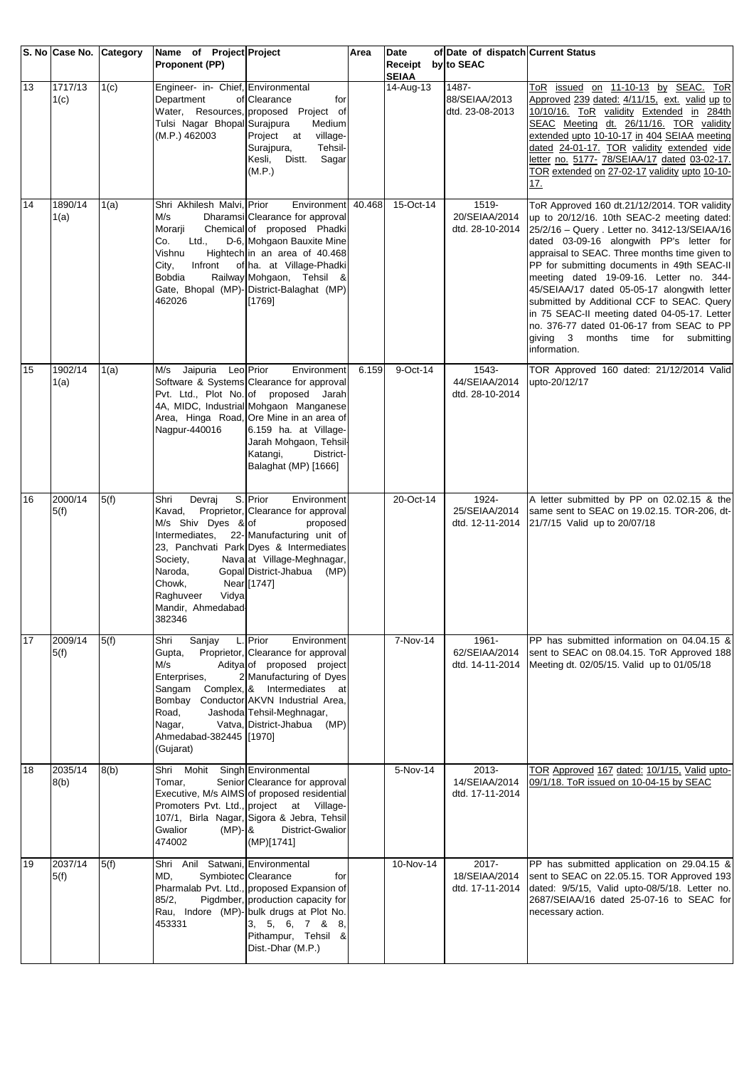| S. No | Case No. | Category | Name of Project Proponent (PP) | Project | Area | Date of Receipt by SEIAA | Date of dispatch to SEAC | Current Status |
|---|---|---|---|---|---|---|---|---|
| 13 | 1717/13 1(c) | 1(c) | Engineer- in- Chief, Department of Water, Resources, Tulsi Nagar Bhopal (M.P.) 462003 | Environmental Clearance for proposed Project of Surajpura Medium Project at village- Surajpura, Tehsil- Kesli, Distt. Sagar (M.P.) | | 14-Aug-13 | 1487-88/SEIAA/2013 dtd. 23-08-2013 | ToR issued on 11-10-13 by SEAC. ToR Approved 239 dated: 4/11/15, ext. valid up to 10/10/16. ToR validity Extended in 284th SEAC Meeting dt. 26/11/16. TOR validity extended upto 10-10-17 in 404 SEIAA meeting dated 24-01-17. TOR validity extended vide letter no. 5177- 78/SEIAA/17 dated 03-02-17. TOR extended on 27-02-17 validity upto 10-10-17. |
| 14 | 1890/14 1(a) | 1(a) | Shri Akhilesh Malvi, M/s Dharamsi Morarji Chemical Co. Ltd., D-6, Vishnu Hightech City, Infront of Bobdia Railway Gate, Bhopal (MP)-462026 | Prior Environment Clearance for approval of proposed Phadki Mohgaon Bauxite Mine in an area of 40.468 ha. at Village-Phadki Mohgaon, Tehsil & District-Balaghat (MP) [1769] | 40.468 | 15-Oct-14 | 1519-20/SEIAA/2014 dtd. 28-10-2014 | ToR Approved 160 dt.21/12/2014. TOR validity up to 20/12/16. 10th SEAC-2 meeting dated: 25/2/16 – Query . Letter no. 3412-13/SEIAA/16 dated 03-09-16 alongwith PP's letter for appraisal to SEAC. Three months time given to PP for submitting documents in 49th SEAC-II meeting dated 19-09-16. Letter no. 344-45/SEIAA/17 dated 05-05-17 alongwith letter submitted by Additional CCF to SEAC. Query in 75 SEAC-II meeting dated 04-05-17. Letter no. 376-77 dated 01-06-17 from SEAC to PP giving 3 months time for submitting information. |
| 15 | 1902/14 1(a) | 1(a) | M/s Jaipuria Leo Software & Systems Pvt. Ltd., Plot No. 4A, MIDC, Industrial Area, Hinga Road, Nagpur-440016 | Prior Environment Clearance for approval of proposed Jarah Mohgaon Manganese Ore Mine in an area of 6.159 ha. at Village-Jarah Mohgaon, Tehsil-Katangi, District-Balaghat (MP) [1666] | 6.159 | 9-Oct-14 | 1543-44/SEIAA/2014 dtd. 28-10-2014 | TOR Approved 160 dated: 21/12/2014 Valid upto-20/12/17 |
| 16 | 2000/14 5(f) | 5(f) | Shri Devraj S. Kavad, Proprietor, M/s Shiv Dyes & Intermediates, 22-23, Panchvati Park Society, Nava Naroda, Gopal Chowk, Near Raghuveer Vidya Mandir, Ahmedabad 382346 | Prior Environment Clearance for approval of proposed Manufacturing unit of Dyes & Intermediates at Village-Meghnagar, District-Jhabua (MP) [1747] | | 20-Oct-14 | 1924-25/SEIAA/2014 dtd. 12-11-2014 | A letter submitted by PP on 02.02.15 & the same sent to SEAC on 19.02.15. TOR-206, dt-21/7/15 Valid up to 20/07/18 |
| 17 | 2009/14 5(f) | 5(f) | Shri Sanjay L. Gupta, Proprietor, M/s Aditya Enterprises, 2 Sangam Complex, Bombay Conductor Road, Jashoda Nagar, Vatva, Ahmedabad-382445 (Gujarat) | Prior Environment Clearance for approval of proposed Manufacturing of Dyes & Intermediates at AKVN Industrial Area, Tehsil-Meghnagar, District-Jhabua (MP) [1970] | | 7-Nov-14 | 1961-62/SEIAA/2014 dtd. 14-11-2014 | PP has submitted information on 04.04.15 & sent to SEAC on 08.04.15. ToR Approved 188 Meeting dt. 02/05/15. Valid up to 01/05/18 |
| 18 | 2035/14 8(b) | 8(b) | Shri Mohit Singh Tomar, Senior Executive, M/s AIMS Promoters Pvt. Ltd., 107/1, Birla Nagar, Gwalior (MP)-474002 | Environmental Clearance for approval of proposed residential project at Village-Sigora & Jebra, Tehsil & District-Gwalior (MP)[1741] | | 5-Nov-14 | 2013-14/SEIAA/2014 dtd. 17-11-2014 | TOR Approved 167 dated: 10/1/15, Valid upto-09/1/18. ToR issued on 10-04-15 by SEAC |
| 19 | 2037/14 5(f) | 5(f) | Shri Anil Satwani, MD, Symbiotec Pharmalab Pvt. Ltd., 85/2, Pigdmber, Rau, Indore (MP)-453331 | Environmental Clearance for proposed Expansion of production capacity for bulk drugs at Plot No. 3, 5, 6, 7 & 8, Pithampur, Tehsil & Dist.-Dhar (M.P.) | | 10-Nov-14 | 2017-18/SEIAA/2014 dtd. 17-11-2014 | PP has submitted application on 29.04.15 & sent to SEAC on 22.05.15. TOR Approved 193 dated: 9/5/15, Valid upto-08/5/18. Letter no. 2687/SEIAA/16 dated 25-07-16 to SEAC for necessary action. |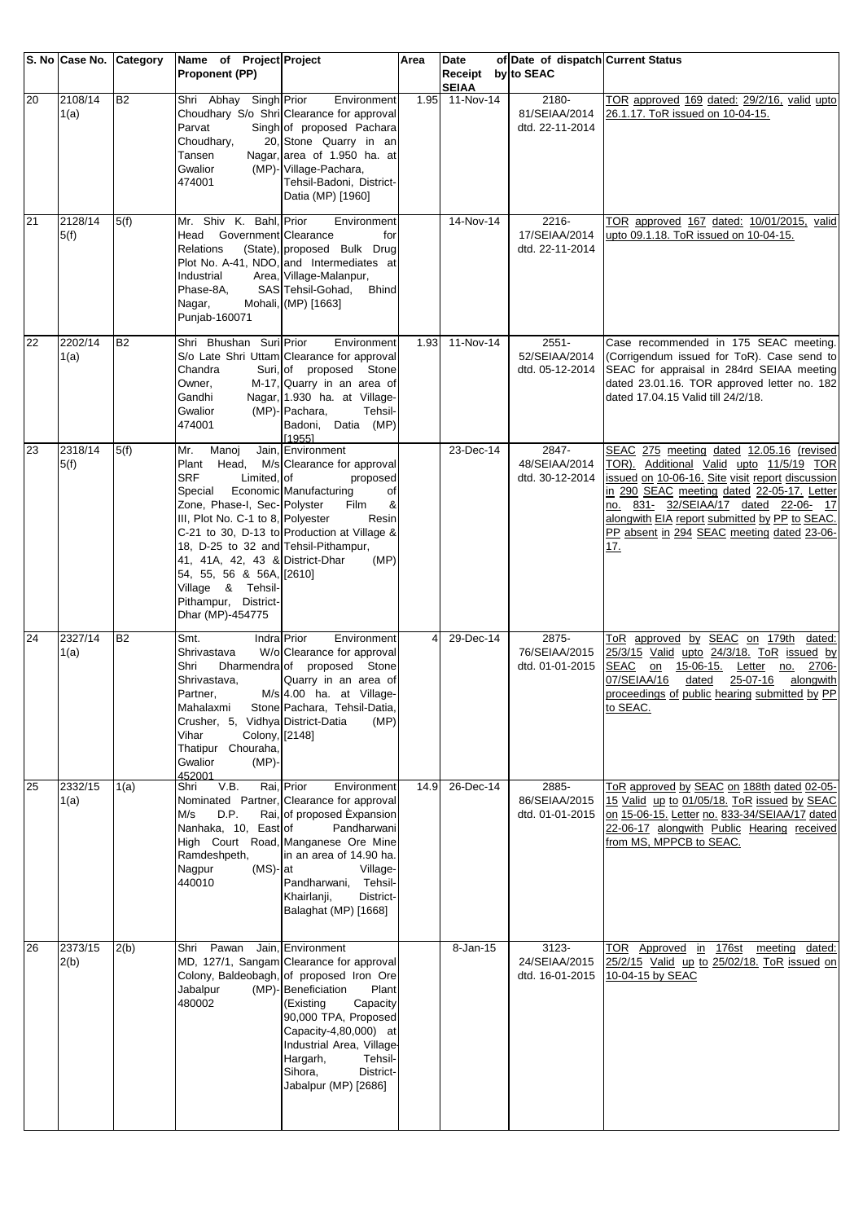| S. No | Case No. | Category | Name of Project Proponent (PP) | Project | Area | Date of Receipt by SEIAA | Date of dispatch to SEAC | Current Status |
|---|---|---|---|---|---|---|---|---|
| 20 | 2108/14 1(a) | B2 | Shri Abhay Singh Choudhary S/o Shri Parvat Singh Choudhary, 20, Tansen Nagar, Gwalior (MP)-474001 | Prior Environment Clearance for approval of proposed Pachara Stone Quarry in an area of 1.950 ha. at Village-Pachara, Tehsil-Badoni, District-Datia (MP) [1960] | 1.95 | 11-Nov-14 | 2180-81/SEIAA/2014 dtd. 22-11-2014 | TOR approved 169 dated: 29/2/16, valid upto 26.1.17. ToR issued on 10-04-15. |
| 21 | 2128/14 5(f) | 5(f) | Mr. Shiv K. Bahl, Head Government Relations (State), Plot No. A-41, NDO, Industrial Area, Phase-8A, SAS Nagar, Mohali, Punjab-160071 | Prior Environment Clearance for proposed Bulk Drug and Intermediates at Village-Malanpur, Tehsil-Gohad, Bhind (MP) [1663] | | 14-Nov-14 | 2216-17/SEIAA/2014 dtd. 22-11-2014 | TOR approved 167 dated: 10/01/2015, valid upto 09.1.18. ToR issued on 10-04-15. |
| 22 | 2202/14 1(a) | B2 | Shri Bhushan Suri S/o Late Shri Uttam Chandra Suri, Owner, M-17, Gandhi Nagar, Gwalior (MP)-474001 | Prior Environment Clearance for approval of proposed Stone Quarry in an area of 1.930 ha. at Village-Pachara, Tehsil-Badoni, Datia (MP) [1955] | 1.93 | 11-Nov-14 | 2551-52/SEIAA/2014 dtd. 05-12-2014 | Case recommended in 175 SEAC meeting. (Corrigendum issued for ToR). Case send to SEAC for appraisal in 284rd SEIAA meeting dated 23.01.16. TOR approved letter no. 182 dated 17.04.15 Valid till 24/2/18. |
| 23 | 2318/14 5(f) | 5(f) | Mr. Manoj Jain, Plant Head, M/s SRF Limited, Special Economic Zone, Phase-I, Sec-III, Plot No. C-1 to 8, C-21 to 30, D-13 to 18, D-25 to 32 and 41, 41A, 42, 43 & 54, 55, 56 & 56A, Village & Tehsil-Pithampur, District-Dhar (MP)-454775 | Environment Clearance for of proposed Manufacturing of Polyester Film & Polyester Resin Production at Village & Tehsil-Pithampur, District-Dhar (MP) [2610] | | 23-Dec-14 | 2847-48/SEIAA/2014 dtd. 30-12-2014 | SEAC 275 meeting dated 12.05.16 (revised TOR). Additional Valid upto 11/5/19 TOR issued on 10-06-16. Site visit report discussion in 290 SEAC meeting dated 22-05-17. Letter no. 831- 32/SEIAA/17 dated 22-06- 17 alongwith EIA report submitted by PP to SEAC. PP absent in 294 SEAC meeting dated 23-06-17. |
| 24 | 2327/14 1(a) | B2 | Smt. Indra Shrivastava W/o Shri Dharmendra Shrivastava, Partner, M/s Mahalaxmi Stone Crusher, 5, Vidhya Vihar Colony, Thatipur Chouraha, Gwalior (MP)-452001 | Prior Environment Clearance for approval of proposed Stone Quarry in an area of 4.00 ha. at Village-Pachara, Tehsil-Datia, District-Datia (MP) [2148] | 4 | 29-Dec-14 | 2875-76/SEIAA/2015 dtd. 01-01-2015 | ToR approved by SEAC on 179th dated: 25/3/15 Valid upto 24/3/18. ToR issued by SEAC on 15-06-15. Letter no. 2706-07/SEIAA/16 dated 25-07-16 alongwith proceedings of public hearing submitted by PP to SEAC. |
| 25 | 2332/15 1(a) | 1(a) | Shri V.B. Rai, Nominated Partner, M/s D.P. Rai, Nanhaka, 10, East High Court Road, Ramdeshpeth, Nagpur (MS)-440010 | Prior Environment Clearance for approval of proposed Èxpansion of Pandharwani Manganese Ore Mine in an area of 14.90 ha. at Village-Pandharwani, Tehsil-Khairlanji, District-Balaghat (MP) [1668] | 14.9 | 26-Dec-14 | 2885-86/SEIAA/2015 dtd. 01-01-2015 | ToR approved by SEAC on 188th dated 02-05-15 Valid up to 01/05/18. ToR issued by SEAC on 15-06-15. Letter no. 833-34/SEIAA/17 dated 22-06-17 alongwith Public Hearing received from MS, MPPCB to SEAC. |
| 26 | 2373/15 2(b) | 2(b) | Shri Pawan Jain, MD, 127/1, Sangam Colony, Baldeobagh, Jabalpur (MP)-480002 | Environment Clearance for approval of proposed Iron Ore Beneficiation Plant (Existing Capacity 90,000 TPA, Proposed Capacity-4,80,000) at Industrial Area, Village-Hargarh, Tehsil-Sihora, District-Jabalpur (MP) [2686] | | 8-Jan-15 | 3123-24/SEIAA/2015 dtd. 16-01-2015 | TOR Approved in 176st meeting dated: 25/2/15 Valid up to 25/02/18. ToR issued on 10-04-15 by SEAC |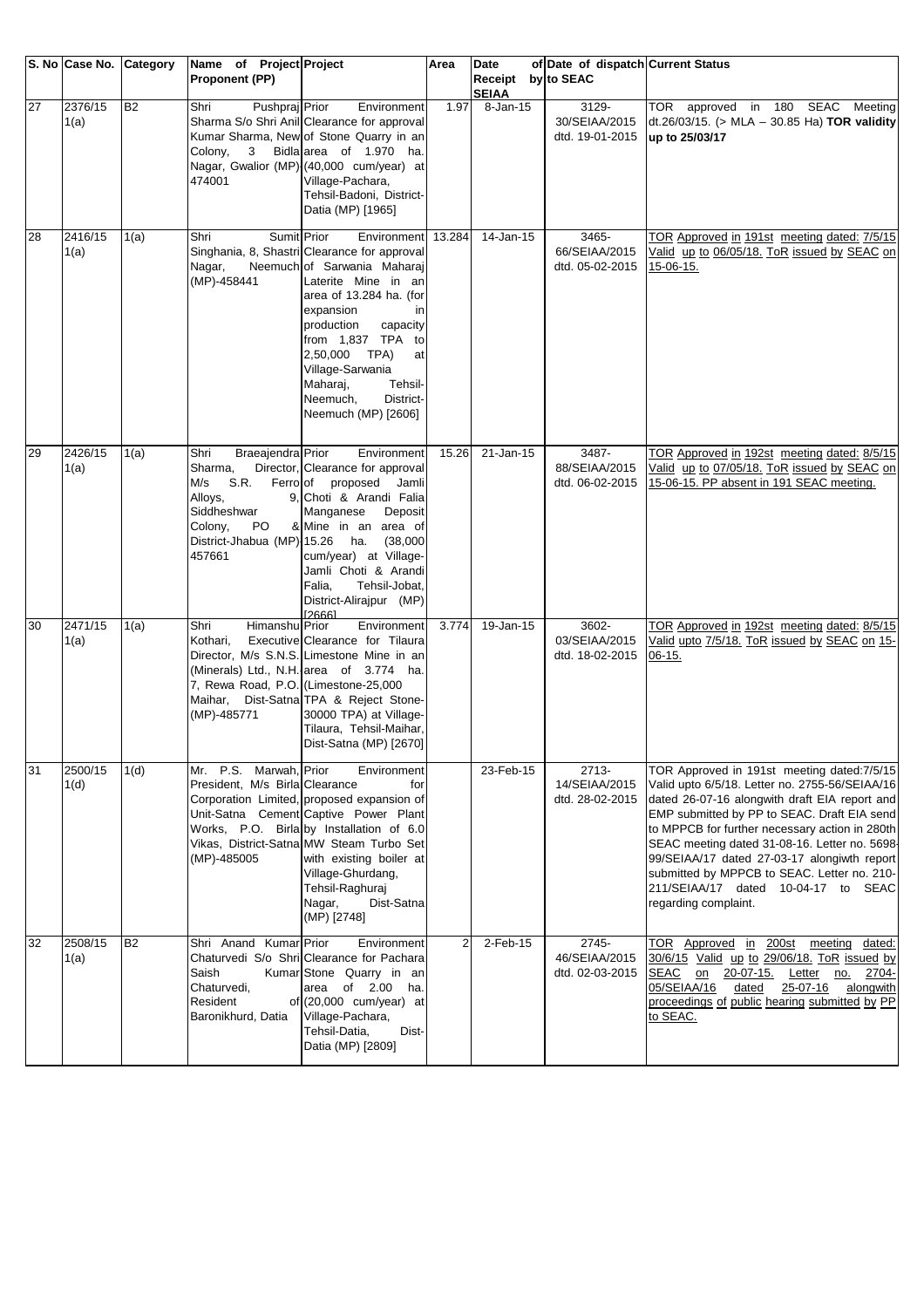| S. No | Case No. | Category | Name of Project Proponent (PP) | Project | Area | Date of Receipt by SEIAA | Date of dispatch to SEAC | Current Status |
|---|---|---|---|---|---|---|---|---|
| 27 | 2376/15 1(a) | B2 | Shri Pushpraj Sharma S/o Shri Anil Kumar Sharma, New Colony, 3 Bidla Nagar, Gwalior (MP)-474001 | Prior Environment Clearance for approval of Stone Quarry in an area of 1.970 ha. (40,000 cum/year) at Village-Pachara, Tehsil-Badoni, District-Datia (MP) [1965] | 1.97 | 8-Jan-15 | 3129-30/SEIAA/2015 dtd. 19-01-2015 | TOR approved in 180 SEAC Meeting dt.26/03/15. (> MLA – 30.85 Ha) **TOR validity up to 25/03/17** |
| 28 | 2416/15 1(a) | 1(a) | Shri Sumit Singhania, 8, Shastri Nagar, Neemuch (MP)-458441 | Prior Environment Clearance for approval of Sarwania Maharaj Laterite Mine in an area of 13.284 ha. (for expansion in production capacity from 1,837 TPA to 2,50,000 TPA) at Village-Sarwania Maharaj, Tehsil-Neemuch, District-Neemuch (MP) [2606] | 13.284 | 14-Jan-15 | 3465-66/SEIAA/2015 dtd. 05-02-2015 | TOR Approved in 191st meeting dated: 7/5/15 Valid up to 06/05/18. ToR issued by SEAC on 15-06-15. |
| 29 | 2426/15 1(a) | 1(a) | Shri Braeajendra Sharma, Director, M/s S.R. Ferro Alloys, 9, Siddheshwar Colony, PO & District-Jhabua (MP)-457661 | Prior Environment Clearance for approval of proposed Jamli Choti & Arandi Falia Manganese Deposit Mine in an area of 15.26 ha. (38,000 cum/year) at Village-Jamli Choti & Arandi Falia, Tehsil-Jobat, District-Alirajpur (MP) [2666] | 15.26 | 21-Jan-15 | 3487-88/SEIAA/2015 dtd. 06-02-2015 | TOR Approved in 192st meeting dated: 8/5/15 Valid up to 07/05/18. ToR issued by SEAC on 15-06-15. PP absent in 191 SEAC meeting. |
| 30 | 2471/15 1(a) | 1(a) | Shri Himanshu Kothari, Executive Director, M/s S.N.S. (Minerals) Ltd., N.H. 7, Rewa Road, P.O. Maihar, Dist-Satna (MP)-485771 | Prior Environment Clearance for Tilaura Limestone Mine in an area of 3.774 ha. (Limestone-25,000 TPA & Reject Stone-30000 TPA) at Village-Tilaura, Tehsil-Maihar, Dist-Satna (MP) [2670] | 3.774 | 19-Jan-15 | 3602-03/SEIAA/2015 dtd. 18-02-2015 | TOR Approved in 192st meeting dated: 8/5/15 Valid upto 7/5/18. ToR issued by SEAC on 15-06-15. |
| 31 | 2500/15 1(d) | 1(d) | Mr. P.S. Marwah, President, M/s Birla Corporation Limited, Unit-Satna Cement Works, P.O. Birla Vikas, District-Satna (MP)-485005 | Prior Environment Clearance for proposed expansion of Captive Power Plant by Installation of 6.0 MW Steam Turbo Set with existing boiler at Village-Ghurdang, Tehsil-Raghuraj Nagar, Dist-Satna (MP) [2748] | | 23-Feb-15 | 2713-14/SEIAA/2015 dtd. 28-02-2015 | TOR Approved in 191st meeting dated:7/5/15 Valid upto 6/5/18. Letter no. 2755-56/SEIAA/16 dated 26-07-16 alongwith draft EIA report and EMP submitted by PP to SEAC. Draft EIA send to MPPCB for further necessary action in 280th SEAC meeting dated 31-08-16. Letter no. 5698-99/SEIAA/17 dated 27-03-17 alongiwth report submitted by MPPCB to SEAC. Letter no. 210-211/SEIAA/17 dated 10-04-17 to SEAC regarding complaint. |
| 32 | 2508/15 1(a) | B2 | Shri Anand Kumar Chaturvedi S/o Shri Saish Kumar Chaturvedi, Resident of Baronikhurd, Datia | Prior Environment Clearance for Pachara Stone Quarry in an area of 2.00 ha. (20,000 cum/year) at Village-Pachara, Tehsil-Datia, Dist-Datia (MP) [2809] | 2 | 2-Feb-15 | 2745-46/SEIAA/2015 dtd. 02-03-2015 | TOR Approved in 200st meeting dated: 30/6/15 Valid up to 29/06/18. ToR issued by SEAC on 20-07-15. Letter no. 2704-05/SEIAA/16 dated 25-07-16 alongwith proceedings of public hearing submitted by PP to SEAC. |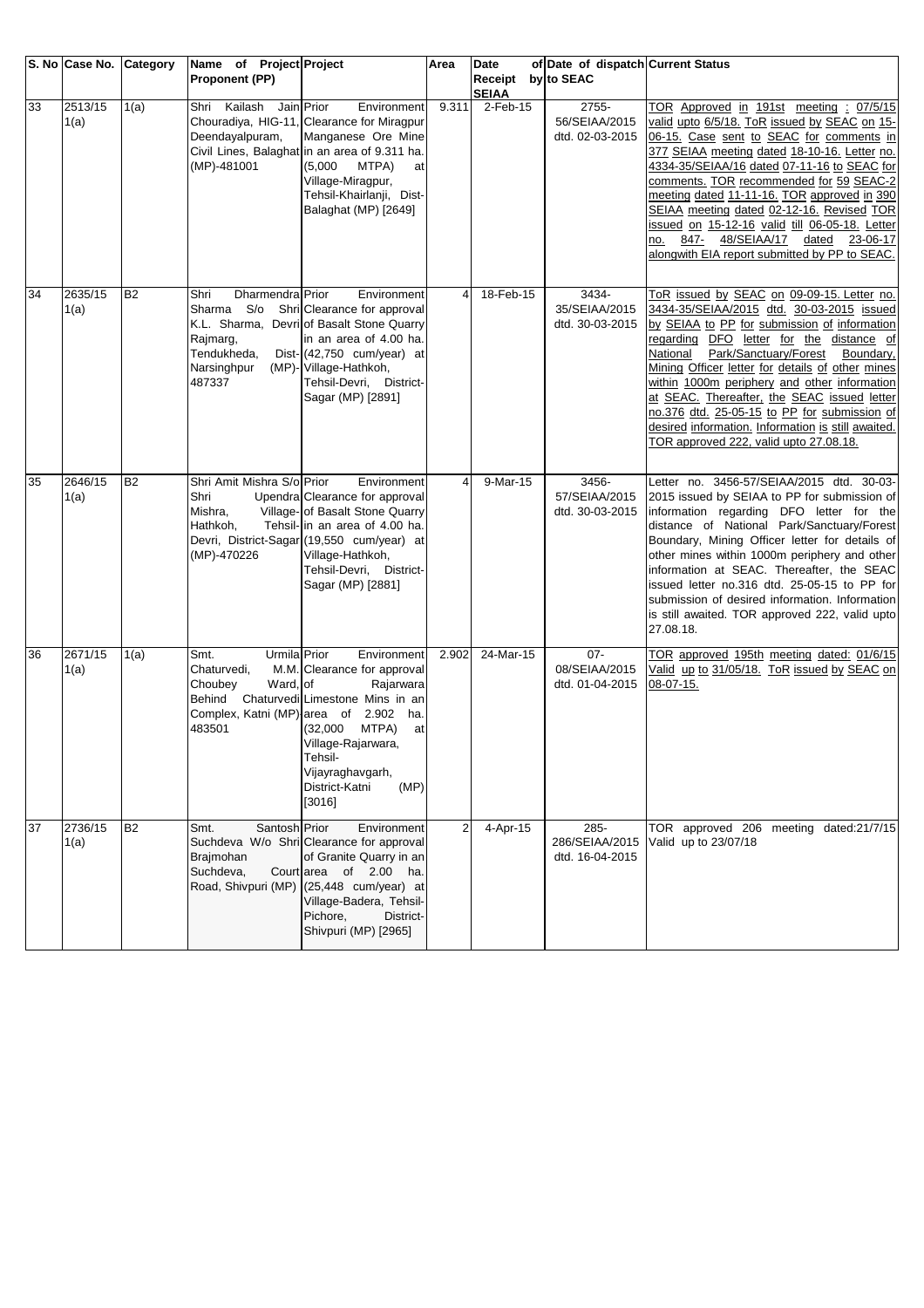| S. No | Case No. | Category | Name of Project Proponent (PP) | Project | Area | Date of Receipt by SEIAA | Date of dispatch to SEAC | Current Status |
|---|---|---|---|---|---|---|---|---|
| 33 | 2513/15 1(a) | 1(a) | Shri Kailash Jain Chouradiya, HIG-11, Deendayalpuram, Civil Lines, Balaghat (MP)-481001 | Prior Environment Clearance for Miragpur Manganese Ore Mine in an area of 9.311 ha. (5,000 MTPA) at Village-Miragpur, Tehsil-Khairlanji, Dist-Balaghat (MP) [2649] | 9.311 | 2-Feb-15 | 2755-56/SEIAA/2015 dtd. 02-03-2015 | TOR Approved in 191st meeting : 07/5/15 valid upto 6/5/18. ToR issued by SEAC on 15-06-15. Case sent to SEAC for comments in 377 SEIAA meeting dated 18-10-16. Letter no. 4334-35/SEIAA/16 dated 07-11-16 to SEAC for comments. TOR recommended for 59 SEAC-2 meeting dated 11-11-16. TOR approved in 390 SEIAA meeting dated 02-12-16. Revised TOR issued on 15-12-16 valid till 06-05-18. Letter no. 847- 48/SEIAA/17 dated 23-06-17 alongwith EIA report submitted by PP to SEAC. |
| 34 | 2635/15 1(a) | B2 | Shri Dharmendra Sharma S/o Shri K.L. Sharma, Devri Rajmarg, Tendukheda, Dist-Narsinghpur (MP)-487337 | Prior Environment Clearance for approval of Basalt Stone Quarry in an area of 4.00 ha. (42,750 cum/year) at Village-Hathkoh, Tehsil-Devri, District-Sagar (MP) [2891] | 4 | 18-Feb-15 | 3434-35/SEIAA/2015 dtd. 30-03-2015 | ToR issued by SEAC on 09-09-15. Letter no. 3434-35/SEIAA/2015 dtd. 30-03-2015 issued by SEIAA to PP for submission of information regarding DFO letter for the distance of National Park/Sanctuary/Forest Boundary, Mining Officer letter for details of other mines within 1000m periphery and other information at SEAC. Thereafter, the SEAC issued letter no.376 dtd. 25-05-15 to PP for submission of desired information. Information is still awaited. TOR approved 222, valid upto 27.08.18. |
| 35 | 2646/15 1(a) | B2 | Shri Amit Mishra S/o Shri Upendra Mishra, Village-Hathkoh, Tehsil-Devri, District-Sagar (MP)-470226 | Prior Environment Clearance for approval of Basalt Stone Quarry in an area of 4.00 ha. (19,550 cum/year) at Village-Hathkoh, Tehsil-Devri, District-Sagar (MP) [2881] | 4 | 9-Mar-15 | 3456-57/SEIAA/2015 dtd. 30-03-2015 | Letter no. 3456-57/SEIAA/2015 dtd. 30-03-2015 issued by SEIAA to PP for submission of information regarding DFO letter for the distance of National Park/Sanctuary/Forest Boundary, Mining Officer letter for details of other mines within 1000m periphery and other information at SEAC. Thereafter, the SEAC issued letter no.316 dtd. 25-05-15 to PP for submission of desired information. Information is still awaited. TOR approved 222, valid upto 27.08.18. |
| 36 | 2671/15 1(a) | 1(a) | Smt. Urmila Chaturvedi, M.M. Choubey Ward, Behind Chaturvedi Complex, Katni (MP) 483501 | Prior Environment Clearance for approval of Rajarwara Limestone Mins in an area of 2.902 ha. (32,000 MTPA) at Village-Rajarwara, Tehsil-Vijayraghavgarh, District-Katni (MP) [3016] | 2.902 | 24-Mar-15 | 07-08/SEIAA/2015 dtd. 01-04-2015 | TOR approved 195th meeting dated: 01/6/15 Valid up to 31/05/18. ToR issued by SEAC on 08-07-15. |
| 37 | 2736/15 1(a) | B2 | Smt. Santosh Suchdeva W/o Shri Brajmohan Suchdeva, Court Road, Shivpuri (MP) | Prior Environment Clearance for approval of Granite Quarry in an area of 2.00 ha. (25,448 cum/year) at Village-Badera, Tehsil-Pichore, District-Shivpuri (MP) [2965] | 2 | 4-Apr-15 | 285-286/SEIAA/2015 dtd. 16-04-2015 | TOR approved 206 meeting dated:21/7/15 Valid up to 23/07/18 |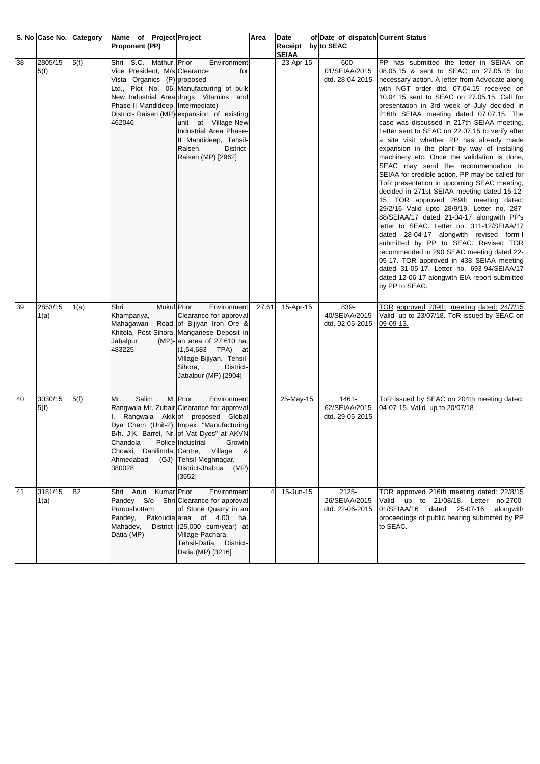| S. No | Case No. | Category | Name of Project Proponent (PP) | Project | Area | Date of Receipt by SEIAA | Date of dispatch to SEAC | Current Status |
|---|---|---|---|---|---|---|---|---|
| 38 | 2805/15 5(f) | 5(f) | Shri S.C. Mathur, Vice President, M/s Vista Organics (P) Ltd., Plot No. 06, New Industrial Area Phase-II Mandideep, District- Raisen (MP) 462046 | Prior Environment Clearance for proposed Manufacturing of bulk drugs Vitamins and Intermediate) expansion of existing unit at Village-New Industrial Area Phase-II Mandideep, Tehsil-Raisen, District-Raisen (MP) [2962] | | 23-Apr-15 | 600-01/SEIAA/2015 dtd. 28-04-2015 | PP has submitted the letter in SEIAA on 08.05.15 & sent to SEAC on 27.05.15 for necessary action. A letter from Advocate along with NGT order dtd. 07.04.15 received on 10.04.15 sent to SEAC on 27.05.15. Call for presentation in 3rd week of July decided in 216th SEIAA meeting dated 07.07.15. The case was discussed in 217th SEIAA meeting. Letter sent to SEAC on 22.07.15 to verify after a site visit whether PP has already made expansion in the plant by way of installing machinery etc. Once the validation is done, SEAC may send the recommendation to SEIAA for credible action. PP may be called for ToR presentation in upcoming SEAC meeting, decided in 271st SEIAA meeting dated 15-12-15. TOR approved 269th meeting dated: 29/2/16 Valid upto 28/9/19. Letter no. 287-88/SEIAA/17 dated 21-04-17 alongwith PP's letter to SEAC. Letter no. 311-12/SEIAA/17 dated 28-04-17 alongwith revised form-I submitted by PP to SEAC. Revised TOR recommended in 290 SEAC meeting dated 22-05-17. TOR approved in 438 SEIAA meeting dated 31-05-17. Letter no. 693-94/SEIAA/17 dated 12-06-17 alongwith EIA report submitted by PP to SEAC. |
| 39 | 2853/15 1(a) | 1(a) | Shri Mukul Khampariya, Mahagawan Road, Khitola, Post-Sihora, Jabalpur (MP)-483225 | Prior Environment Clearance for approval of Bijiyan Iron Ore & Manganese Deposit in an area of 27.610 ha. (1,54,683 TPA) at Village-Bijiyan, Tehsil-Sihora, District-Jabalpur (MP) [2904] | 27.61 | 15-Apr-15 | 839-40/SEIAA/2015 dtd. 02-05-2015 | TOR approved 209th meeting dated: 24/7/15 Valid up to 23/07/18. ToR issued by SEAC on 09-09-13. |
| 40 | 3030/15 5(f) | 5(f) | Mr. Salim M. Rangwala Mr. Zubair I. Rangwala Akik Dye Chem (Unit-2), B/h. J.K. Barrel, Nr. Chandola Police Chowki, Danilimda, Ahmedabad (GJ)-380028 | Prior Environment Clearance for approval of proposed Global Impex "Manufacturing of Vat Dyes" at AKVN Industrial Growth Centre, Village & Tehsil-Meghnagar, District-Jhabua (MP) [3552] | | 25-May-15 | 1461-62/SEIAA/2015 dtd. 29-05-2015 | ToR issued by SEAC on 204th meeting dated: 04-07-15. Valid up to 20/07/18 |
| 41 | 3181/15 1(a) | B2 | Shri Arun Kumar Pandey S/o Shri Purooshottam Pandey, Pakoudia Mahadev, District-Datia (MP) | Prior Environment Clearance for approval of Stone Quarry in an area of 4.00 ha. (25,000 cum/year) at Village-Pachara, Tehsil-Datia, District-Datia (MP) [3216] | 4 | 15-Jun-15 | 2125-26/SEIAA/2015 dtd. 22-06-2015 | TOR approved 216th meeting dated: 22/8/15 Valid up to 21/08/18. Letter no.2700-01/SEIAA/16 dated 25-07-16 alongwith proceedings of public hearing submitted by PP to SEAC. |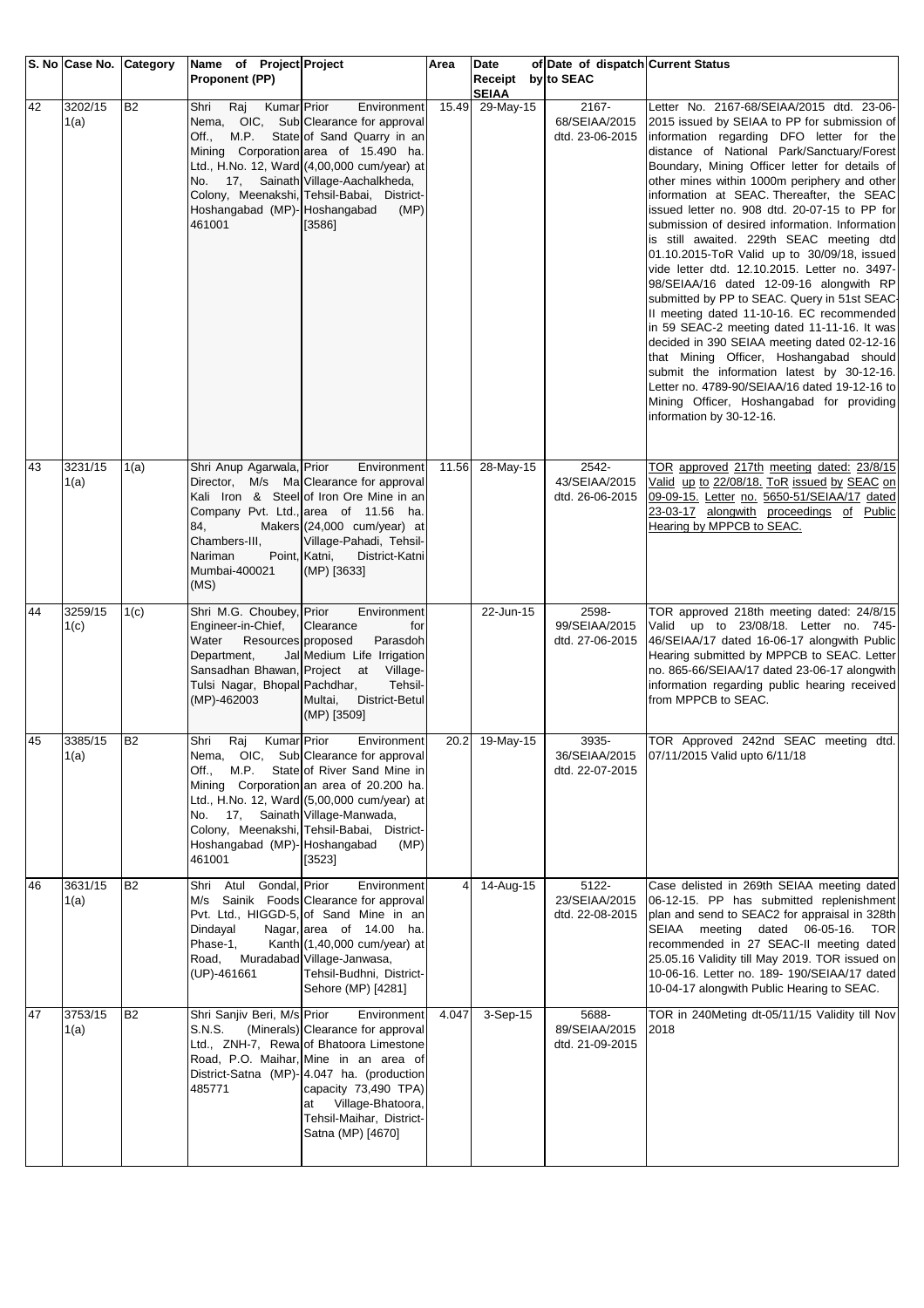| S. No | Case No. | Category | Name of Project Proponent (PP) | Project | Area | Date of Receipt by SEIAA | Date of dispatch to SEAC | Current Status |
|---|---|---|---|---|---|---|---|---|
| 42 | 3202/15 1(a) | B2 | Shri Raj Kumar Nema, OIC, Sub Off., M.P. State Mining Corporation Ltd., H.No. 12, Ward No. 17, Sainath Colony, Meenakshi, Hoshangabad (MP)-461001 | Prior Environment Clearance for approval of Sand Quarry in an area of 15.490 ha. (4,00,000 cum/year) at Village-Aachalkheda, Tehsil-Babai, District-Hoshangabad (MP) [3586] | 15.49 | 29-May-15 | 2167-68/SEIAA/2015 dtd. 23-06-2015 | Letter No. 2167-68/SEIAA/2015 dtd. 23-06-2015 issued by SEIAA to PP for submission of information regarding DFO letter for the distance of National Park/Sanctuary/Forest Boundary, Mining Officer letter for details of other mines within 1000m periphery and other information at SEAC. Thereafter, the SEAC issued letter no. 908 dtd. 20-07-15 to PP for submission of desired information. Information is still awaited. 229th SEAC meeting dtd 01.10.2015-ToR Valid up to 30/09/18, issued vide letter dtd. 12.10.2015. Letter no. 3497-98/SEIAA/16 dated 12-09-16 alongwith RP submitted by PP to SEAC. Query in 51st SEAC-II meeting dated 11-10-16. EC recommended in 59 SEAC-2 meeting dated 11-11-16. It was decided in 390 SEIAA meeting dated 02-12-16 that Mining Officer, Hoshangabad should submit the information latest by 30-12-16. Letter no. 4789-90/SEIAA/16 dated 19-12-16 to Mining Officer, Hoshangabad for providing information by 30-12-16. |
| 43 | 3231/15 1(a) | 1(a) | Shri Anup Agarwala, Director, M/s Ma Kali Iron & Steel Company Pvt. Ltd., 84, Makers Chambers-III, Nariman Point, Mumbai-400021 (MS) | Prior Environment Clearance for approval of Iron Ore Mine in an area of 11.56 ha. (24,000 cum/year) at Village-Pahadi, Tehsil-Katni, District-Katni (MP) [3633] | 11.56 | 28-May-15 | 2542-43/SEIAA/2015 dtd. 26-06-2015 | TOR approved 217th meeting dated: 23/8/15 Valid up to 22/08/18. ToR issued by SEAC on 09-09-15. Letter no. 5650-51/SEIAA/17 dated 23-03-17 alongwith proceedings of Public Hearing by MPPCB to SEAC. |
| 44 | 3259/15 1(c) | 1(c) | Shri M.G. Choubey, Engineer-in-Chief, Water Resources Department, Jal Sansadhan Bhawan, Tulsi Nagar, Bhopal (MP)-462003 | Prior Environment Clearance for proposed Parasdoh Medium Life Irrigation Project at Village-Pachdhar, Tehsil-Multai, District-Betul (MP) [3509] | | 22-Jun-15 | 2598-99/SEIAA/2015 dtd. 27-06-2015 | TOR approved 218th meeting dated: 24/8/15 Valid up to 23/08/18. Letter no. 745-46/SEIAA/17 dated 16-06-17 alongwith Public Hearing submitted by MPPCB to SEAC. Letter no. 865-66/SEIAA/17 dated 23-06-17 alongwith information regarding public hearing received from MPPCB to SEAC. |
| 45 | 3385/15 1(a) | B2 | Shri Raj Kumar Nema, OIC, Sub Off., M.P. State Mining Corporation Ltd., H.No. 12, Ward No. 17, Sainath Colony, Meenakshi, Hoshangabad (MP)-461001 | Prior Environment Clearance for approval of River Sand Mine in an area of 20.200 ha. (5,00,000 cum/year) at Village-Manwada, Tehsil-Babai, District-Hoshangabad (MP) [3523] | 20.2 | 19-May-15 | 3935-36/SEIAA/2015 dtd. 22-07-2015 | TOR Approved 242nd SEAC meeting dtd. 07/11/2015 Valid upto 6/11/18 |
| 46 | 3631/15 1(a) | B2 | Shri Atul Gondal, M/s Sainik Foods Pvt. Ltd., HIGGD-5, Dindayal Nagar, Phase-1, Kanth Road, Muradabad (UP)-461661 | Prior Environment Clearance for approval of Sand Mine in an area of 14.00 ha. (1,40,000 cum/year) at Village-Janwasa, Tehsil-Budhni, District-Sehore (MP) [4281] | 4 | 14-Aug-15 | 5122-23/SEIAA/2015 dtd. 22-08-2015 | Case delisted in 269th SEIAA meeting dated 06-12-15. PP has submitted replenishment plan and send to SEAC2 for appraisal in 328th SEIAA meeting dated 06-05-16. TOR recommended in 27 SEAC-II meeting dated 25.05.16 Validity till May 2019. TOR issued on 10-06-16. Letter no. 189- 190/SEIAA/17 dated 10-04-17 alongwith Public Hearing to SEAC. |
| 47 | 3753/15 1(a) | B2 | Shri Sanjiv Beri, M/s S.N.S. (Minerals) Ltd., ZNH-7, Rewa Road, P.O. Maihar, District-Satna (MP)-485771 | Prior Environment Clearance for approval of Bhatoora Limestone Mine in an area of 4.047 ha. (production capacity 73,490 TPA) at Village-Bhatoora, Tehsil-Maihar, District-Satna (MP) [4670] | 4.047 | 3-Sep-15 | 5688-89/SEIAA/2015 dtd. 21-09-2015 | TOR in 240Meting dt-05/11/15 Validity till Nov 2018 |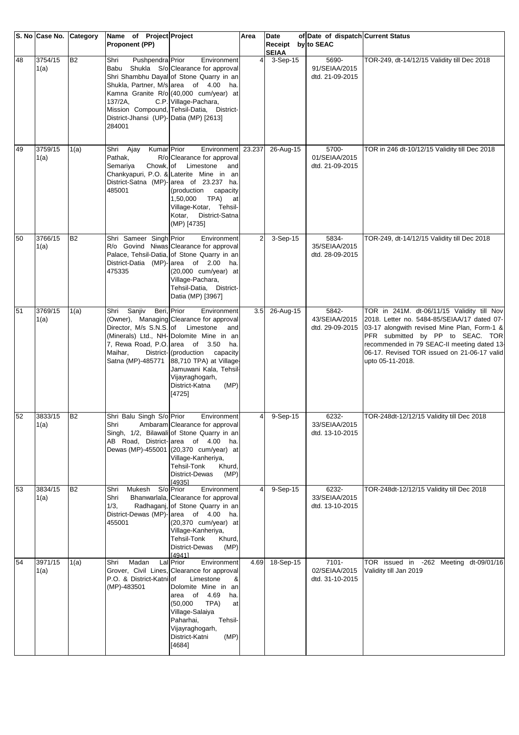| S. No | Case No. | Category | Name of Project Proponent (PP) | Project | Area | Date of Receipt SEIAA | Date of dispatch by to SEAC | Current Status |
|---|---|---|---|---|---|---|---|---|
| 48 | 3754/15 1(a) | B2 | Shri Pushpendra Babu Shukla S/o Shri Shambhu Dayal Shukla, Partner, M/s Kamna Granite R/o 137/2A, C.P. Mission Compound, District-Jhansi (UP)-284001 | Prior Environment Clearance for approval of Stone Quarry in an area of 4.00 ha. (40,000 cum/year) at Village-Pachara, Tehsil-Datia, District-Datia (MP) [2613] | 4 | 3-Sep-15 | 5690-91/SEIAA/2015 dtd. 21-09-2015 | TOR-249, dt-14/12/15 Validity till Dec 2018 |
| 49 | 3759/15 1(a) | 1(a) | Shri Ajay Kumar Pathak, R/o Semariya Chowk, Chankyapuri, P.O. & District-Satna (MP)-485001 | Prior Environment Clearance for approval of Limestone and Laterite Mine in an area of 23.237 ha. (production capacity 1,50,000 TPA) at Village-Kotar, Tehsil-Kotar, District-Satna (MP) [4735] | 23.237 | 26-Aug-15 | 5700-01/SEIAA/2015 dtd. 21-09-2015 | TOR in 246 dt-10/12/15 Validity till Dec 2018 |
| 50 | 3766/15 1(a) | B2 | Shri Sameer Singh R/o Govind Niwas Palace, Tehsil-Datia, District-Datia (MP)-475335 | Prior Environment Clearance for approval of Stone Quarry in an area of 2.00 ha. (20,000 cum/year) at Village-Pachara, Tehsil-Datia, District-Datia (MP) [3967] | 2 | 3-Sep-15 | 5834-35/SEIAA/2015 dtd. 28-09-2015 | TOR-249, dt-14/12/15 Validity till Dec 2018 |
| 51 | 3769/15 1(a) | 1(a) | Shri Sanjiv Beri, (Owner), Managing Director, M/s S.N.S. (Minerals) Ltd., NH-7, Rewa Road, P.O. Maihar, District-Satna (MP)-485771 | Prior Environment Clearance for approval of Limestone and Dolomite Mine in an area of 3.50 ha. (production capacity 88,710 TPA) at Village-Jamuwani Kala, Tehsil-Vijayraghogarh, District-Katna (MP) [4725] | 3.5 | 26-Aug-15 | 5842-43/SEIAA/2015 dtd. 29-09-2015 | TOR in 241M. dt-06/11/15 Validity till Nov 2018. Letter no. 5484-85/SEIAA/17 dated 07-03-17 alongwith revised Mine Plan, Form-1 & PFR submitted by PP to SEAC. TOR recommended in 79 SEAC-II meeting dated 13-06-17. Revised TOR issued on 21-06-17 valid upto 05-11-2018. |
| 52 | 3833/15 1(a) | B2 | Shri Balu Singh S/o Shri Ambaram Singh, 1/2, Bilawali AB Road, District-Dewas (MP)-455001 | Prior Environment Clearance for approval of Stone Quarry in an area of 4.00 ha. (20,370 cum/year) at Village-Kanheriya, Tehsil-Tonk Khurd, District-Dewas (MP) [4935] | 4 | 9-Sep-15 | 6232-33/SEIAA/2015 dtd. 13-10-2015 | TOR-248dt-12/12/15 Validity till Dec 2018 |
| 53 | 3834/15 1(a) | B2 | Shri Mukesh S/o Shri Bhanwarlala, 1/3, Radhaganj, District-Dewas (MP)-455001 | Prior Environment Clearance for approval of Stone Quarry in an area of 4.00 ha. (20,370 cum/year) at Village-Kanheriya, Tehsil-Tonk Khurd, District-Dewas (MP) [4941] | 4 | 9-Sep-15 | 6232-33/SEIAA/2015 dtd. 13-10-2015 | TOR-248dt-12/12/15 Validity till Dec 2018 |
| 54 | 3971/15 1(a) | 1(a) | Shri Madan Lal Grover, Civil Lines, P.O. & District-Katni (MP)-483501 | Prior Environment Clearance for approval of Limestone & Dolomite Mine in an area of 4.69 ha. (50,000 TPA) at Village-Salaiya Paharhai, Tehsil-Vijayraghogarh, District-Katni (MP) [4684] | 4.69 | 18-Sep-15 | 7101-02/SEIAA/2015 dtd. 31-10-2015 | TOR issued in -262 Meeting dt-09/01/16 Validity till Jan 2019 |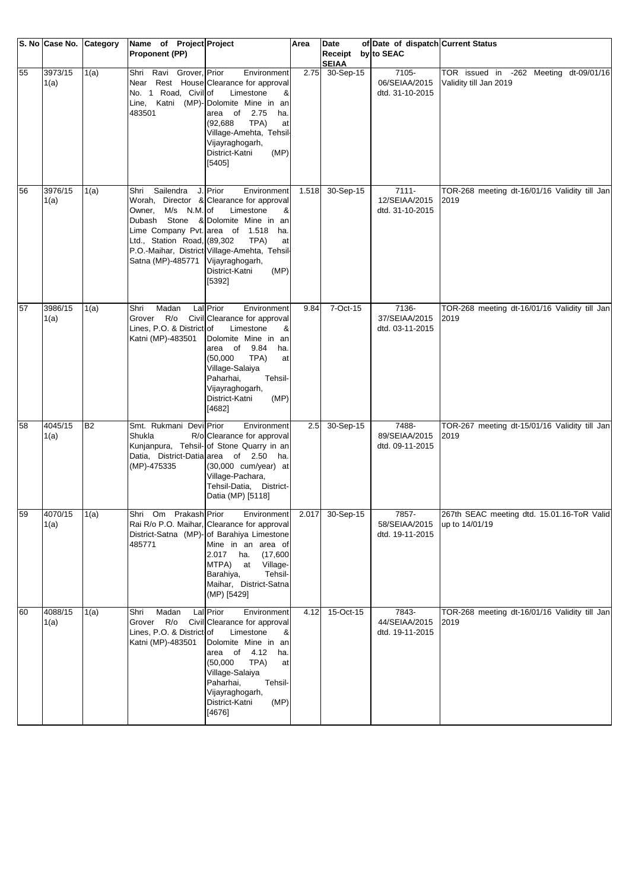| S. No | Case No. | Category | Name of Project Proponent (PP) | Project | Area | Date of Receipt by SEIAA | Date of dispatch to SEAC | Current Status |
|---|---|---|---|---|---|---|---|---|
| 55 | 3973/15 1(a) | 1(a) | Shri Ravi Grover, Near Rest House No. 1 Road, Civil Line, Katni (MP)-483501 | Prior Environment Clearance for approval of Limestone & Dolomite Mine in an area of 2.75 ha. (92,688 TPA) at Village-Amehta, Tehsil-Vijayraghogarh, District-Katni (MP) [5405] | 2.75 | 30-Sep-15 | 7105-06/SEIAA/2015 dtd. 31-10-2015 | TOR issued in -262 Meeting dt-09/01/16 Validity till Jan 2019 |
| 56 | 3976/15 1(a) | 1(a) | Shri Sailendra J. Worah, Director & Owner, M/s N.M. Dubash Stone & Lime Company Pvt. Ltd., Station Road, P.O.-Maihar, District-Satna (MP)-485771 | Prior Environment Clearance for approval of Limestone & Dolomite Mine in an area of 1.518 ha. (89,302 TPA) at Village-Amehta, Tehsil-Vijayraghogarh, District-Katni (MP) [5392] | 1.518 | 30-Sep-15 | 7111-12/SEIAA/2015 dtd. 31-10-2015 | TOR-268 meeting dt-16/01/16 Validity till Jan 2019 |
| 57 | 3986/15 1(a) | 1(a) | Shri Madan Lal Grover R/o Civil Lines, P.O. & District Katni (MP)-483501 | Prior Environment Clearance for approval of Limestone & Dolomite Mine in an area of 9.84 ha. (50,000 TPA) at Village-Salaiya Paharhai, Tehsil-Vijayraghogarh, District-Katni (MP) [4682] | 9.84 | 7-Oct-15 | 7136-37/SEIAA/2015 dtd. 03-11-2015 | TOR-268 meeting dt-16/01/16 Validity till Jan 2019 |
| 58 | 4045/15 1(a) | B2 | Smt. Rukmani Devi Shukla R/o Kunjanpura, Tehsil-Datia, District-Datia (MP)-475335 | Prior Environment Clearance for approval of Stone Quarry in an area of 2.50 ha. (30,000 cum/year) at Village-Pachara, Tehsil-Datia, District-Datia (MP) [5118] | 2.5 | 30-Sep-15 | 7488-89/SEIAA/2015 dtd. 09-11-2015 | TOR-267 meeting dt-15/01/16 Validity till Jan 2019 |
| 59 | 4070/15 1(a) | 1(a) | Shri Om Prakash Rai R/o P.O. Maihar, District-Satna (MP)-485771 | Prior Environment Clearance for approval of Barahiya Limestone Mine in an area of 2.017 ha. (17,600 MTPA) at Village-Barahiya, Tehsil-Maihar, District-Satna (MP) [5429] | 2.017 | 30-Sep-15 | 7857-58/SEIAA/2015 dtd. 19-11-2015 | 267th SEAC meeting dtd. 15.01.16-ToR Valid up to 14/01/19 |
| 60 | 4088/15 1(a) | 1(a) | Shri Madan Lal Grover R/o Civil Lines, P.O. & District Katni (MP)-483501 | Prior Environment Clearance for approval of Limestone & Dolomite Mine in an area of 4.12 ha. (50,000 TPA) at Village-Salaiya Paharhai, Tehsil-Vijayraghogarh, District-Katni (MP) [4676] | 4.12 | 15-Oct-15 | 7843-44/SEIAA/2015 dtd. 19-11-2015 | TOR-268 meeting dt-16/01/16 Validity till Jan 2019 |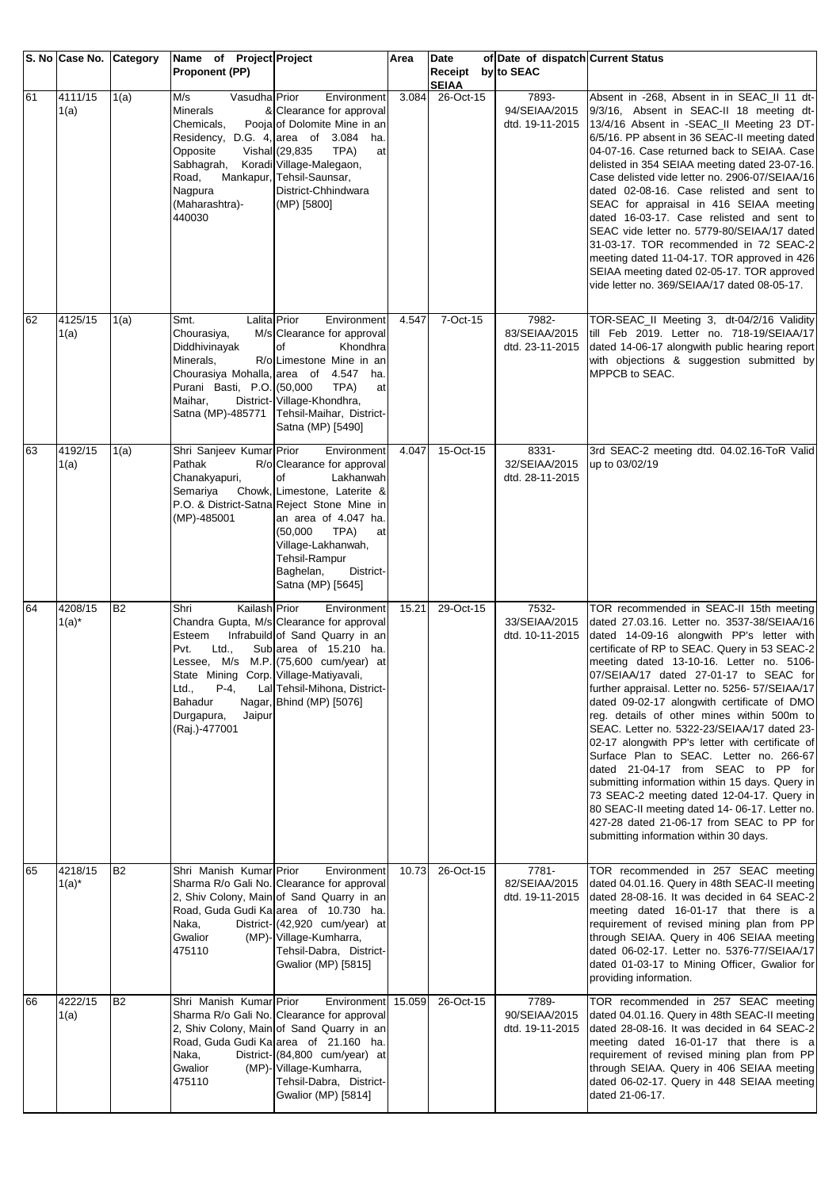| S. No | Case No. | Category | Name of Project Proponent (PP) | Project | Area | Date of Receipt by SEIAA | Date of dispatch to SEAC | Current Status |
|---|---|---|---|---|---|---|---|---|
| 61 | 4111/15 1(a) | 1(a) | M/s Vasudha Minerals & Chemicals, Pooja Residency, D.G. 4, Opposite Vishal Sabhagrah, Koradi Road, Mankapur, Nagpura (Maharashtra)-440030 | Prior Environment Clearance for approval of Dolomite Mine in an area of 3.084 ha. (29,835 TPA) at Village-Malegaon, Tehsil-Saunsar, District-Chhindwara (MP) [5800] | 3.084 | 26-Oct-15 | 7893-94/SEIAA/2015 dtd. 19-11-2015 | Absent in -268, Absent in in SEAC_II 11 dt-9/3/16, Absent in SEAC-II 18 meeting dt-13/4/16 Absent in -SEAC_II Meeting 23 DT-6/5/16. PP absent in 36 SEAC-II meeting dated 04-07-16. Case returned back to SEIAA. Case delisted in 354 SEIAA meeting dated 23-07-16. Case delisted vide letter no. 2906-07/SEIAA/16 dated 02-08-16. Case relisted and sent to SEAC for appraisal in 416 SEIAA meeting dated 16-03-17. Case relisted and sent to SEAC vide letter no. 5779-80/SEIAA/17 dated 31-03-17. TOR recommended in 72 SEAC-2 meeting dated 11-04-17. TOR approved in 426 SEIAA meeting dated 02-05-17. TOR approved vide letter no. 369/SEIAA/17 dated 08-05-17. |
| 62 | 4125/15 1(a) | 1(a) | Smt. Lalita Chourasiya, M/s Diddhivinayak Minerals, R/o Chourasiya Mohalla, Purani Basti, P.O. Maihar, District-Satna (MP)-485771 | Prior Environment Clearance for approval of Khondhra Limestone Mine in an area of 4.547 ha. (50,000 TPA) at Village-Khondhra, Tehsil-Maihar, District-Satna (MP) [5490] | 4.547 | 7-Oct-15 | 7982-83/SEIAA/2015 dtd. 23-11-2015 | TOR-SEAC_II Meeting 3, dt-04/2/16 Validity till Feb 2019. Letter no. 718-19/SEIAA/17 dated 14-06-17 alongwith public hearing report with objections & suggestion submitted by MPPCB to SEAC. |
| 63 | 4192/15 1(a) | 1(a) | Shri Sanjeev Kumar Pathak R/o Chanakyapuri, Semariya Chowk, P.O. & District-Satna (MP)-485001 | Prior Environment Clearance for approval of Lakhanwah Limestone, Laterite & Reject Stone Mine in an area of 4.047 ha. (50,000 TPA) at Village-Lakhanwah, Tehsil-Rampur Baghelan, District-Satna (MP) [5645] | 4.047 | 15-Oct-15 | 8331-32/SEIAA/2015 dtd. 28-11-2015 | 3rd SEAC-2 meeting dtd. 04.02.16-ToR Valid up to 03/02/19 |
| 64 | 4208/15 1(a)* | B2 | Shri Kailash Chandra Gupta, M/s Esteem Infrabuild Pvt. Ltd., Sub Lessee, M/s M.P. State Mining Corp. Ltd., P-4, Lal Bahadur Nagar, Durgapura, Jaipur (Raj.)-477001 | Prior Environment Clearance for approval of Sand Quarry in an area of 15.210 ha. (75,600 cum/year) at Village-Matiyavali, Tehsil-Mihona, District-Bhind (MP) [5076] | 15.21 | 29-Oct-15 | 7532-33/SEIAA/2015 dtd. 10-11-2015 | TOR recommended in SEAC-II 15th meeting dated 27.03.16. Letter no. 3537-38/SEIAA/16 dated 14-09-16 alongwith PP's letter with certificate of RP to SEAC. Query in 53 SEAC-2 meeting dated 13-10-16. Letter no. 5106-07/SEIAA/17 dated 27-01-17 to SEAC for further appraisal. Letter no. 5256- 57/SEIAA/17 dated 09-02-17 alongwith certificate of DMO reg. details of other mines within 500m to SEAC. Letter no. 5322-23/SEIAA/17 dated 23-02-17 alongwith PP's letter with certificate of Surface Plan to SEAC. Letter no. 266-67 dated 21-04-17 from SEAC to PP for submitting information within 15 days. Query in 73 SEAC-2 meeting dated 12-04-17. Query in 80 SEAC-II meeting dated 14- 06-17. Letter no. 427-28 dated 21-06-17 from SEAC to PP for submitting information within 30 days. |
| 65 | 4218/15 1(a)* | B2 | Shri Manish Kumar Sharma R/o Gali No. 2, Shiv Colony, Main Road, Guda Gudi Ka Naka, District-Gwalior (MP)-475110 | Prior Environment Clearance for approval of Sand Quarry in an area of 10.730 ha. (42,920 cum/year) at Village-Kumharra, Tehsil-Dabra, District-Gwalior (MP) [5815] | 10.73 | 26-Oct-15 | 7781-82/SEIAA/2015 dtd. 19-11-2015 | TOR recommended in 257 SEAC meeting dated 04.01.16. Query in 48th SEAC-II meeting dated 28-08-16. It was decided in 64 SEAC-2 meeting dated 16-01-17 that there is a requirement of revised mining plan from PP through SEIAA. Query in 406 SEIAA meeting dated 06-02-17. Letter no. 5376-77/SEIAA/17 dated 01-03-17 to Mining Officer, Gwalior for providing information. |
| 66 | 4222/15 1(a) | B2 | Shri Manish Kumar Sharma R/o Gali No. 2, Shiv Colony, Main Road, Guda Gudi Ka Naka, District-Gwalior (MP)-475110 | Prior Environment Clearance for approval of Sand Quarry in an area of 21.160 ha. (84,800 cum/year) at Village-Kumharra, Tehsil-Dabra, District-Gwalior (MP) [5814] | 15.059 | 26-Oct-15 | 7789-90/SEIAA/2015 dtd. 19-11-2015 | TOR recommended in 257 SEAC meeting dated 04.01.16. Query in 48th SEAC-II meeting dated 28-08-16. It was decided in 64 SEAC-2 meeting dated 16-01-17 that there is a requirement of revised mining plan from PP through SEIAA. Query in 406 SEIAA meeting dated 06-02-17. Query in 448 SEIAA meeting dated 21-06-17. |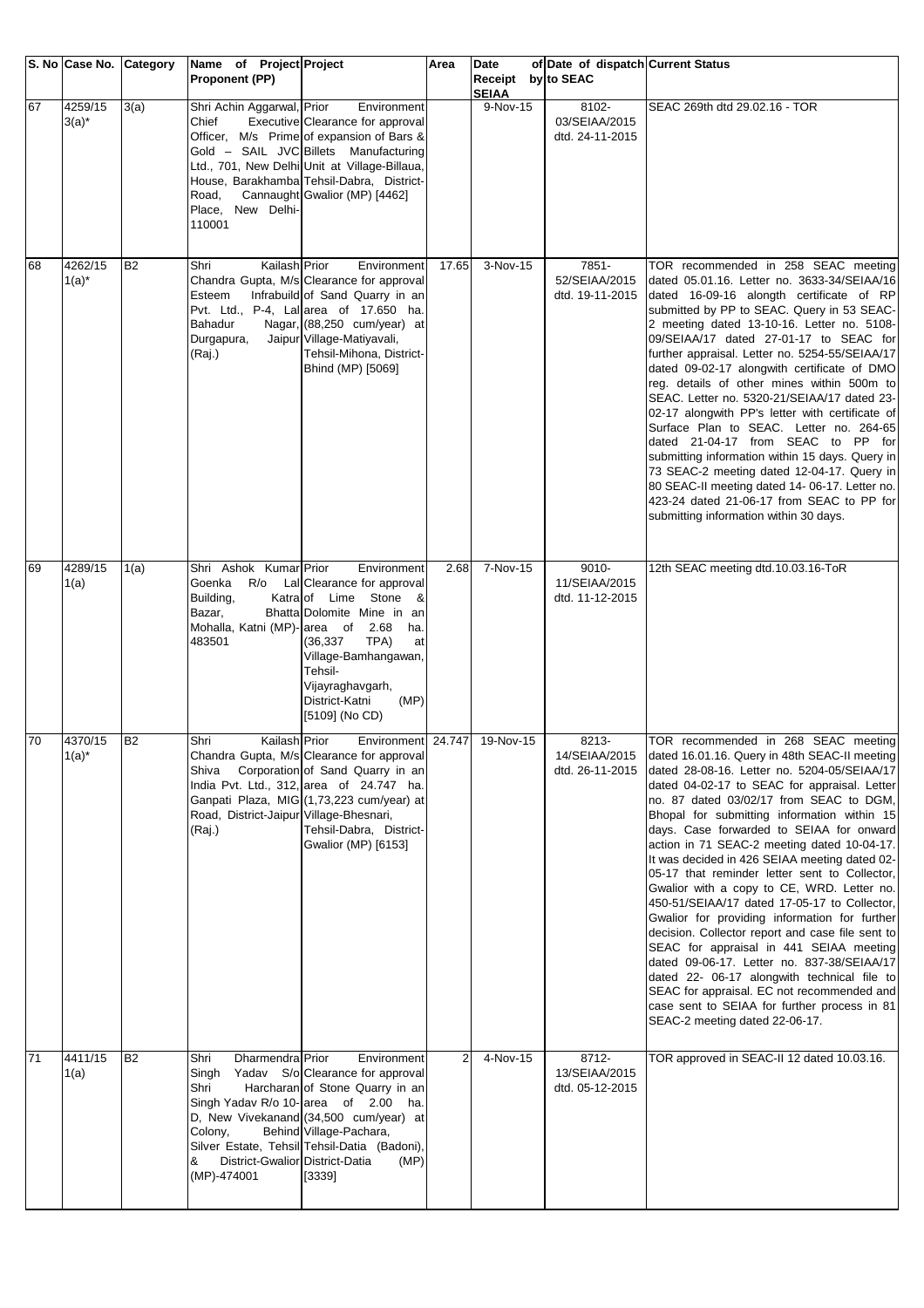| S. No | Case No. | Category | Name of Project Proponent (PP) | Project | Area | Date of Receipt by SEIAA | Date of dispatch to SEAC | Current Status |
|---|---|---|---|---|---|---|---|---|
| 67 | 4259/15 3(a)* | 3(a) | Shri Achin Aggarwal, Chief Executive Officer, M/s Prime Gold – SAIL JVC Ltd., 701, New Delhi House, Barakhamba Road, Cannaught Place, New Delhi-110001 | Prior Environment Clearance for approval of expansion of Bars & Billets Manufacturing Unit at Village-Billaua, Tehsil-Dabra, District-Gwalior (MP) [4462] | | 9-Nov-15 | 8102-03/SEIAA/2015 dtd. 24-11-2015 | SEAC 269th dtd 29.02.16 - TOR |
| 68 | 4262/15 1(a)* | B2 | Shri Kailash Chandra Gupta, M/s Esteem Infrabuild Pvt. Ltd., P-4, Lal Bahadur Nagar, Durgapura, Jaipur (Raj.) | Prior Environment Clearance for approval of Sand Quarry in an area of 17.650 ha. (88,250 cum/year) at Village-Matiyavali, Tehsil-Mihona, District-Bhind (MP) [5069] | 17.65 | 3-Nov-15 | 7851-52/SEIAA/2015 dtd. 19-11-2015 | TOR recommended in 258 SEAC meeting dated 05.01.16. Letter no. 3633-34/SEIAA/16 dated 16-09-16 alongth certificate of RP submitted by PP to SEAC. Query in 53 SEAC-2 meeting dated 13-10-16. Letter no. 5108-09/SEIAA/17 dated 27-01-17 to SEAC for further appraisal. Letter no. 5254-55/SEIAA/17 dated 09-02-17 alongwith certificate of DMO reg. details of other mines within 500m to SEAC. Letter no. 5320-21/SEIAA/17 dated 23-02-17 alongwith PP's letter with certificate of Surface Plan to SEAC. Letter no. 264-65 dated 21-04-17 from SEAC to PP for submitting information within 15 days. Query in 73 SEAC-2 meeting dated 12-04-17. Query in 80 SEAC-II meeting dated 14- 06-17. Letter no. 423-24 dated 21-06-17 from SEAC to PP for submitting information within 30 days. |
| 69 | 4289/15 1(a) | 1(a) | Shri Ashok Kumar Goenka R/o Lal Building, Katra Bazar, Bhatta Mohalla, Katni (MP)-483501 | Prior Environment Clearance for approval of Lime Stone & Dolomite Mine in an area of 2.68 ha. (36,337 TPA) at Village-Bamhangawan, Tehsil-Vijayraghavgarh, District-Katni (MP) [5109] (No CD) | 2.68 | 7-Nov-15 | 9010-11/SEIAA/2015 dtd. 11-12-2015 | 12th SEAC meeting dtd.10.03.16-ToR |
| 70 | 4370/15 1(a)* | B2 | Shri Kailash Chandra Gupta, M/s Shiva Corporation India Pvt. Ltd., 312, Ganpati Plaza, MIG Road, District-Jaipur (Raj.) | Prior Environment Clearance for approval of Sand Quarry in an area of 24.747 ha. (1,73,223 cum/year) at Village-Bhesnari, Tehsil-Dabra, District-Gwalior (MP) [6153] | 24.747 | 19-Nov-15 | 8213-14/SEIAA/2015 dtd. 26-11-2015 | TOR recommended in 268 SEAC meeting dated 16.01.16. Query in 48th SEAC-II meeting dated 28-08-16. Letter no. 5204-05/SEIAA/17 dated 04-02-17 to SEAC for appraisal. Letter no. 87 dated 03/02/17 from SEAC to DGM, Bhopal for submitting information within 15 days. Case forwarded to SEIAA for onward action in 71 SEAC-2 meeting dated 10-04-17. It was decided in 426 SEIAA meeting dated 02-05-17 that reminder letter sent to Collector, Gwalior with a copy to CE, WRD. Letter no. 450-51/SEIAA/17 dated 17-05-17 to Collector, Gwalior for providing information for further decision. Collector report and case file sent to SEAC for appraisal in 441 SEIAA meeting dated 09-06-17. Letter no. 837-38/SEIAA/17 dated 22- 06-17 alongwith technical file to SEAC for appraisal. EC not recommended and case sent to SEIAA for further process in 81 SEAC-2 meeting dated 22-06-17. |
| 71 | 4411/15 1(a) | B2 | Shri Dharmendra Singh Yadav S/o Shri Harcharan Singh Yadav R/o 10-D, New Vivekanand Colony, Behind Silver Estate, Tehsil & District-Gwalior (MP)-474001 | Prior Environment Clearance for approval of Stone Quarry in an area of 2.00 ha. (34,500 cum/year) at Village-Pachara, Tehsil-Datia (Badoni), District-Datia (MP) [3339] | 2 | 4-Nov-15 | 8712-13/SEIAA/2015 dtd. 05-12-2015 | TOR approved in SEAC-II 12 dated 10.03.16. |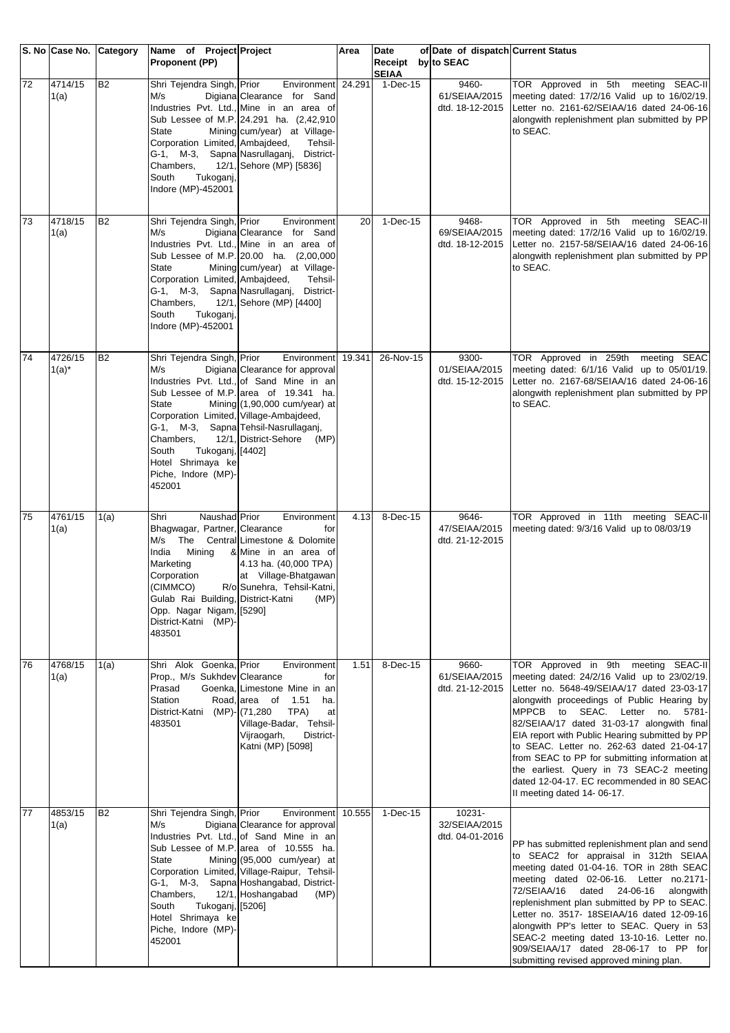| S. No | Case No. | Category | Name of Project Proponent (PP) | Project | Area | Date of Receipt by SEIAA | Date of dispatch to SEAC | Current Status |
|---|---|---|---|---|---|---|---|---|
| 72 | 4714/15 1(a) | B2 | Shri Tejendra Singh, M/s Digiana Industries Pvt. Ltd., Sub Lessee of M.P. State Mining Corporation Limited, G-1, M-3, Sapna Chambers, 12/1, South Tukoganj, Indore (MP)-452001 | Prior Environment Clearance for Sand Mine in an area of 24.291 ha. (2,42,910 cum/year) at Village-Ambajdeed, Tehsil-Nasrullaganj, District-Sehore (MP) [5836] | 24.291 | 1-Dec-15 | 9460-61/SEIAA/2015 dtd. 18-12-2015 | TOR Approved in 5th meeting SEAC-II meeting dated: 17/2/16 Valid up to 16/02/19. Letter no. 2161-62/SEIAA/16 dated 24-06-16 alongwith replenishment plan submitted by PP to SEAC. |
| 73 | 4718/15 1(a) | B2 | Shri Tejendra Singh, M/s Digiana Industries Pvt. Ltd., Sub Lessee of M.P. State Mining Corporation Limited, G-1, M-3, Sapna Chambers, 12/1, South Tukoganj, Indore (MP)-452001 | Prior Environment Clearance for Sand Mine in an area of 20.00 ha. (2,00,000 cum/year) at Village-Ambajdeed, Tehsil-Nasrullaganj, District-Sehore (MP) [4400] | 20 | 1-Dec-15 | 9468-69/SEIAA/2015 dtd. 18-12-2015 | TOR Approved in 5th meeting SEAC-II meeting dated: 17/2/16 Valid up to 16/02/19. Letter no. 2157-58/SEIAA/16 dated 24-06-16 alongwith replenishment plan submitted by PP to SEAC. |
| 74 | 4726/15 1(a)* | B2 | Shri Tejendra Singh, M/s Digiana Industries Pvt. Ltd., Sub Lessee of M.P. State Mining Corporation Limited, G-1, M-3, Sapna Chambers, 12/1, South Tukoganj, Hotel Shrimaya ke Piche, Indore (MP)-452001 | Prior Environment Clearance for approval of Sand Mine in an area of 19.341 ha. (1,90,000 cum/year) at Village-Ambajdeed, Tehsil-Nasrullaganj, District-Sehore (MP) [4402] | 19.341 | 26-Nov-15 | 9300-01/SEIAA/2015 dtd. 15-12-2015 | TOR Approved in 259th meeting SEAC meeting dated: 6/1/16 Valid up to 05/01/19. Letter no. 2167-68/SEIAA/16 dated 24-06-16 alongwith replenishment plan submitted by PP to SEAC. |
| 75 | 4761/15 1(a) | 1(a) | Shri Naushad Bhagwagar, Partner, M/s The Central India Mining & Marketing Corporation (CIMMCO) R/o Gulab Rai Building, Opp. Nagar Nigam, District-Katni (MP)-483501 | Prior Environment Clearance for Limestone & Dolomite Mine in an area of 4.13 ha. (40,000 TPA) at Village-Bhatgawan Sunehra, Tehsil-Katni, District-Katni (MP) [5290] | 4.13 | 8-Dec-15 | 9646-47/SEIAA/2015 dtd. 21-12-2015 | TOR Approved in 11th meeting SEAC-II meeting dated: 9/3/16 Valid up to 08/03/19 |
| 76 | 4768/15 1(a) | 1(a) | Shri Alok Goenka, Prop., M/s Sukhdev Prasad Goenka, Station Road, District-Katni (MP)-483501 | Prior Environment Clearance for Limestone Mine in an area of 1.51 ha. (71,280 TPA) at Village-Badar, Tehsil-Vijraogarh, District-Katni (MP) [5098] | 1.51 | 8-Dec-15 | 9660-61/SEIAA/2015 dtd. 21-12-2015 | TOR Approved in 9th meeting SEAC-II meeting dated: 24/2/16 Valid up to 23/02/19. Letter no. 5648-49/SEIAA/17 dated 23-03-17 alongwith proceedings of Public Hearing by MPPCB to SEAC. Letter no. 5781-82/SEIAA/17 dated 31-03-17 alongwith final EIA report with Public Hearing submitted by PP to SEAC. Letter no. 262-63 dated 21-04-17 from SEAC to PP for submitting information at the earliest. Query in 73 SEAC-2 meeting dated 12-04-17. EC recommended in 80 SEAC-II meeting dated 14- 06-17. |
| 77 | 4853/15 1(a) | B2 | Shri Tejendra Singh, M/s Digiana Industries Pvt. Ltd., Sub Lessee of M.P. State Mining Corporation Limited, G-1, M-3, Sapna Chambers, 12/1, South Tukoganj, Hotel Shrimaya ke Piche, Indore (MP)-452001 | Prior Environment Clearance for approval of Sand Mine in an area of 10.555 ha. (95,000 cum/year) at Village-Raipur, Tehsil-Hoshangabad, District-Hoshangabad (MP) [5206] | 10.555 | 1-Dec-15 | 10231-32/SEIAA/2015 dtd. 04-01-2016 | PP has submitted replenishment plan and send to SEAC2 for appraisal in 312th SEIAA meeting dated 01-04-16. TOR in 28th SEAC meeting dated 02-06-16. Letter no.2171-72/SEIAA/16 dated 24-06-16 alongwith replenishment plan submitted by PP to SEAC. Letter no. 3517- 18SEIAA/16 dated 12-09-16 alongwith PP's letter to SEAC. Query in 53 SEAC-2 meeting dated 13-10-16. Letter no. 909/SEIAA/17 dated 28-06-17 to PP for submitting revised approved mining plan. |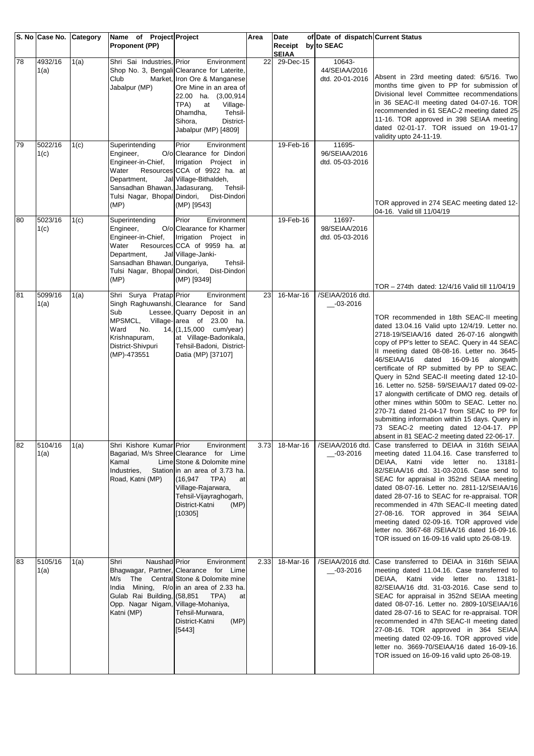| S. No | Case No. | Category | Name of Project Proponent (PP) | Project | Area | Date of Receipt by SEIAA | Date of dispatch to SEAC | Current Status |
|---|---|---|---|---|---|---|---|---|
| 78 | 4932/16 1(a) | 1(a) | Shri Sai Industries, Shop No. 3, Bengali Club Market, Jabalpur (MP) | Prior Environment Clearance for Laterite, Iron Ore & Manganese Ore Mine in an area of 22.00 ha. (3,00,914 TPA) at Village-Dhamdha, Tehsil-Sihora, District-Jabalpur (MP) [4809] | 22 | 29-Dec-15 | 10643-44/SEIAA/2016 dtd. 20-01-2016 | Absent in 23rd meeting dated: 6/5/16. Two months time given to PP for submission of Divisional level Committee recommendations in 36 SEAC-II meeting dated 04-07-16. TOR recommended in 61 SEAC-2 meeting dated 25-11-16. TOR approved in 398 SEIAA meeting dated 02-01-17. TOR issued on 19-01-17 validity upto 24-11-19. |
| 79 | 5022/16 1(c) | 1(c) | Superintending Engineer, O/o Engineer-in-Chief, Water Resources Department, Jal Sansadhan Bhawan, Jadasurang, Tulsi Nagar, Bhopal (MP) | Prior Environment Clearance for Dindori Irrigation Project in CCA of 9922 ha. at Village-Bithaldeh, Tehsil-Dindori, Dist-Dindori (MP) [9543] | | 19-Feb-16 | 11695-96/SEIAA/2016 dtd. 05-03-2016 | TOR approved in 274 SEAC meeting dated 12-04-16. Valid till 11/04/19 |
| 80 | 5023/16 1(c) | 1(c) | Superintending Engineer, O/o Engineer-in-Chief, Water Resources Department, Jal Sansadhan Bhawan, Dungariya, Tulsi Nagar, Bhopal (MP) | Prior Environment Clearance for Kharmer Irrigation Project in CCA of 9959 ha. at Village-Janki-Dungariya, Tehsil-Dindori, Dist-Dindori (MP) [9349] | | 19-Feb-16 | 11697-98/SEIAA/2016 dtd. 05-03-2016 | TOR – 274th dated: 12/4/16 Valid till 11/04/19 |
| 81 | 5099/16 1(a) | 1(a) | Shri Surya Pratap Singh Raghuwanshi, Sub Lessee, MPSMCL, Ward No. 14, Krishnapuram, District-Shivpuri (MP)-473551 | Prior Environment Clearance for Sand Quarry Deposit in an Village-area of 23.00 ha. (1,15,000 cum/year) at Village-Badonikala, Tehsil-Badoni, District-Datia (MP) [37107] | 23 | 16-Mar-16 | /SEIAA/2016 dtd. __-03-2016 | TOR recommended in 18th SEAC-II meeting dated 13.04.16 Valid upto 12/4/19. Letter no. 2718-19/SEIAA/16 dated 26-07-16 alongwith copy of PP's letter to SEAC. Query in 44 SEAC-II meeting dated 08-08-16. Letter no. 3645-46/SEIAA/16 dated 16-09-16 alongwith certificate of RP submitted by PP to SEAC. Query in 52nd SEAC-II meeting dated 12-10-16. Letter no. 5258- 59/SEIAA/17 dated 09-02-17 alongwith certificate of DMO reg. details of other mines within 500m to SEAC. Letter no. 270-71 dated 21-04-17 from SEAC to PP for submitting information within 15 days. Query in 73 SEAC-2 meeting dated 12-04-17. PP absent in 81 SEAC-2 meeting dated 22-06-17. |
| 82 | 5104/16 1(a) | 1(a) | Shri Kishore Kumar Bagariad, M/s Shree Kamal Lime Industries, Station Road, Katni (MP) | Prior Environment Clearance for Lime Stone & Dolomite mine in an area of 3.73 ha. (16,947 TPA) at Village-Rajarwara, Tehsil-Vijayraghogarh, District-Katni (MP) [10305] | 3.73 | 18-Mar-16 | /SEIAA/2016 dtd. __-03-2016 | Case transferred to DEIAA in 316th SEIAA meeting dated 11.04.16. Case transferred to DEIAA, Katni vide letter no. 13181-82/SEIAA/16 dtd. 31-03-2016. Case send to SEAC for appraisal in 352nd SEIAA meeting dated 08-07-16. Letter no. 2811-12/SEIAA/16 dated 28-07-16 to SEAC for re-appraisal. TOR recommended in 47th SEAC-II meeting dated 27-08-16. TOR approved in 364 SEIAA meeting dated 02-09-16. TOR approved vide letter no. 3667-68 /SEIAA/16 dated 16-09-16. TOR issued on 16-09-16 valid upto 26-08-19. |
| 83 | 5105/16 1(a) | 1(a) | Shri Naushad Bhagwagar, Partner, M/s The Central India Mining, R/o Gulab Rai Building, Opp. Nagar Nigam, Katni (MP) | Prior Environment Clearance for Lime Stone & Dolomite mine in an area of 2.33 ha. (58,851 TPA) at Village-Mohaniya, Tehsil-Murwara, District-Katni (MP) [5443] | 2.33 | 18-Mar-16 | /SEIAA/2016 dtd. __-03-2016 | Case transferred to DEIAA in 316th SEIAA meeting dated 11.04.16. Case transferred to DEIAA, Katni vide letter no. 13181-82/SEIAA/16 dtd. 31-03-2016. Case send to SEAC for appraisal in 352nd SEIAA meeting dated 08-07-16. Letter no. 2809-10/SEIAA/16 dated 28-07-16 to SEAC for re-appraisal. TOR recommended in 47th SEAC-II meeting dated 27-08-16. TOR approved in 364 SEIAA meeting dated 02-09-16. TOR approved vide letter no. 3669-70/SEIAA/16 dated 16-09-16. TOR issued on 16-09-16 valid upto 26-08-19. |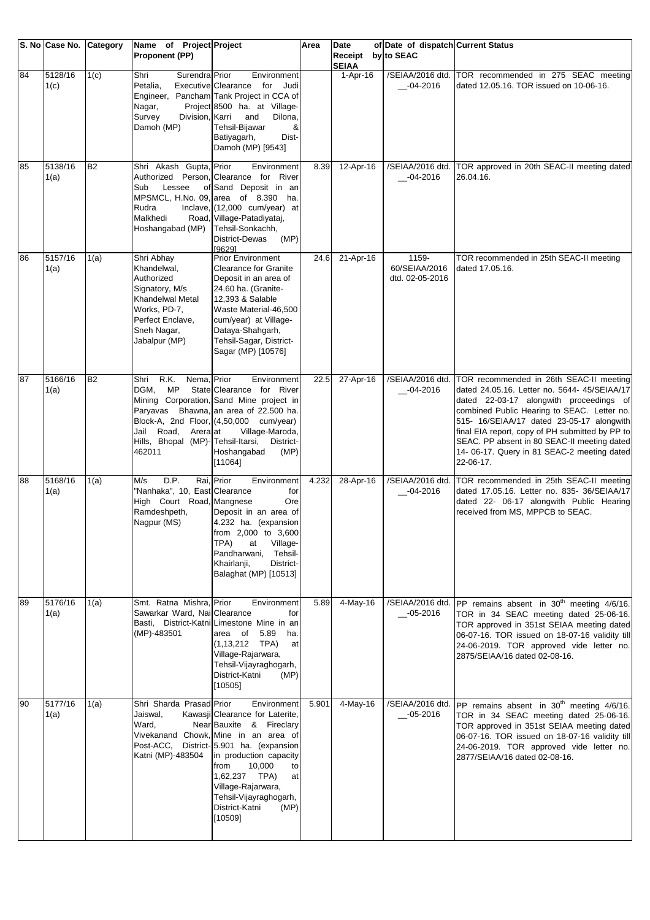| S. No | Case No. | Category | Name of Project Proponent (PP) | Project | Area | Date of Receipt by SEIAA | Date of dispatch to SEAC | Current Status |
|---|---|---|---|---|---|---|---|---|
| 84 | 5128/16 1(c) | 1(c) | Shri Surendra Petalia, Executive Engineer, Pancham Nagar, Project Survey Division, Damoh (MP) | Prior Environment Clearance for Judi Tank Project in CCA of 8500 ha. at Village-Karri and Dilona, Tehsil-Bijawar & Batiyagarh, Dist-Damoh (MP) [9543] | | 1-Apr-16 | /SEIAA/2016 dtd. __-04-2016 | TOR recommended in 275 SEAC meeting dated 12.05.16. TOR issued on 10-06-16. |
| 85 | 5138/16 1(a) | B2 | Shri Akash Gupta, Authorized Person, Sub Lessee of MPSMCL, H.No. 09, Rudra Inclave, Malkhedi Road, Hoshangabad (MP) | Prior Environment Clearance for River Sand Deposit in an area of 8.390 ha. (12,000 cum/year) at Village-Patadiyataj, Tehsil-Sonkachh, District-Dewas (MP) [9629] | 8.39 | 12-Apr-16 | /SEIAA/2016 dtd. __-04-2016 | TOR approved in 20th SEAC-II meeting dated 26.04.16. |
| 86 | 5157/16 1(a) | 1(a) | Shri Abhay Khandelwal, Authorized Signatory, M/s Khandelwal Metal Works, PD-7, Perfect Enclave, Sneh Nagar, Jabalpur (MP) | Prior Environment Clearance for Granite Deposit in an area of 24.60 ha. (Granite-12,393 & Salable Waste Material-46,500 cum/year) at Village-Dataya-Shahgarh, Tehsil-Sagar, District-Sagar (MP) [10576] | 24.6 | 21-Apr-16 | 1159-60/SEIAA/2016 dtd. 02-05-2016 | TOR recommended in 25th SEAC-II meeting dated 17.05.16. |
| 87 | 5166/16 1(a) | B2 | Shri R.K. Nema, DGM, MP State Mining Corporation, Paryavas Bhawna, Block-A, 2nd Floor, Jail Road, Arera Hills, Bhopal (MP)-462011 | Prior Environment Clearance for River Sand Mine project in an area of 22.500 ha. (4,50,000 cum/year) at Village-Maroda, Tehsil-Itarsi, District-Hoshangabad (MP) [11064] | 22.5 | 27-Apr-16 | /SEIAA/2016 dtd. __-04-2016 | TOR recommended in 26th SEAC-II meeting dated 24.05.16. Letter no. 5644- 45/SEIAA/17 dated 22-03-17 alongwith proceedings of combined Public Hearing to SEAC. Letter no. 515- 16/SEIAA/17 dated 23-05-17 alongwith final EIA report, copy of PH submitted by PP to SEAC. PP absent in 80 SEAC-II meeting dated 14- 06-17. Query in 81 SEAC-2 meeting dated 22-06-17. |
| 88 | 5168/16 1(a) | 1(a) | M/s D.P. Rai, "Nanhaka", 10, East High Court Road, Ramdeshpeth, Nagpur (MS) | Prior Environment Clearance for Mangnese Ore Deposit in an area of 4.232 ha. (expansion from 2,000 to 3,600 TPA) at Village-Pandharwani, Tehsil-Khairlanji, District-Balaghat (MP) [10513] | 4.232 | 28-Apr-16 | /SEIAA/2016 dtd. __-04-2016 | TOR recommended in 25th SEAC-II meeting dated 17.05.16. Letter no. 835- 36/SEIAA/17 dated 22- 06-17 alongwith Public Hearing received from MS, MPPCB to SEAC. |
| 89 | 5176/16 1(a) | 1(a) | Smt. Ratna Mishra, Sawarkar Ward, Nai Basti, District-Katni (MP)-483501 | Prior Environment Clearance for Limestone Mine in an area of 5.89 ha. (1,13,212 TPA) at Village-Rajarwara, Tehsil-Vijayraghogarh, District-Katni (MP) [10505] | 5.89 | 4-May-16 | /SEIAA/2016 dtd. __-05-2016 | PP remains absent in 30th meeting 4/6/16. TOR in 34 SEAC meeting dated 25-06-16. TOR approved in 351st SEIAA meeting dated 06-07-16. TOR issued on 18-07-16 validity till 24-06-2019. TOR approved vide letter no. 2875/SEIAA/16 dated 02-08-16. |
| 90 | 5177/16 1(a) | 1(a) | Shri Sharda Prasad Jaiswal, Kawasji Ward, Near Vivekanand Chowk, Post-ACC, District-Katni (MP)-483504 | Prior Environment Clearance for Laterite, Bauxite & Fireclary Mine in an area of 5.901 ha. (expansion in production capacity from 10,000 to 1,62,237 TPA) at Village-Rajarwara, Tehsil-Vijayraghogarh, District-Katni (MP) [10509] | 5.901 | 4-May-16 | /SEIAA/2016 dtd. __-05-2016 | PP remains absent in 30th meeting 4/6/16. TOR in 34 SEAC meeting dated 25-06-16. TOR approved in 351st SEIAA meeting dated 06-07-16. TOR issued on 18-07-16 validity till 24-06-2019. TOR approved vide letter no. 2877/SEIAA/16 dated 02-08-16. |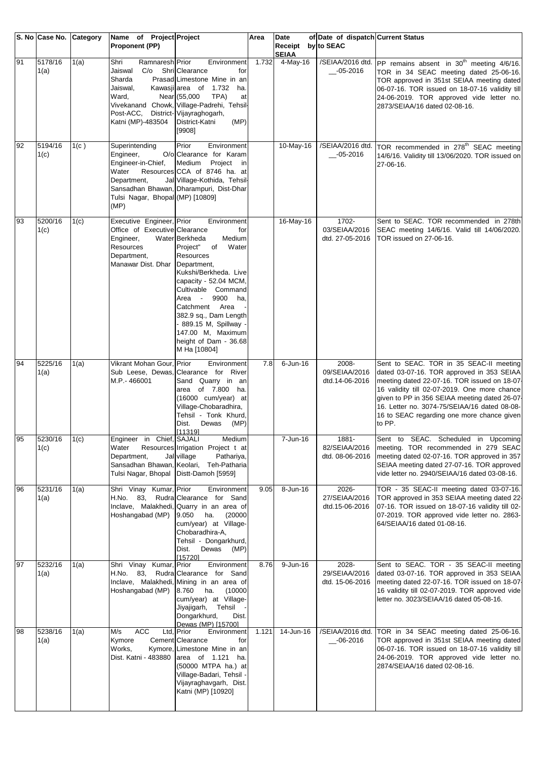| S. No | Case No. | Category | Name of Project Proponent (PP) | Project | Area | Date of Receipt by SEIAA | Date of dispatch to SEAC | Current Status |
|---|---|---|---|---|---|---|---|---|
| 91 | 5178/16 1(a) | 1(a) | Shri Ramnaresh Jaiswal C/o Shri Sharda Prasad Jaiswal, Kawasji Ward, Near Vivekanand Chowk, Post-ACC, District-Katni (MP)-483504 | Prior Environment Clearance for Limestone Mine in an area of 1.732 ha. (55,000 TPA) at Village-Padrehi, Tehsil-Vijayraghogarh, District-Katni (MP) [9908] | 1.732 | 4-May-16 | /SEIAA/2016 dtd. __-05-2016 | PP remains absent in 30[th] meeting 4/6/16. TOR in 34 SEAC meeting dated 25-06-16. TOR approved in 351st SEIAA meeting dated 06-07-16. TOR issued on 18-07-16 validity till 24-06-2019. TOR approved vide letter no. 2873/SEIAA/16 dated 02-08-16. |
| 92 | 5194/16 1(c) | 1(c ) | Superintending Engineer, O/o Engineer-in-Chief, Water Resources Department, Jal Sansadhan Bhawan, Tulsi Nagar, Bhopal (MP) | Prior Environment Clearance for Karam Medium Project in CCA of 8746 ha. at Village-Kothida, Tehsil-Dharampuri, Dist-Dhar (MP) [10809] | | 10-May-16 | /SEIAA/2016 dtd. __-05-2016 | TOR recommended in 278[th] SEAC meeting 14/6/16. Validity till 13/06/2020. TOR issued on 27-06-16. |
| 93 | 5200/16 1(c) | 1(c) | Executive Engineer, Office of Executive Engineer, Water Resources Department, Manawar Dist. Dhar | Prior Environment Clearance for Berkheda Medium Project" of Water Resources Department, Kukshi/Berkheda. Live capacity - 52.04 MCM, Cultivable Command Area - 9900 ha, Catchment Area - 382.9 sq., Dam Length - 889.15 M, Spillway - 147.00 M, Maximum height of Dam - 36.68 M Ha [10804] | | 16-May-16 | 1702-03/SEIAA/2016 dtd. 27-05-2016 | Sent to SEAC. TOR recommended in 278th SEAC meeting 14/6/16. Valid till 14/06/2020. TOR issued on 27-06-16. |
| 94 | 5225/16 1(a) | 1(a) | Vikrant Mohan Gour, Sub Leese, Dewas, M.P.- 466001 | Prior Environment Clearance for River Sand Quarry in an area of 7.800 ha. (16000 cum/year) at Village-Chobaradhira, Tehsil - Tonk Khurd, Dist. Dewas (MP) [11319] | 7.8 | 6-Jun-16 | 2008-09/SEIAA/2016 dtd.14-06-2016 | Sent to SEAC. TOR in 35 SEAC-II meeting dated 03-07-16. TOR approved in 353 SEIAA meeting dated 22-07-16. TOR issued on 18-07-16 validity till 02-07-2019. One more chance given to PP in 356 SEIAA meeting dated 26-07-16. Letter no. 3074-75/SEIAA/16 dated 08-08-16 to SEAC regarding one more chance given to PP. |
| 95 | 5230/16 1(c) | 1(c) | Engineer in Chief, Water Resources Department, Jal Sansadhan Bhawan, Tulsi Nagar, Bhopal | SAJALI Medium Irrigation Project t at village Pathariya, Keolari, Teh-Patharia Distt-Damoh [5959] | | 7-Jun-16 | 1881-82/SEIAA/2016 dtd. 08-06-2016 | Sent to SEAC. Scheduled in Upcoming meeting. TOR recommended in 279 SEAC meeting dated 02-07-16. TOR approved in 357 SEIAA meeting dated 27-07-16. TOR approved vide letter no. 2940/SEIAA/16 dated 03-08-16. |
| 96 | 5231/16 1(a) | 1(a) | Shri Vinay Kumar, H.No. 83, Rudra Inclave, Malakhedi, Hoshangabad (MP) | Prior Environment Clearance for Sand Quarry in an area of 9.050 ha. (20000 cum/year) at Village-Chobaradhira-A, Tehsil - Dongarkhurd, Dist. Dewas (MP) [15720] | 9.05 | 8-Jun-16 | 2026-27/SEIAA/2016 dtd.15-06-2016 | TOR - 35 SEAC-II meeting dated 03-07-16. TOR approved in 353 SEIAA meeting dated 22-07-16. TOR issued on 18-07-16 validity till 02-07-2019. TOR approved vide letter no. 2863-64/SEIAA/16 dated 01-08-16. |
| 97 | 5232/16 1(a) | 1(a) | Shri Vinay Kumar, H.No. 83, Rudra Inclave, Malakhedi, Hoshangabad (MP) | Prior Environment Clearance for Sand Mining in an area of 8.760 ha. (10000 cum/year) at Village-Jiyajigarh, Tehsil - Dongarkhurd, Dist. Dewas (MP) [15700] | 8.76 | 9-Jun-16 | 2028-29/SEIAA/2016 dtd. 15-06-2016 | Sent to SEAC. TOR - 35 SEAC-II meeting dated 03-07-16. TOR approved in 353 SEIAA meeting dated 22-07-16. TOR issued on 18-07-16 validity till 02-07-2019. TOR approved vide letter no. 3023/SEIAA/16 dated 05-08-16. |
| 98 | 5238/16 1(a) | 1(a) | M/s ACC Ltd, Kymore Cement Works, Kymore, Dist. Katni - 483880 | Prior Environment Clearance for Limestone Mine in an area of 1.121 ha. (50000 MTPA ha.) at Village-Badari, Tehsil - Vijayraghavgarh, Dist. Katni (MP) [10920] | 1.121 | 14-Jun-16 | /SEIAA/2016 dtd. __-06-2016 | TOR in 34 SEAC meeting dated 25-06-16. TOR approved in 351st SEIAA meeting dated 06-07-16. TOR issued on 18-07-16 validity till 24-06-2019. TOR approved vide letter no. 2874/SEIAA/16 dated 02-08-16. |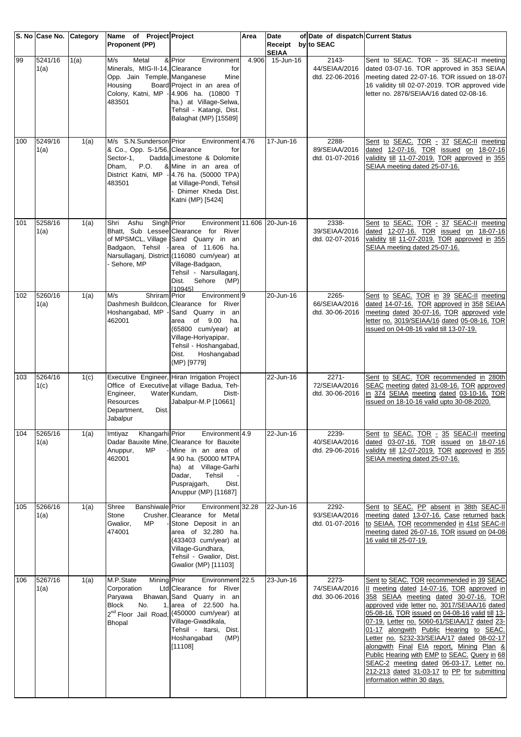| S. No | Case No. | Category | Name of Project Proponent (PP) | Project | Area | Date of Receipt by SEIAA | Date of dispatch to SEAC | Current Status |
|---|---|---|---|---|---|---|---|---|
| 99 | 5241/16 1(a) | 1(a) | M/s Metal & Minerals, MIG-II-14, Opp. Jain Temple, Housing Board Colony, Katni, MP - 483501 | Prior Environment Clearance for Manganese Mine Project in an area of 4.906 ha. (10800 T ha.) at Village-Selwa, Tehsil - Katangi, Dist. Balaghat (MP) [15589] | 4.906 | 15-Jun-16 | 2143-44/SEIAA/2016 dtd. 22-06-2016 | Sent to SEAC. TOR - 35 SEAC-II meeting dated 03-07-16. TOR approved in 353 SEIAA meeting dated 22-07-16. TOR issued on 18-07-16 validity till 02-07-2019. TOR approved vide letter no. 2876/SEIAA/16 dated 02-08-16. |
| 100 | 5249/16 1(a) | 1(a) | M/s S.N.Sunderson & Co., Opp. S-1/56, Sector-1, Dadda Dham, P.O. & District Katni, MP - 483501 | Prior Environment Clearance for Limestone & Dolomite Mine in an area of 4.76 ha. (50000 TPA) at Village-Pondi, Tehsil - Dhimer Kheda Dist. Katni (MP) [5424] | 4.76 | 17-Jun-16 | 2288-89/SEIAA/2016 dtd. 01-07-2016 | Sent to SEAC. TOR - 37 SEAC-II meeting dated 12-07-16. TOR issued on 18-07-16 validity till 11-07-2019. TOR approved in 355 SEIAA meeting dated 25-07-16. |
| 101 | 5258/16 1(a) | 1(a) | Shri Ashu Singh Bhatt, Sub Lessee of MPSMCL, Village Badgaon, Tehsil - Narsullaganj, District - Sehore, MP | Prior Environment Clearance for River Sand Quarry in an area of 11.606 ha. (116080 cum/year) at Village-Badgaon, Tehsil - Narsullaganj, Dist. Sehore (MP) [10945] | 11.606 | 20-Jun-16 | 2338-39/SEIAA/2016 dtd. 02-07-2016 | Sent to SEAC. TOR - 37 SEAC-II meeting dated 12-07-16. TOR issued on 18-07-16 validity till 11-07-2019. TOR approved in 355 SEIAA meeting dated 25-07-16. |
| 102 | 5260/16 1(a) | 1(a) | M/s Shriram Dashmesh Buildcon, Hoshangabad, MP - 462001 | Prior Environment Clearance for River Sand Quarry in an area of 9.00 ha. (65800 cum/year) at Village-Horiyapipar, Tehsil - Hoshangabad, Dist. Hoshangabad (MP) [9779] | 9 | 20-Jun-16 | 2265-66/SEIAA/2016 dtd. 30-06-2016 | Sent to SEAC. TOR in 39 SEAC-II meeting dated 14-07-16. TOR approved in 358 SEIAA meeting dated 30-07-16. TOR approved vide letter no. 3019/SEIAA/16 dated 05-08-16. TOR issued on 04-08-16 valid till 13-07-19. |
| 103 | 5264/16 1(c) | 1(c) | Executive Engineer, Office of Executive Engineer, Water Resources Department, Dist. Jabalpur | Hiran Irrigation Project at village Badua, Teh-Kundam, Distt-Jabalpur-M.P [10661] | | 22-Jun-16 | 2271-72/SEIAA/2016 dtd. 30-06-2016 | Sent to SEAC. TOR recommended in 280th SEAC meeting dated 31-08-16. TOR approved in 374 SEIAA meeting dated 03-10-16. TOR issued on 18-10-16 valid upto 30-08-2020. |
| 104 | 5265/16 1(a) | 1(a) | Imtiyaz Khangarhi Dadar Bauxite Mine, Anuppur, MP - 462001 | Prior Environment Clearance for Bauxite Mine in an area of 4.90 ha. (50000 MTPA ha) at Village-Garhi Dadar, Tehsil - Pusprajgarh, Dist. Anuppur (MP) [11687] | 4.9 | 22-Jun-16 | 2239-40/SEIAA/2016 dtd. 29-06-2016 | Sent to SEAC. TOR - 35 SEAC-II meeting dated 03-07-16. TOR issued on 18-07-16 validity till 12-07-2019. TOR approved in 355 SEIAA meeting dated 25-07-16. |
| 105 | 5266/16 1(a) | 1(a) | Shree Banshiwale Stone Crusher, Gwalior, MP - 474001 | Prior Environment Clearance for Metal Stone Deposit in an area of 32.280 ha. (433403 cum/year) at Village-Gundhara, Tehsil - Gwalior, Dist. Gwalior (MP) [11103] | 32.28 | 22-Jun-16 | 2292-93/SEIAA/2016 dtd. 01-07-2016 | Sent to SEAC. PP absent in 38th SEAC-II meeting dated 13-07-16. Case returned back to SEIAA. TOR recommended in 41st SEAC-II meeting dated 26-07-16. TOR issued on 04-08-16 valid till 25-07-19. |
| 106 | 5267/16 1(a) | 1(a) | M.P.State Mining Corporation Ltd Paryawa Bhawan, Block No. 1, 2nd Floor Jail Road, Bhopal | Prior Environment Clearance for River Sand Quarry in an area of 22.500 ha. (450000 cum/year) at Village-Gwadikala, Tehsil - Itarsi, Dist. Hoshangabad (MP) [11108] | 22.5 | 23-Jun-16 | 2273-74/SEIAA/2016 dtd. 30-06-2016 | Sent to SEAC. TOR recommended in 39 SEAC-II meeting dated 14-07-16. TOR approved in 358 SEIAA meeting dated 30-07-16. TOR approved vide letter no. 3017/SEIAA/16 dated 05-08-16. TOR issued on 04-08-16 valid till 13-07-19. Letter no. 5060-61/SEIAA/17 dated 23-01-17 alongwith Public Hearing to SEAC. Letter no. 5232-33/SEIAA/17 dated 08-02-17 alongwith Final EIA report, Mining Plan & Public Hearing with EMP to SEAC. Query in 68 SEAC-2 meeting dated 06-03-17. Letter no. 212-213 dated 31-03-17 to PP for submitting information within 30 days. |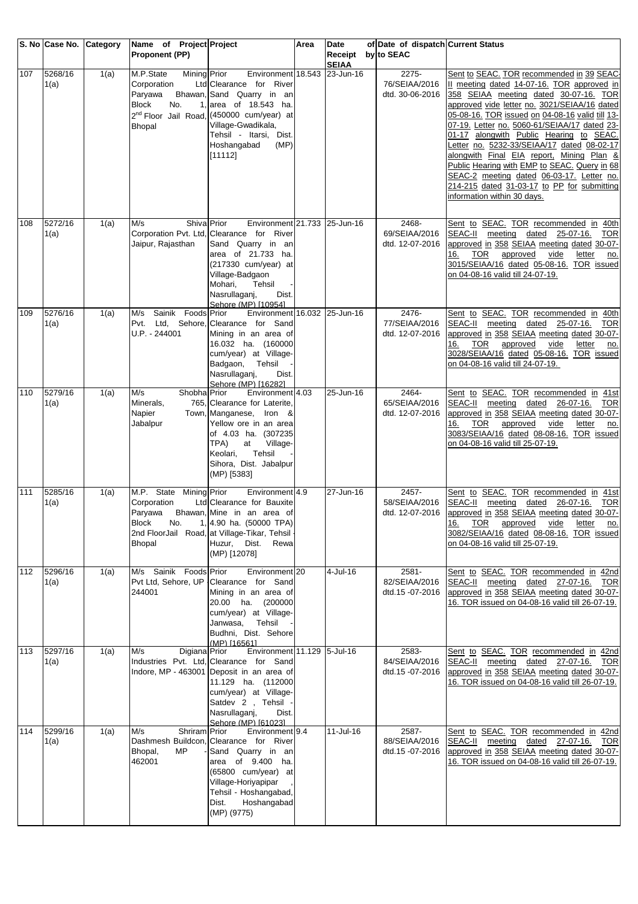| S. No | Case No. | Category | Name of Project Proponent (PP) | Project | Area | Date of Receipt by SEIAA | Date of dispatch to SEAC | Current Status |
|---|---|---|---|---|---|---|---|---|
| 107 | 5268/16 1(a) | 1(a) | M.P.State Mining Corporation Ltd Paryawa Bhawan, Block No. 1, 2nd Floor Jail Road, Bhopal | Prior Environment Clearance for River Sand Quarry in an area of 18.543 ha. (450000 cum/year) at Village-Gwadikala, Tehsil - Itarsi, Dist. Hoshangabad (MP) [11112] | 18.543 | 23-Jun-16 | 2275-76/SEIAA/2016 dtd. 30-06-2016 | Sent to SEAC. TOR recommended in 39 SEAC-II meeting dated 14-07-16. TOR approved in 358 SEIAA meeting dated 30-07-16. TOR approved vide letter no. 3021/SEIAA/16 dated 05-08-16. TOR issued on 04-08-16 valid till 13-07-19. Letter no. 5060-61/SEIAA/17 dated 23-01-17 alongwith Public Hearing to SEAC. Letter no. 5232-33/SEIAA/17 dated 08-02-17 alongwith Final EIA report, Mining Plan & Public Hearing with EMP to SEAC. Query in 68 SEAC-2 meeting dated 06-03-17. Letter no. 214-215 dated 31-03-17 to PP for submitting information within 30 days. |
| 108 | 5272/16 1(a) | 1(a) | M/s Shiva Corporation Pvt. Ltd, Jaipur, Rajasthan | Prior Environment Clearance for River Sand Quarry in an area of 21.733 ha. (217330 cum/year) at Village-Badgaon Mohari, Tehsil - Nasrullaganj, Dist. Sehore (MP) [10954] | 21.733 | 25-Jun-16 | 2468-69/SEIAA/2016 dtd. 12-07-2016 | Sent to SEAC. TOR recommended in 40th SEAC-II meeting dated 25-07-16. TOR approved in 358 SEIAA meeting dated 30-07-16. TOR approved vide letter no. 3015/SEIAA/16 dated 05-08-16. TOR issued on 04-08-16 valid till 24-07-19. |
| 109 | 5276/16 1(a) | 1(a) | M/s Sainik Foods Pvt. Ltd, Sehore, U.P. - 244001 | Prior Environment Clearance for Sand Mining in an area of 16.032 ha. (160000 cum/year) at Village-Badgaon, Tehsil - Nasrullaganj, Dist. Sehore (MP) [16282] | 16.032 | 25-Jun-16 | 2476-77/SEIAA/2016 dtd. 12-07-2016 | Sent to SEAC. TOR recommended in 40th SEAC-II meeting dated 25-07-16. TOR approved in 358 SEIAA meeting dated 30-07-16. TOR approved vide letter no. 3028/SEIAA/16 dated 05-08-16. TOR issued on 04-08-16 valid till 24-07-19. |
| 110 | 5279/16 1(a) | 1(a) | M/s Shobha Minerals, 765, Napier Town, Jabalpur | Prior Environment Clearance for Laterite, Manganese, Iron & Yellow ore in an area of 4.03 ha. (307235 TPA) at Village-Keolari, Tehsil - Sihora, Dist. Jabalpur (MP) [5383] | 4.03 | 25-Jun-16 | 2464-65/SEIAA/2016 dtd. 12-07-2016 | Sent to SEAC. TOR recommended in 41st SEAC-II meeting dated 26-07-16. TOR approved in 358 SEIAA meeting dated 30-07-16. TOR approved vide letter no. 3083/SEIAA/16 dated 08-08-16. TOR issued on 04-08-16 valid till 25-07-19. |
| 111 | 5285/16 1(a) | 1(a) | M.P. State Mining Corporation Ltd Paryawa Bhawan, Block No. 1, 2nd FloorJail Road, Bhopal | Prior Environment Clearance for Bauxite Mine in an area of 4.90 ha. (50000 TPA) at Village-Tikar, Tehsil - Huzur, Dist. Rewa (MP) [12078] | 4.9 | 27-Jun-16 | 2457-58/SEIAA/2016 dtd. 12-07-2016 | Sent to SEAC. TOR recommended in 41st SEAC-II meeting dated 26-07-16. TOR approved in 358 SEIAA meeting dated 30-07-16. TOR approved vide letter no. 3082/SEIAA/16 dated 08-08-16. TOR issued on 04-08-16 valid till 25-07-19. |
| 112 | 5296/16 1(a) | 1(a) | M/s Sainik Foods Pvt Ltd, Sehore, UP 244001 | Prior Environment Clearance for Sand Mining in an area of 20.00 ha. (200000 cum/year) at Village-Janwasa, Tehsil - Budhni, Dist. Sehore (MP) [16561] | 20 | 4-Jul-16 | 2581-82/SEIAA/2016 dtd.15 -07-2016 | Sent to SEAC. TOR recommended in 42nd SEAC-II meeting dated 27-07-16. TOR approved in 358 SEIAA meeting dated 30-07-16. TOR issued on 04-08-16 valid till 26-07-19. |
| 113 | 5297/16 1(a) | 1(a) | M/s Digiana Industries Pvt. Ltd, Indore, MP - 463001 | Prior Environment Clearance for Sand Deposit in an area of 11.129 ha. (112000 cum/year) at Village-Satdev 2 , Tehsil - Nasrullaganj, Dist. Sehore (MP) [61023] | 11.129 | 5-Jul-16 | 2583-84/SEIAA/2016 dtd.15 -07-2016 | Sent to SEAC. TOR recommended in 42nd SEAC-II meeting dated 27-07-16. TOR approved in 358 SEIAA meeting dated 30-07-16. TOR issued on 04-08-16 valid till 26-07-19. |
| 114 | 5299/16 1(a) | 1(a) | M/s Shriram Dashmesh Buildcon, Bhopal, MP - 462001 | Prior Environment Clearance for River Sand Quarry in an area of 9.400 ha. (65800 cum/year) at Village-Horiyapipar , Tehsil - Hoshangabad, Dist. Hoshangabad (MP) (9775) | 9.4 | 11-Jul-16 | 2587-88/SEIAA/2016 dtd.15 -07-2016 | Sent to SEAC. TOR recommended in 42nd SEAC-II meeting dated 27-07-16. TOR approved in 358 SEIAA meeting dated 30-07-16. TOR issued on 04-08-16 valid till 26-07-19. |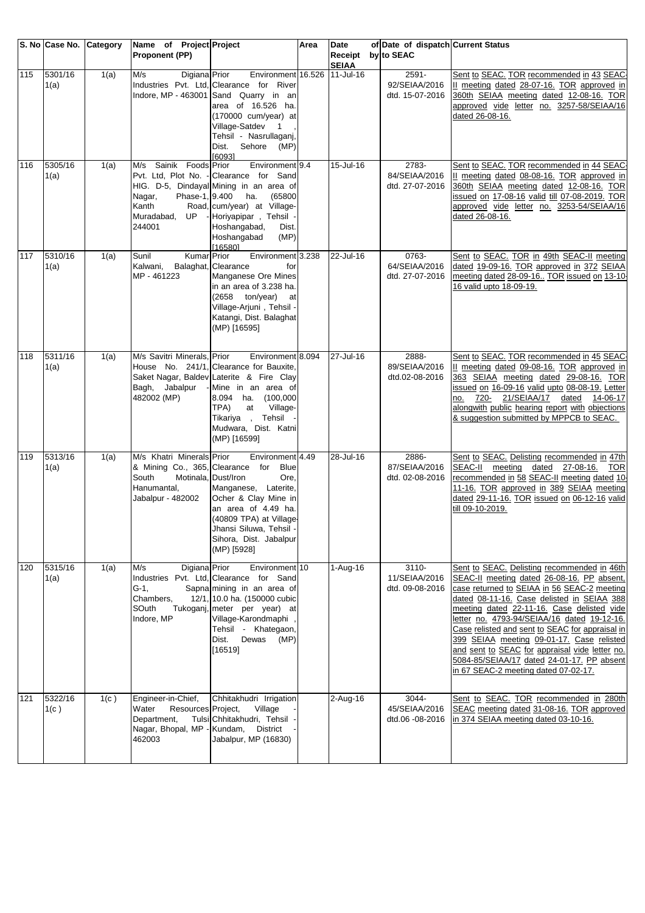| S. No | Case No. | Category | Name of Project Proponent (PP) | Project | Area | Date of Receipt by SEIAA | Date of dispatch to SEAC | Current Status |
|---|---|---|---|---|---|---|---|---|
| 115 | 5301/16 1(a) | 1(a) | M/s Digiana Industries Pvt. Ltd, Indore, MP - 463001 | Prior Environment Clearance for River Sand Quarry in an area of 16.526 ha. (170000 cum/year) at Village-Satdev 1 , Tehsil - Nasrullaganj, Dist. Sehore (MP) [6093] | 16.526 | 11-Jul-16 | 2591-92/SEIAA/2016 dtd. 15-07-2016 | Sent to SEAC. TOR recommended in 43 SEAC-II meeting dated 28-07-16. TOR approved in 360th SEIAA meeting dated 12-08-16. TOR approved vide letter no. 3257-58/SEIAA/16 dated 26-08-16. |
| 116 | 5305/16 1(a) | 1(a) | M/s Sainik Foods Pvt. Ltd, Plot No. - HIG. D-5, Dindayal Nagar, Phase-1, Kanth Road, Muradabad, UP - 244001 | Prior Environment Clearance for Sand Mining in an area of 9.400 ha. (65800 cum/year) at Village-Horiyapipar , Tehsil - Hoshangabad, Dist. Hoshangabad (MP) [16580] | 9.4 | 15-Jul-16 | 2783-84/SEIAA/2016 dtd. 27-07-2016 | Sent to SEAC. TOR recommended in 44 SEAC-II meeting dated 08-08-16. TOR approved in 360th SEIAA meeting dated 12-08-16. TOR issued on 17-08-16 valid till 07-08-2019. TOR approved vide letter no. 3253-54/SEIAA/16 dated 26-08-16. |
| 117 | 5310/16 1(a) | 1(a) | Sunil Kumar Kalwani, Balaghat, MP - 461223 | Prior Environment Clearance for Manganese Ore Mines in an area of 3.238 ha. (2658 ton/year) at Village-Arjuni , Tehsil - Katangi, Dist. Balaghat (MP) [16595] | 3.238 | 22-Jul-16 | 0763-64/SEIAA/2016 dtd. 27-07-2016 | Sent to SEAC. TOR in 49th SEAC-II meeting dated 19-09-16. TOR approved in 372 SEIAA meeting dated 28-09-16.. TOR issued on 13-10-16 valid upto 18-09-19. |
| 118 | 5311/16 1(a) | 1(a) | M/s Savitri Minerals, House No. 241/1, Saket Nagar, Baldev Bagh, Jabalpur - 482002 (MP) | Prior Environment Clearance for Bauxite, Laterite & Fire Clay Mine in an area of 8.094 ha. (100,000 TPA) at Village-Tikariya , Tehsil - Mudwara, Dist. Katni (MP) [16599] | 8.094 | 27-Jul-16 | 2888-89/SEIAA/2016 dtd.02-08-2016 | Sent to SEAC. TOR recommended in 45 SEAC-II meeting dated 09-08-16. TOR approved in 363 SEIAA meeting dated 29-08-16. TOR issued on 16-09-16 valid upto 08-08-19. Letter no. 720- 21/SEIAA/17 dated 14-06-17 alongwith public hearing report with objections & suggestion submitted by MPPCB to SEAC. |
| 119 | 5313/16 1(a) | 1(a) | M/s Khatri Minerals & Mining Co., 365, South Motinala, Hanumantal, Jabalpur - 482002 | Prior Environment Clearance for Blue Dust/Iron Ore, Manganese, Laterite, Ocher & Clay Mine in an area of 4.49 ha. (40809 TPA) at Village-Jhansi Siluwa, Tehsil - Sihora, Dist. Jabalpur (MP) [5928] | 4.49 | 28-Jul-16 | 2886-87/SEIAA/2016 dtd. 02-08-2016 | Sent to SEAC. Delisting recommended in 47th SEAC-II meeting dated 27-08-16. TOR recommended in 58 SEAC-II meeting dated 10-11-16. TOR approved in 389 SEIAA meeting dated 29-11-16. TOR issued on 06-12-16 valid till 09-10-2019. |
| 120 | 5315/16 1(a) | 1(a) | M/s Digiana Industries Pvt. Ltd, G-1, Sapna Chambers, 12/1, SOuth Tukoganj, Indore, MP | Prior Environment Clearance for Sand mining in an area of 10.0 ha. (150000 cubic meter per year) at Village-Karondmaphi , Tehsil - Khategaon, Dist. Dewas (MP) [16519] | 10 | 1-Aug-16 | 3110-11/SEIAA/2016 dtd. 09-08-2016 | Sent to SEAC. Delisting recommended in 46th SEAC-II meeting dated 26-08-16. PP absent, case returned to SEIAA in 56 SEAC-2 meeting dated 08-11-16. Case delisted in SEIAA 388 meeting dated 22-11-16. Case delisted vide letter no. 4793-94/SEIAA/16 dated 19-12-16. Case relisted and sent to SEAC for appraisal in 399 SEIAA meeting 09-01-17. Case relisted and sent to SEAC for appraisal vide letter no. 5084-85/SEIAA/17 dated 24-01-17. PP absent in 67 SEAC-2 meeting dated 07-02-17. |
| 121 | 5322/16 1(c ) | 1(c ) | Engineer-in-Chief, Water Resources Department, Tulsi Nagar, Bhopal, MP - 462003 | Chhitakhudri Irrigation Project, Village - Chhitakhudri, Tehsil - Kundam, District - Jabalpur, MP (16830) | | 2-Aug-16 | 3044-45/SEIAA/2016 dtd.06 -08-2016 | Sent to SEAC. TOR recommended in 280th SEAC meeting dated 31-08-16. TOR approved in 374 SEIAA meeting dated 03-10-16. |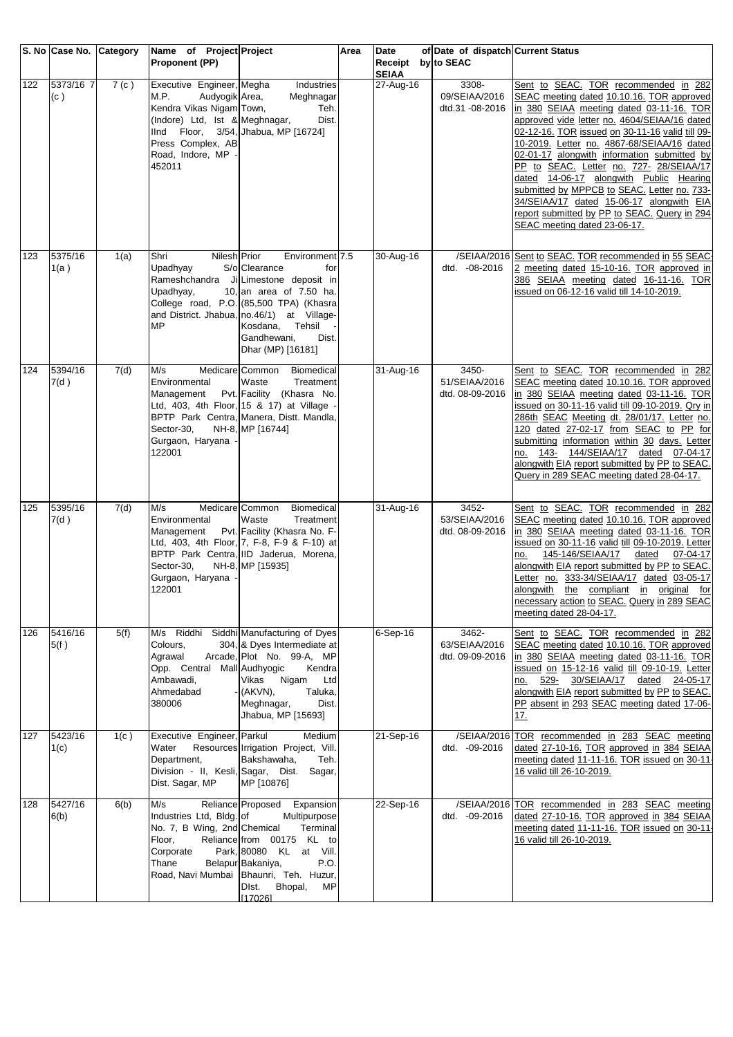| S. No | Case No. | Category | Name of Project Proponent (PP) | Project | Area | Date of Receipt by SEIAA | Date of dispatch to SEAC | Current Status |
|---|---|---|---|---|---|---|---|---|
| 122 | 5373/16 7 (c ) | 7 (c ) | Executive Engineer, M.P. Audyogik Kendra Vikas Nigam (Indore) Ltd, Ist & IInd Floor, 3/54, Press Complex, AB Road, Indore, MP - 452011 | Megha Industries Area, Meghnagar Town, Teh. Meghnagar, Dist. Jhabua, MP [16724] | | 27-Aug-16 | 3308-09/SEIAA/2016 dtd.31 -08-2016 | Sent to SEAC. TOR recommended in 282 SEAC meeting dated 10.10.16. TOR approved in 380 SEIAA meeting dated 03-11-16. TOR approved vide letter no. 4604/SEIAA/16 dated 02-12-16. TOR issued on 30-11-16 valid till 09-10-2019. Letter no. 4867-68/SEIAA/16 dated 02-01-17 alongwith information submitted by PP to SEAC. Letter no. 727- 28/SEIAA/17 dated 14-06-17 alongwith Public Hearing submitted by MPPCB to SEAC. Letter no. 733-34/SEIAA/17 dated 15-06-17 alongwith EIA report submitted by PP to SEAC. Query in 294 SEAC meeting dated 23-06-17. |
| 123 | 5375/16 1(a ) | 1(a) | Shri Nilesh Upadhyay S/o Rameshchandra Ji Upadhyay, 10, College road, P.O. and District. Jhabua, MP | Prior Environment Clearance for Limestone deposit in an area of 7.50 ha. (85,500 TPA) (Khasra no.46/1) at Village-Kosdana, Tehsil - Gandhewani, Dist. Dhar (MP) [16181] | 7.5 | 30-Aug-16 | /SEIAA/2016 dtd. -08-2016 | Sent to SEAC. TOR recommended in 55 SEAC-2 meeting dated 15-10-16. TOR approved in 386 SEIAA meeting dated 16-11-16. TOR issued on 06-12-16 valid till 14-10-2019. |
| 124 | 5394/16 7(d ) | 7(d) | M/s Medicare Environmental Management Pvt. Ltd, 403, 4th Floor, BPTP Park Centra, Sector-30, NH-8, Gurgaon, Haryana - 122001 | Common Biomedical Waste Treatment Facility (Khasra No. 15 & 17) at Village - Manera, Distt. Mandla, MP [16744] | | 31-Aug-16 | 3450-51/SEIAA/2016 dtd. 08-09-2016 | Sent to SEAC. TOR recommended in 282 SEAC meeting dated 10.10.16. TOR approved in 380 SEIAA meeting dated 03-11-16. TOR issued on 30-11-16 valid till 09-10-2019. Qry in 286th SEAC Meeting dt. 28/01/17. Letter no. 120 dated 27-02-17 from SEAC to PP for submitting information within 30 days. Letter no. 143- 144/SEIAA/17 dated 07-04-17 alongwith EIA report submitted by PP to SEAC. Query in 289 SEAC meeting dated 28-04-17. |
| 125 | 5395/16 7(d ) | 7(d) | M/s Medicare Environmental Management Pvt. Ltd, 403, 4th Floor, BPTP Park Centra, Sector-30, NH-8, Gurgaon, Haryana - 122001 | Common Biomedical Waste Treatment Facility (Khasra No. F-7, F-8, F-9 & F-10) at IID Jaderua, Morena, MP [15935] | | 31-Aug-16 | 3452-53/SEIAA/2016 dtd. 08-09-2016 | Sent to SEAC. TOR recommended in 282 SEAC meeting dated 10.10.16. TOR approved in 380 SEIAA meeting dated 03-11-16. TOR issued on 30-11-16 valid till 09-10-2019. Letter no. 145-146/SEIAA/17 dated 07-04-17 alongwith EIA report submitted by PP to SEAC. Letter no. 333-34/SEIAA/17 dated 03-05-17 alongwith the compliant in original for necessary action to SEAC. Query in 289 SEAC meeting dated 28-04-17. |
| 126 | 5416/16 5(f ) | 5(f) | M/s Riddhi Siddhi Colours, 304, Agrawal Arcade, Opp. Central Mall Ambawadi, Ahmedabad - 380006 | Manufacturing of Dyes & Dyes Intermediate at Plot No. 99-A, MP Audhyogic Kendra Vikas Nigam Ltd (AKVN), Taluka, Meghnagar, Dist. Jhabua, MP [15693] | | 6-Sep-16 | 3462-63/SEIAA/2016 dtd. 09-09-2016 | Sent to SEAC. TOR recommended in 282 SEAC meeting dated 10.10.16. TOR approved in 380 SEIAA meeting dated 03-11-16. TOR issued on 15-12-16 valid till 09-10-19. Letter no. 529- 30/SEIAA/17 dated 24-05-17 alongwith EIA report submitted by PP to SEAC. PP absent in 293 SEAC meeting dated 17-06-17. |
| 127 | 5423/16 1(c) | 1(c ) | Executive Engineer, Water Resources Department, Division - II, Kesli, Dist. Sagar, MP | Parkul Medium Irrigation Project, Vill. Bakshawaha, Teh. Sagar, Dist. Sagar, MP [10876] | | 21-Sep-16 | /SEIAA/2016 dtd. -09-2016 | TOR recommended in 283 SEAC meeting dated 27-10-16. TOR approved in 384 SEIAA meeting dated 11-11-16. TOR issued on 30-11-16 valid till 26-10-2019. |
| 128 | 5427/16 6(b) | 6(b) | M/s Reliance Industries Ltd, Bldg. No. 7, B Wing, 2nd Floor, Reliance Corporate Park, Thane Belapur Road, Navi Mumbai | Proposed Expansion of Multipurpose Chemical Terminal from 00175 KL to 80080 KL at Vill. Bakaniya, P.O. Bhaunri, Teh. Huzur, DIst. Bhopal, MP [17026] | | 22-Sep-16 | /SEIAA/2016 dtd. -09-2016 | TOR recommended in 283 SEAC meeting dated 27-10-16. TOR approved in 384 SEIAA meeting dated 11-11-16. TOR issued on 30-11-16 valid till 26-10-2019. |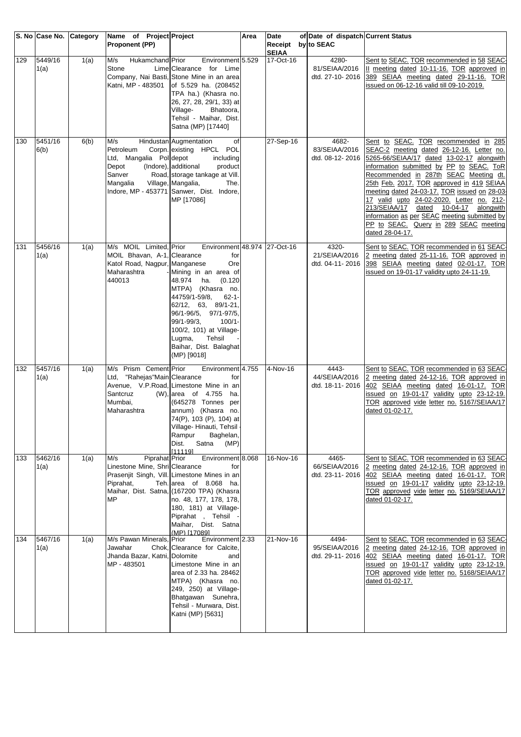| S. No | Case No. | Category | Name of Project Proponent (PP) | Project | Area | Date of Receipt by SEIAA | Date of dispatch to SEAC | Current Status |
|---|---|---|---|---|---|---|---|---|
| 129 | 5449/16 1(a) | 1(a) | M/s Hukamchand Stone Company, Nai Basti, Katni, MP - 483501 | Prior Environment Clearance for Lime Stone Mine in an area of 5.529 ha. (208452 TPA ha.) (Khasra no. 26, 27, 28, 29/1, 33) at Village- Bhatoora, Tehsil - Maihar, Dist. Satna (MP) [17440] | 5.529 | 17-Oct-16 | 4280-81/SEIAA/2016 dtd. 27-10- 2016 | Sent to SEAC. TOR recommended in 58 SEAC-II meeting dated 10-11-16. TOR approved in 389 SEIAA meeting dated 29-11-16. TOR issued on 06-12-16 valid till 09-10-2019. |
| 130 | 5451/16 6(b) | 6(b) | M/s Hindustan Petroleum Corpn. Ltd, Mangalia Pol Depot (Indore), Sanver Road, Mangalia Village, Indore, MP - 453771 | Augmentation of existing HPCL POL depot including additional product storage tankage at Vill. Mangalia, The. Sanwer, Dist. Indore, MP [17086] | | 27-Sep-16 | 4682-83/SEIAA/2016 dtd. 08-12- 2016 | Sent to SEAC. TOR recommended in 285 SEAC-2 meeting dated 26-12-16. Letter no. 5265-66/SEIAA/17 dated 13-02-17 alongwith information submitted by PP to SEAC. ToR Recommended in 287th SEAC Meeting dt. 25th Feb. 2017. TOR approved in 419 SEIAA meeting dated 24-03-17. TOR issued on 28-03-17 valid upto 24-02-2020. Letter no. 212-213/SEIAA/17 dated 10-04-17 alongwith information as per SEAC meeting submitted by PP to SEAC. Query in 289 SEAC meeting dated 28-04-17. |
| 131 | 5456/16 1(a) | 1(a) | M/s MOIL Limited, MOIL Bhavan, A-1, Katol Road, Nagpur, Maharashtra - 440013 | Prior Environment Clearance for Manganese Ore Mining in an area of 48.974 ha. (0.120 MTPA) (Khasra no. 44759/1-59/8, 62-1-62/12, 63, 89/1-21, 96/1-96/5, 97/1-97/5, 99/1-99/3, 100/1-100/2, 101) at Village- Lugma, Tehsil - Baihar, Dist. Balaghat (MP) [9018] | 48.974 | 27-Oct-16 | 4320-21/SEIAA/2016 dtd. 04-11- 2016 | Sent to SEAC. TOR recommended in 61 SEAC-2 meeting dated 25-11-16. TOR approved in 398 SEIAA meeting dated 02-01-17. TOR issued on 19-01-17 validity upto 24-11-19. |
| 132 | 5457/16 1(a) | 1(a) | M/s Prism Cement Ltd, "Rahejas"Main Avenue, V.P.Road, Santcruz (W), Mumbai, Maharashtra | Prior Environment Clearance for Limestone Mine in an area of 4.755 ha. (645278 Tonnes per annum) (Khasra no. 74(P), 103 (P), 104) at Village- Hinauti, Tehsil - Rampur Baghelan, Dist. Satna (MP) [11119] | 4.755 | 4-Nov-16 | 4443-44/SEIAA/2016 dtd. 18-11- 2016 | Sent to SEAC. TOR recommended in 63 SEAC-2 meeting dated 24-12-16. TOR approved in 402 SEIAA meeting dated 16-01-17. TOR issued on 19-01-17 validity upto 23-12-19. TOR approved vide letter no. 5167/SEIAA/17 dated 01-02-17. |
| 133 | 5462/16 1(a) | 1(a) | M/s Piprahat Linestone Mine, Shri Prasenjit Singh, Vill. Piprahat, Teh. Maihar, Dist. Satna, MP | Prior Environment Clearance for Limestone Mines in an area of 8.068 ha. (167200 TPA) (Khasra no. 48, 177, 178, 178, 180, 181) at Village- Piprahat , Tehsil - Maihar, Dist. Satna (MP) [17089] | 8.068 | 16-Nov-16 | 4465-66/SEIAA/2016 dtd. 23-11- 2016 | Sent to SEAC. TOR recommended in 63 SEAC-2 meeting dated 24-12-16. TOR approved in 402 SEIAA meeting dated 16-01-17. TOR issued on 19-01-17 validity upto 23-12-19. TOR approved vide letter no. 5169/SEIAA/17 dated 01-02-17. |
| 134 | 5467/16 1(a) | 1(a) | M/s Pawan Minerals, Jawahar Chok, Jhanda Bazar, Katni, MP - 483501 | Prior Environment Clearance for Calcite, Dolomite and Limestone Mine in an area of 2.33 ha. 28462 MTPA) (Khasra no. 249, 250) at Village- Bhatgawan Sunehra, Tehsil - Murwara, Dist. Katni (MP) [5631] | 2.33 | 21-Nov-16 | 4494-95/SEIAA/2016 dtd. 29-11- 2016 | Sent to SEAC. TOR recommended in 63 SEAC-2 meeting dated 24-12-16. TOR approved in 402 SEIAA meeting dated 16-01-17. TOR issued on 19-01-17 validity upto 23-12-19. TOR approved vide letter no. 5168/SEIAA/17 dated 01-02-17. |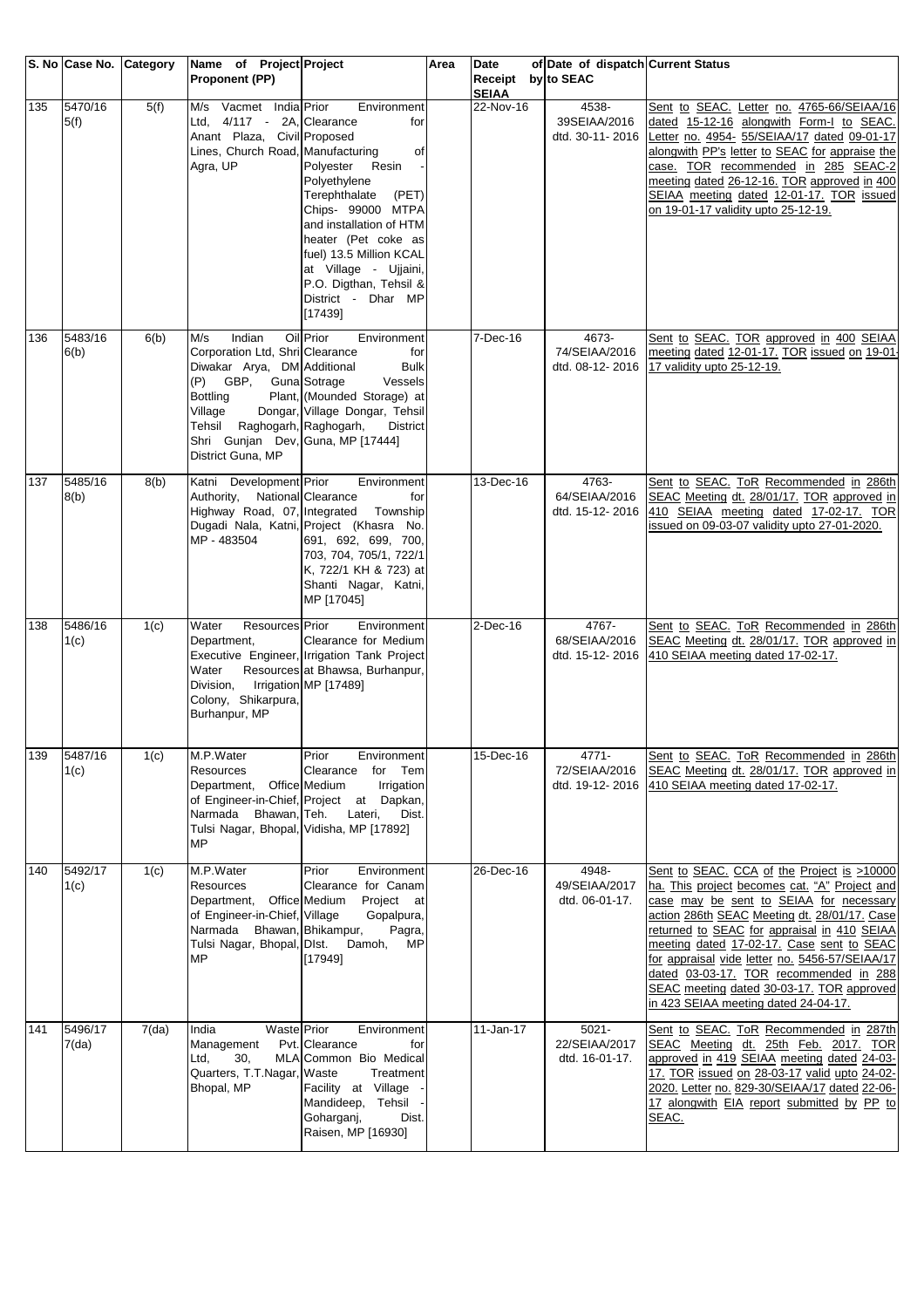| S. No | Case No. | Category | Name of Project Proponent (PP) | Project | Area | Date of Receipt by SEIAA | Date of dispatch to SEAC | Current Status |
|---|---|---|---|---|---|---|---|---|
| 135 | 5470/16 5(f) | 5(f) | M/s Vacmet India Ltd, 4/117 - 2A, Anant Plaza, Civil Lines, Church Road, Agra, UP | Prior Environment Clearance for Proposed Manufacturing of Polyester Resin - Polyethylene Terephthalate (PET) Chips- 99000 MTPA and installation of HTM heater (Pet coke as fuel) 13.5 Million KCAL at Village - Ujjaini, P.O. Digthan, Tehsil & District - Dhar MP [17439] | | 22-Nov-16 | 4538-39SEIAA/2016 dtd. 30-11- 2016 | Sent to SEAC. Letter no. 4765-66/SEIAA/16 dated 15-12-16 alongwith Form-I to SEAC. Letter no. 4954- 55/SEIAA/17 dated 09-01-17 alongwith PP's letter to SEAC for appraise the case. TOR recommended in 285 SEAC-2 meeting dated 26-12-16. TOR approved in 400 SEIAA meeting dated 12-01-17. TOR issued on 19-01-17 validity upto 25-12-19. |
| 136 | 5483/16 6(b) | 6(b) | M/s Indian Oil Corporation Ltd, Shri Diwakar Arya, DM (P) GBP, Guna Bottling Plant, Village Dongar, Tehsil Raghogarh, Shri Gunjan Dev, District Guna, MP | Prior Environment Clearance for Additional Bulk Sotrage Vessels (Mounded Storage) at Village Dongar, Tehsil Raghogarh, District Guna, MP [17444] | | 7-Dec-16 | 4673-74/SEIAA/2016 dtd. 08-12- 2016 | Sent to SEAC. TOR approved in 400 SEIAA meeting dated 12-01-17. TOR issued on 19-01-17 validity upto 25-12-19. |
| 137 | 5485/16 8(b) | 8(b) | Katni Development Authority, National Highway Road, 07, Dugadi Nala, Katni, MP - 483504 | Prior Environment Clearance for Integrated Township Project (Khasra No. 691, 692, 699, 700, 703, 704, 705/1, 722/1 K, 722/1 KH & 723) at Shanti Nagar, Katni, MP [17045] | | 13-Dec-16 | 4763-64/SEIAA/2016 dtd. 15-12- 2016 | Sent to SEAC. ToR Recommended in 286th SEAC Meeting dt. 28/01/17. TOR approved in 410 SEIAA meeting dated 17-02-17. TOR issued on 09-03-07 validity upto 27-01-2020. |
| 138 | 5486/16 1(c) | 1(c) | Water Resources Department, Executive Engineer, Water Resources Division, Irrigation Colony, Shikarpura, Burhanpur, MP | Prior Environment Clearance for Medium Irrigation Tank Project at Bhawsa, Burhanpur, MP [17489] | | 2-Dec-16 | 4767-68/SEIAA/2016 dtd. 15-12- 2016 | Sent to SEAC. ToR Recommended in 286th SEAC Meeting dt. 28/01/17. TOR approved in 410 SEIAA meeting dated 17-02-17. |
| 139 | 5487/16 1(c) | 1(c) | M.P.Water Resources Department, Office of Engineer-in-Chief, Narmada Bhawan, Tulsi Nagar, Bhopal, MP | Prior Environment Clearance for Tem Medium Irrigation Project at Dapkan, Teh. Lateri, Dist. Vidisha, MP [17892] | | 15-Dec-16 | 4771-72/SEIAA/2016 dtd. 19-12- 2016 | Sent to SEAC. ToR Recommended in 286th SEAC Meeting dt. 28/01/17. TOR approved in 410 SEIAA meeting dated 17-02-17. |
| 140 | 5492/17 1(c) | 1(c) | M.P.Water Resources Department, Office of Engineer-in-Chief, Narmada Bhawan, Tulsi Nagar, Bhopal, MP | Prior Environment Clearance for Canam Medium Project at Village Gopalpura, Bhikampur, Pagra, DIst. Damoh, MP [17949] | | 26-Dec-16 | 4948-49/SEIAA/2017 dtd. 06-01-17. | Sent to SEAC. CCA of the Project is >10000 ha. This project becomes cat. "A" Project and case may be sent to SEIAA for necessary action 286th SEAC Meeting dt. 28/01/17. Case returned to SEAC for appraisal in 410 SEIAA meeting dated 17-02-17. Case sent to SEAC for appraisal vide letter no. 5456-57/SEIAA/17 dated 03-03-17. TOR recommended in 288 SEAC meeting dated 30-03-17. TOR approved in 423 SEIAA meeting dated 24-04-17. |
| 141 | 5496/17 7(da) | 7(da) | India Waste Management Pvt. Ltd, 30, MLA Quarters, T.T.Nagar, Bhopal, MP | Prior Environment Clearance for Common Bio Medical Waste Treatment Facility at Village - Mandideep, Tehsil - Goharganj, Dist. Raisen, MP [16930] | | 11-Jan-17 | 5021-22/SEIAA/2017 dtd. 16-01-17. | Sent to SEAC. ToR Recommended in 287th SEAC Meeting dt. 25th Feb. 2017. TOR approved in 419 SEIAA meeting dated 24-03-17. TOR issued on 28-03-17 valid upto 24-02-2020. Letter no. 829-30/SEIAA/17 dated 22-06-17 alongwith EIA report submitted by PP to SEAC. |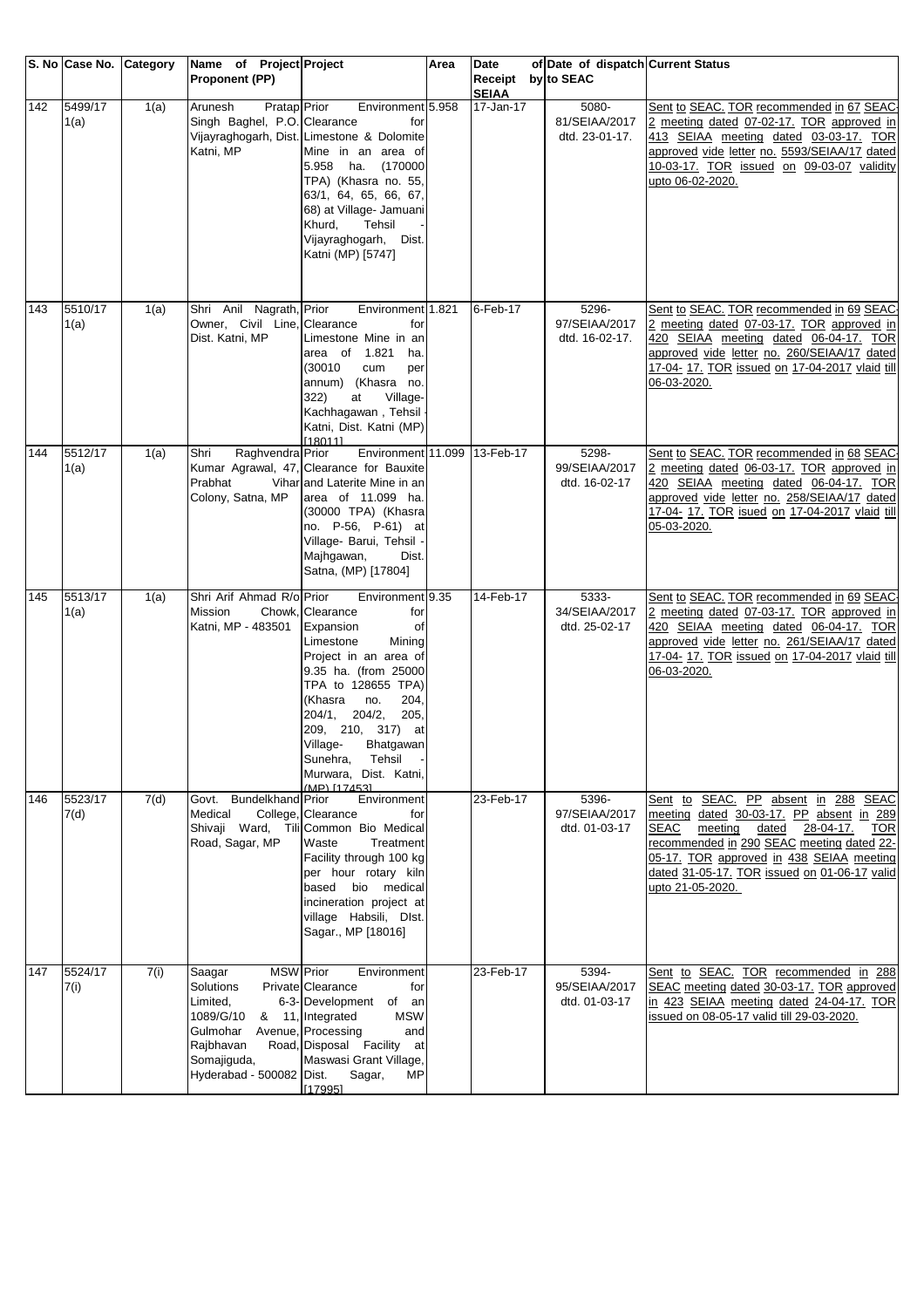| S. No | Case No. | Category | Name of Project Proponent (PP) | Project | Area | Date of Receipt by SEIAA | Date of dispatch to SEAC | Current Status |
|---|---|---|---|---|---|---|---|---|
| 142 | 5499/17 1(a) | 1(a) | Arunesh Pratap Singh Baghel, P.O. Vijayraghogarh, Dist. Katni, MP | Prior Environment Clearance for Limestone & Dolomite Mine in an area of 5.958 ha. (170000 TPA) (Khasra no. 55, 63/1, 64, 65, 66, 67, 68) at Village- Jamuani Khurd, Tehsil - Vijayraghogarh, Dist. Katni (MP) [5747] | 5.958 | 17-Jan-17 | 5080-81/SEIAA/2017 dtd. 23-01-17. | Sent to SEAC. TOR recommended in 67 SEAC-2 meeting dated 07-02-17. TOR approved in 413 SEIAA meeting dated 03-03-17. TOR approved vide letter no. 5593/SEIAA/17 dated 10-03-17. TOR issued on 09-03-07 validity upto 06-02-2020. |
| 143 | 5510/17 1(a) | 1(a) | Shri Anil Nagrath, Owner, Civil Line, Dist. Katni, MP | Prior Environment Clearance for Limestone Mine in an area of 1.821 ha. (30010 cum per annum) (Khasra no. 322) at Village- Kachhagawan , Tehsil - Katni, Dist. Katni (MP) [18011] | 1.821 | 6-Feb-17 | 5296-97/SEIAA/2017 dtd. 16-02-17. | Sent to SEAC. TOR recommended in 69 SEAC-2 meeting dated 07-03-17. TOR approved in 420 SEIAA meeting dated 06-04-17. TOR approved vide letter no. 260/SEIAA/17 dated 17-04- 17. TOR issued on 17-04-2017 vlaid till 06-03-2020. |
| 144 | 5512/17 1(a) | 1(a) | Shri Raghvendra Kumar Agrawal, 47, Prabhat Vihar Colony, Satna, MP | Prior Environment Clearance for Bauxite and Laterite Mine in an area of 11.099 ha. (30000 TPA) (Khasra no. P-56, P-61) at Village- Barui, Tehsil - Majhgawan, Dist. Satna, (MP) [17804] | 11.099 | 13-Feb-17 | 5298-99/SEIAA/2017 dtd. 16-02-17 | Sent to SEAC. TOR recommended in 68 SEAC-2 meeting dated 06-03-17. TOR approved in 420 SEIAA meeting dated 06-04-17. TOR approved vide letter no. 258/SEIAA/17 dated 17-04- 17. TOR isued on 17-04-2017 vlaid till 05-03-2020. |
| 145 | 5513/17 1(a) | 1(a) | Shri Arif Ahmad R/o Mission Chowk, Katni, MP - 483501 | Prior Environment Clearance for Expansion of Limestone Mining Project in an area of 9.35 ha. (from 25000 TPA to 128655 TPA) (Khasra no. 204, 204/1, 204/2, 205, 209, 210, 317) at Village- Bhatgawan Sunehra, Tehsil - Murwara, Dist. Katni, (MP) [17453] | 9.35 | 14-Feb-17 | 5333-34/SEIAA/2017 dtd. 25-02-17 | Sent to SEAC. TOR recommended in 69 SEAC-2 meeting dated 07-03-17. TOR approved in 420 SEIAA meeting dated 06-04-17. TOR approved vide letter no. 261/SEIAA/17 dated 17-04- 17. TOR issued on 17-04-2017 vlaid till 06-03-2020. |
| 146 | 5523/17 7(d) | 7(d) | Govt. Bundelkhand Medical College, Shivaji Ward, Tili Road, Sagar, MP | Prior Environment Clearance for Common Bio Medical Waste Treatment Facility through 100 kg per hour rotary kiln based bio medical incineration project at village Habsili, DIst. Sagar., MP [18016] | | 23-Feb-17 | 5396-97/SEIAA/2017 dtd. 01-03-17 | Sent to SEAC. PP absent in 288 SEAC meeting dated 30-03-17. PP absent in 289 SEAC meeting dated 28-04-17. TOR recommended in 290 SEAC meeting dated 22-05-17. TOR approved in 438 SEIAA meeting dated 31-05-17. TOR issued on 01-06-17 valid upto 21-05-2020. |
| 147 | 5524/17 7(i) | 7(i) | Saagar MSW Solutions Private Limited, 6-3-1089/G/10 & 11, Gulmohar Avenue, Rajbhavan Road, Somajiguda, Hyderabad - 500082 | Prior Environment Clearance for Development of an Integrated MSW Processing and Disposal Facility at Maswasi Grant Village, Dist. Sagar, MP [17995] | | 23-Feb-17 | 5394-95/SEIAA/2017 dtd. 01-03-17 | Sent to SEAC. TOR recommended in 288 SEAC meeting dated 30-03-17. TOR approved in 423 SEIAA meeting dated 24-04-17. TOR issued on 08-05-17 valid till 29-03-2020. |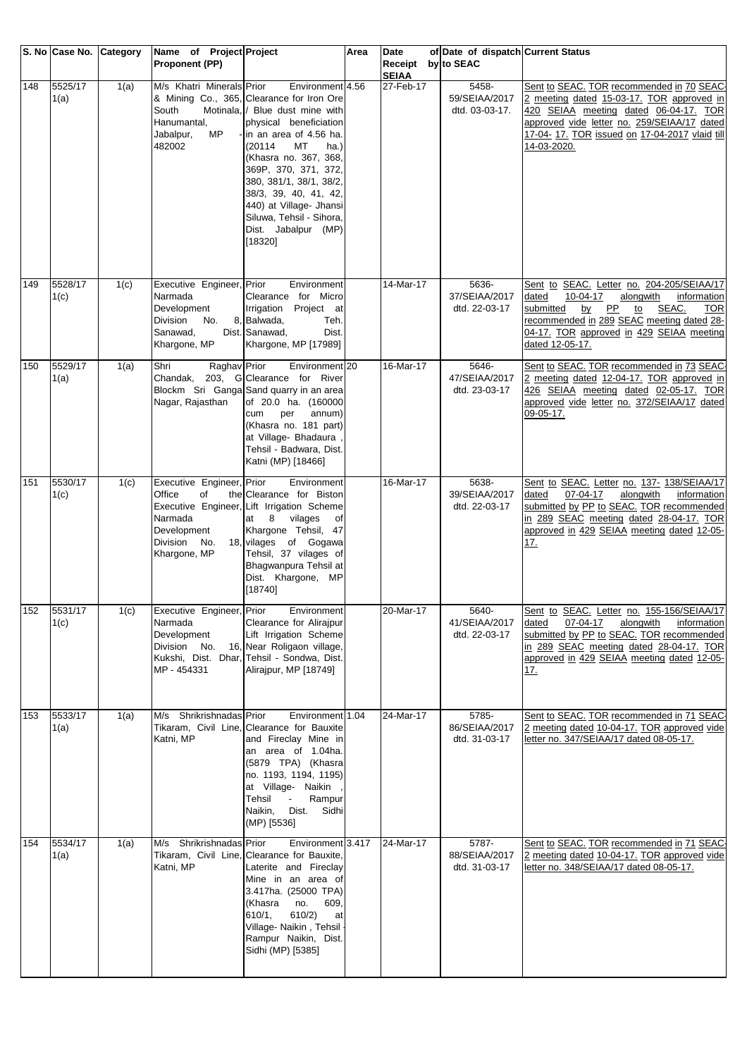| S. No | Case No. | Category | Name of Project Proponent (PP) | Project | Area | Date of Receipt by SEIAA | Date of dispatch to SEAC | Current Status |
|---|---|---|---|---|---|---|---|---|
| 148 | 5525/17 1(a) | 1(a) | M/s Khatri Minerals & Mining Co., 365, South Motinala, Hanumantal, Jabalpur, MP - 482002 | Prior Environment Clearance for Iron Ore / Blue dust mine with physical beneficiation in an area of 4.56 ha. (20114 MT ha.) (Khasra no. 367, 368, 369P, 370, 371, 372, 380, 381/1, 38/1, 38/2, 38/3, 39, 40, 41, 42, 440) at Village- Jhansi Siluwa, Tehsil - Sihora, Dist. Jabalpur (MP) [18320] | 4.56 | 27-Feb-17 | 5458-59/SEIAA/2017 dtd. 03-03-17. | Sent to SEAC. TOR recommended in 70 SEAC-2 meeting dated 15-03-17. TOR approved in 420 SEIAA meeting dated 06-04-17. TOR approved vide letter no. 259/SEIAA/17 dated 17-04- 17. TOR issued on 17-04-2017 vlaid till 14-03-2020. |
| 149 | 5528/17 1(c) | 1(c) | Executive Engineer, Narmada Development Division No. 8, Sanawad, Dist. Khargone, MP | Prior Environment Clearance for Micro Irrigation Project at Balwada, Teh. Sanawad, Dist. Khargone, MP [17989] | | 14-Mar-17 | 5636-37/SEIAA/2017 dtd. 22-03-17 | Sent to SEAC. Letter no. 204-205/SEIAA/17 dated 10-04-17 alongwith information submitted by PP to SEAC. TOR recommended in 289 SEAC meeting dated 28-04-17. TOR approved in 429 SEIAA meeting dated 12-05-17. |
| 150 | 5529/17 1(a) | 1(a) | Shri Raghav Chandak, 203, G Blockm Sri Ganga Nagar, Rajasthan | Prior Environment Clearance for River Sand quarry in an area of 20.0 ha. (160000 cum per annum) (Khasra no. 181 part) at Village- Bhadaura , Tehsil - Badwara, Dist. Katni (MP) [18466] | 20 | 16-Mar-17 | 5646-47/SEIAA/2017 dtd. 23-03-17 | Sent to SEAC. TOR recommended in 73 SEAC-2 meeting dated 12-04-17. TOR approved in 426 SEIAA meeting dated 02-05-17. TOR approved vide letter no. 372/SEIAA/17 dated 09-05-17. |
| 151 | 5530/17 1(c) | 1(c) | Executive Engineer, Office of the Executive Engineer, Narmada Development Division No. 18, Khargone, MP | Prior Environment Clearance for Biston Lift Irrigation Scheme at 8 vilages of Khargone Tehsil, 47 vilages of Gogawa Tehsil, 37 vilages of Bhagwanpura Tehsil at Dist. Khargone, MP [18740] | | 16-Mar-17 | 5638-39/SEIAA/2017 dtd. 22-03-17 | Sent to SEAC. Letter no. 137- 138/SEIAA/17 dated 07-04-17 alongwith information submitted by PP to SEAC. TOR recommended in 289 SEAC meeting dated 28-04-17. TOR approved in 429 SEIAA meeting dated 12-05-17. |
| 152 | 5531/17 1(c) | 1(c) | Executive Engineer, Narmada Development Division No. 16, Kukshi, Dist. Dhar, MP - 454331 | Prior Environment Clearance for Alirajpur Lift Irrigation Scheme Near Roligaon village, Tehsil - Sondwa, Dist. Alirajpur, MP [18749] | | 20-Mar-17 | 5640-41/SEIAA/2017 dtd. 22-03-17 | Sent to SEAC. Letter no. 155-156/SEIAA/17 dated 07-04-17 alongwith information submitted by PP to SEAC. TOR recommended in 289 SEAC meeting dated 28-04-17. TOR approved in 429 SEIAA meeting dated 12-05-17. |
| 153 | 5533/17 1(a) | 1(a) | M/s Shrikrishnadas Tikaram, Civil Line, Katni, MP | Prior Environment Clearance for Bauxite and Fireclay Mine in an area of 1.04ha. (5879 TPA) (Khasra no. 1193, 1194, 1195) at Village- Naikin , Tehsil - Rampur Naikin, Dist. Sidhi (MP) [5536] | 1.04 | 24-Mar-17 | 5785-86/SEIAA/2017 dtd. 31-03-17 | Sent to SEAC. TOR recommended in 71 SEAC-2 meeting dated 10-04-17. TOR approved vide letter no. 347/SEIAA/17 dated 08-05-17. |
| 154 | 5534/17 1(a) | 1(a) | M/s Shrikrishnadas Tikaram, Civil Line, Katni, MP | Prior Environment Clearance for Bauxite, Laterite and Fireclay Mine in an area of 3.417ha. (25000 TPA) (Khasra no. 609, 610/1, 610/2) at Village- Naikin , Tehsil - Rampur Naikin, Dist. Sidhi (MP) [5385] | 3.417 | 24-Mar-17 | 5787-88/SEIAA/2017 dtd. 31-03-17 | Sent to SEAC. TOR recommended in 71 SEAC-2 meeting dated 10-04-17. TOR approved vide letter no. 348/SEIAA/17 dated 08-05-17. |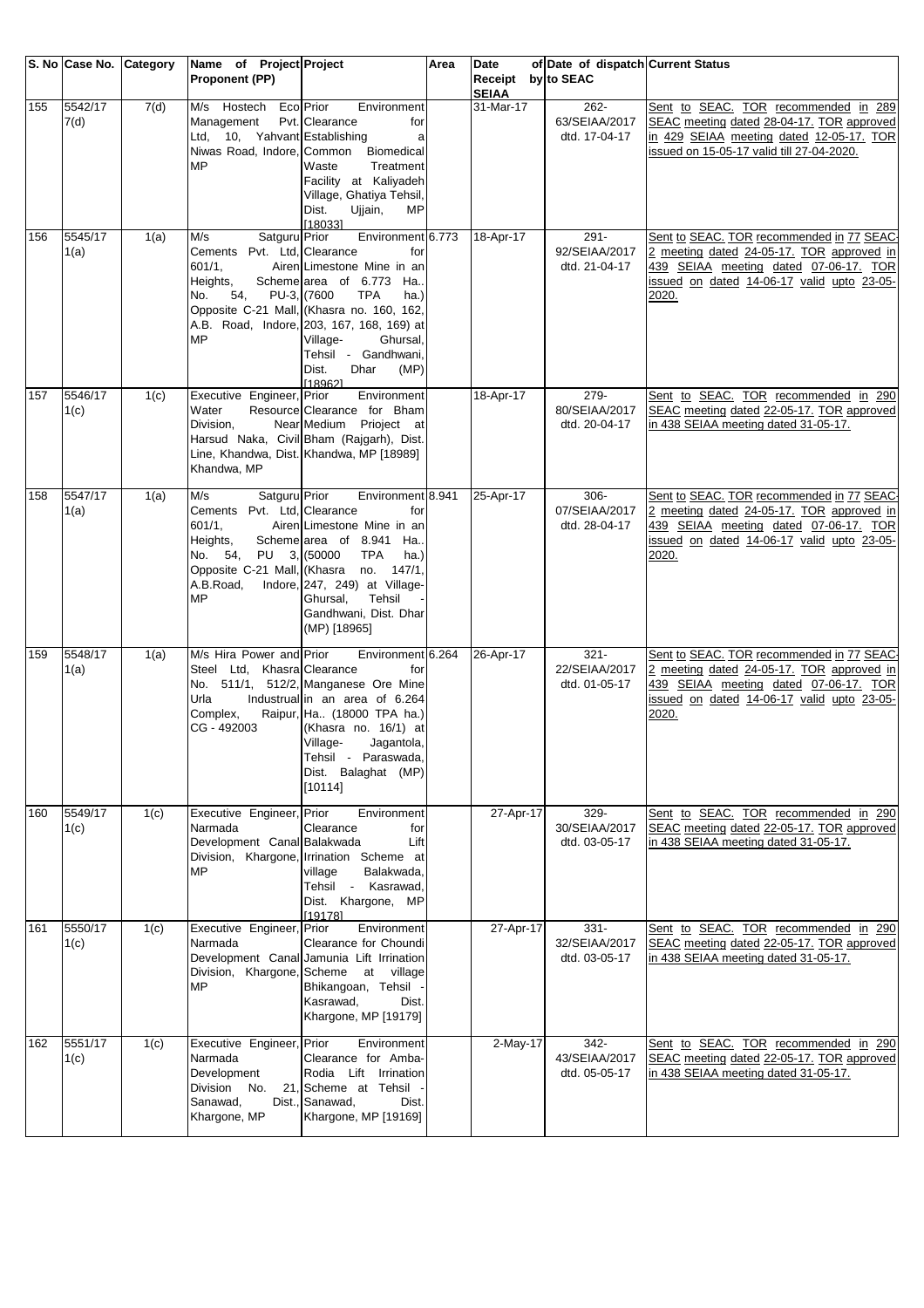| S. No | Case No. | Category | Name of Project Proponent (PP) | Project | Area | Date of Receipt by SEIAA | Date of dispatch to SEAC | Current Status |
|---|---|---|---|---|---|---|---|---|
| 155 | 5542/17 7(d) | 7(d) | M/s Hostech Eco Management Pvt. Ltd, 10, Yahvant Niwas Road, Indore, MP | Prior Environment Clearance for Establishing a Common Biomedical Waste Treatment Facility at Kaliyadeh Village, Ghatiya Tehsil, Dist. Ujjain, MP [18033] | | 31-Mar-17 | 262-63/SEIAA/2017 dtd. 17-04-17 | Sent to SEAC. TOR recommended in 289 SEAC meeting dated 28-04-17. TOR approved in 429 SEIAA meeting dated 12-05-17. TOR issued on 15-05-17 valid till 27-04-2020. |
| 156 | 5545/17 1(a) | 1(a) | M/s Satguru Cements Pvt. Ltd, 601/1, Airen Heights, Scheme No. 54, PU-3, Opposite C-21 Mall, A.B. Road, Indore, MP | Prior Environment Clearance for Limestone Mine in an area of 6.773 Ha.. (7600 TPA ha.) (Khasra no. 160, 162, 203, 167, 168, 169) at Village- Ghursal, Tehsil - Gandhwani, Dist. Dhar (MP) [18962] | 6.773 | 18-Apr-17 | 291-92/SEIAA/2017 dtd. 21-04-17 | Sent to SEAC. TOR recommended in 77 SEAC-2 meeting dated 24-05-17. TOR approved in 439 SEIAA meeting dated 07-06-17. TOR issued on dated 14-06-17 valid upto 23-05-2020. |
| 157 | 5546/17 1(c) | 1(c) | Executive Engineer, Water Resource Division, Near Harsud Naka, Civil Line, Khandwa, Dist. Khandwa, MP | Prior Environment Clearance for Bham Medium Prioject at Bham (Rajgarh), Dist. Khandwa, MP [18989] | | 18-Apr-17 | 279-80/SEIAA/2017 dtd. 20-04-17 | Sent to SEAC. TOR recommended in 290 SEAC meeting dated 22-05-17. TOR approved in 438 SEIAA meeting dated 31-05-17. |
| 158 | 5547/17 1(a) | 1(a) | M/s Satguru Cements Pvt. Ltd, 601/1, Airen Heights, Scheme No. 54, PU 3, Opposite C-21 Mall, A.B.Road, Indore, MP | Prior Environment Clearance for Limestone Mine in an area of 8.941 Ha.. (50000 TPA ha.) (Khasra no. 147/1, 247, 249) at Village- Ghursal, Tehsil - Gandhwani, Dist. Dhar (MP) [18965] | 8.941 | 25-Apr-17 | 306-07/SEIAA/2017 dtd. 28-04-17 | Sent to SEAC. TOR recommended in 77 SEAC-2 meeting dated 24-05-17. TOR approved in 439 SEIAA meeting dated 07-06-17. TOR issued on dated 14-06-17 valid upto 23-05-2020. |
| 159 | 5548/17 1(a) | 1(a) | M/s Hira Power and Steel Ltd, Khasra No. 511/1, 512/2, Urla Industrual Complex, Raipur, CG - 492003 | Prior Environment Clearance for Manganese Ore Mine in an area of 6.264 Ha.. (18000 TPA ha.) (Khasra no. 16/1) at Village- Jagantola, Tehsil - Paraswada, Dist. Balaghat (MP) [10114] | 6.264 | 26-Apr-17 | 321-22/SEIAA/2017 dtd. 01-05-17 | Sent to SEAC. TOR recommended in 77 SEAC-2 meeting dated 24-05-17. TOR approved in 439 SEIAA meeting dated 07-06-17. TOR issued on dated 14-06-17 valid upto 23-05-2020. |
| 160 | 5549/17 1(c) | 1(c) | Executive Engineer, Narmada Development Canal Division, Khargone, MP | Prior Environment Clearance for Balakwada Lift Irrination Scheme at village Balakwada, Tehsil - Kasrawad, Dist. Khargone, MP [19178] | | 27-Apr-17 | 329-30/SEIAA/2017 dtd. 03-05-17 | Sent to SEAC. TOR recommended in 290 SEAC meeting dated 22-05-17. TOR approved in 438 SEIAA meeting dated 31-05-17. |
| 161 | 5550/17 1(c) | 1(c) | Executive Engineer, Narmada Development Canal Division, Khargone, MP | Prior Environment Clearance for Choundi Jamunia Lift Irrination Scheme at village Bhikangoan, Tehsil - Kasrawad, Dist. Khargone, MP [19179] | | 27-Apr-17 | 331-32/SEIAA/2017 dtd. 03-05-17 | Sent to SEAC. TOR recommended in 290 SEAC meeting dated 22-05-17. TOR approved in 438 SEIAA meeting dated 31-05-17. |
| 162 | 5551/17 1(c) | 1(c) | Executive Engineer, Narmada Development Division No. 21, Sanawad, Dist., Khargone, MP | Prior Environment Clearance for Amba-Rodia Lift Irrination Scheme at Tehsil - Sanawad, Dist. Khargone, MP [19169] | | 2-May-17 | 342-43/SEIAA/2017 dtd. 05-05-17 | Sent to SEAC. TOR recommended in 290 SEAC meeting dated 22-05-17. TOR approved in 438 SEIAA meeting dated 31-05-17. |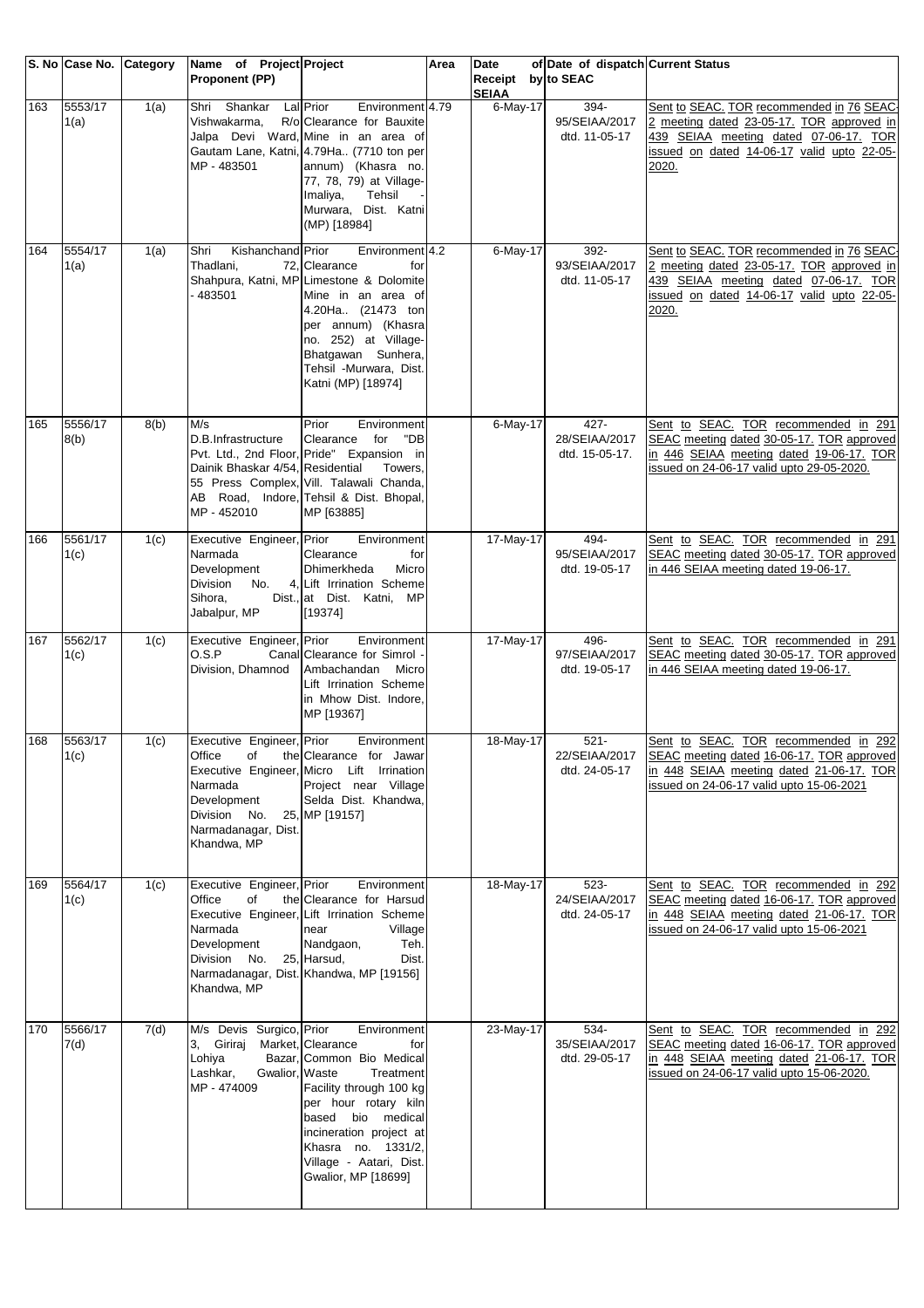| S. No | Case No. | Category | Name of Project Proponent (PP) | Project | Area | Date of Receipt by SEIAA | Date of dispatch to SEAC | Current Status |
|---|---|---|---|---|---|---|---|---|
| 163 | 5553/17 1(a) | 1(a) | Shri Shankar Lal Vishwakarma, R/o Jalpa Devi Ward, Gautam Lane, Katni, MP - 483501 | Prior Environment Clearance for Bauxite Mine in an area of 4.79Ha.. (7710 ton per annum) (Khasra no. 77, 78, 79) at Village-Imaliya, Tehsil - Murwara, Dist. Katni (MP) [18984] | 4.79 | 6-May-17 | 394-95/SEIAA/2017 dtd. 11-05-17 | Sent to SEAC. TOR recommended in 76 SEAC-2 meeting dated 23-05-17. TOR approved in 439 SEIAA meeting dated 07-06-17. TOR issued on dated 14-06-17 valid upto 22-05-2020. |
| 164 | 5554/17 1(a) | 1(a) | Shri Kishanchand Thadlani, 72, Shahpura, Katni, MP - 483501 | Prior Environment Clearance for Limestone & Dolomite Mine in an area of 4.20Ha.. (21473 ton per annum) (Khasra no. 252) at Village-Bhatgawan Sunhera, Tehsil -Murwara, Dist. Katni (MP) [18974] | 4.2 | 6-May-17 | 392-93/SEIAA/2017 dtd. 11-05-17 | Sent to SEAC. TOR recommended in 76 SEAC-2 meeting dated 23-05-17. TOR approved in 439 SEIAA meeting dated 07-06-17. TOR issued on dated 14-06-17 valid upto 22-05-2020. |
| 165 | 5556/17 8(b) | 8(b) | M/s D.B.Infrastructure Pvt. Ltd., 2nd Floor, Dainik Bhaskar 4/54, 55 Press Complex, AB Road, Indore, MP - 452010 | Prior Environment Clearance for "DB Pride" Expansion in Residential Towers, Vill. Talawali Chanda, Tehsil & Dist. Bhopal, MP [63885] | | 6-May-17 | 427-28/SEIAA/2017 dtd. 15-05-17. | Sent to SEAC. TOR recommended in 291 SEAC meeting dated 30-05-17. TOR approved in 446 SEIAA meeting dated 19-06-17. TOR issued on 24-06-17 valid upto 29-05-2020. |
| 166 | 5561/17 1(c) | 1(c) | Executive Engineer, Narmada Development Division No. 4, Sihora, Dist., Jabalpur, MP | Prior Environment Clearance for Dhimerkheda Micro Lift Irrination Scheme at Dist. Katni, MP [19374] | | 17-May-17 | 494-95/SEIAA/2017 dtd. 19-05-17 | Sent to SEAC. TOR recommended in 291 SEAC meeting dated 30-05-17. TOR approved in 446 SEIAA meeting dated 19-06-17. |
| 167 | 5562/17 1(c) | 1(c) | Executive Engineer, O.S.P Canal Division, Dhamnod | Prior Environment Clearance for Simrol - Ambachandan Micro Lift Irrination Scheme in Mhow Dist. Indore, MP [19367] | | 17-May-17 | 496-97/SEIAA/2017 dtd. 19-05-17 | Sent to SEAC. TOR recommended in 291 SEAC meeting dated 30-05-17. TOR approved in 446 SEIAA meeting dated 19-06-17. |
| 168 | 5563/17 1(c) | 1(c) | Executive Engineer, Office of the Executive Engineer, Narmada Development Division No. 25, Narmadanagar, Dist. Khandwa, MP | Prior Environment Clearance for Jawar Micro Lift Irrination Project near Village Selda Dist. Khandwa, MP [19157] | | 18-May-17 | 521-22/SEIAA/2017 dtd. 24-05-17 | Sent to SEAC. TOR recommended in 292 SEAC meeting dated 16-06-17. TOR approved in 448 SEIAA meeting dated 21-06-17. TOR issued on 24-06-17 valid upto 15-06-2021 |
| 169 | 5564/17 1(c) | 1(c) | Executive Engineer, Office of the Executive Engineer, Narmada Development Division No. 25, Narmadanagar, Dist. Khandwa, MP | Prior Environment Clearance for Harsud Lift Irrination Scheme near Village Nandgaon, Teh. Harsud, Dist. Khandwa, MP [19156] | | 18-May-17 | 523-24/SEIAA/2017 dtd. 24-05-17 | Sent to SEAC. TOR recommended in 292 SEAC meeting dated 16-06-17. TOR approved in 448 SEIAA meeting dated 21-06-17. TOR issued on 24-06-17 valid upto 15-06-2021 |
| 170 | 5566/17 7(d) | 7(d) | M/s Devis Surgico, 3, Giriraj Market, Lohiya Bazar, Lashkar, Gwalior, MP - 474009 | Prior Environment Clearance for Common Bio Medical Waste Treatment Facility through 100 kg per hour rotary kiln based bio medical incineration project at Khasra no. 1331/2, Village - Aatari, Dist. Gwalior, MP [18699] | | 23-May-17 | 534-35/SEIAA/2017 dtd. 29-05-17 | Sent to SEAC. TOR recommended in 292 SEAC meeting dated 16-06-17. TOR approved in 448 SEIAA meeting dated 21-06-17. TOR issued on 24-06-17 valid upto 15-06-2020. |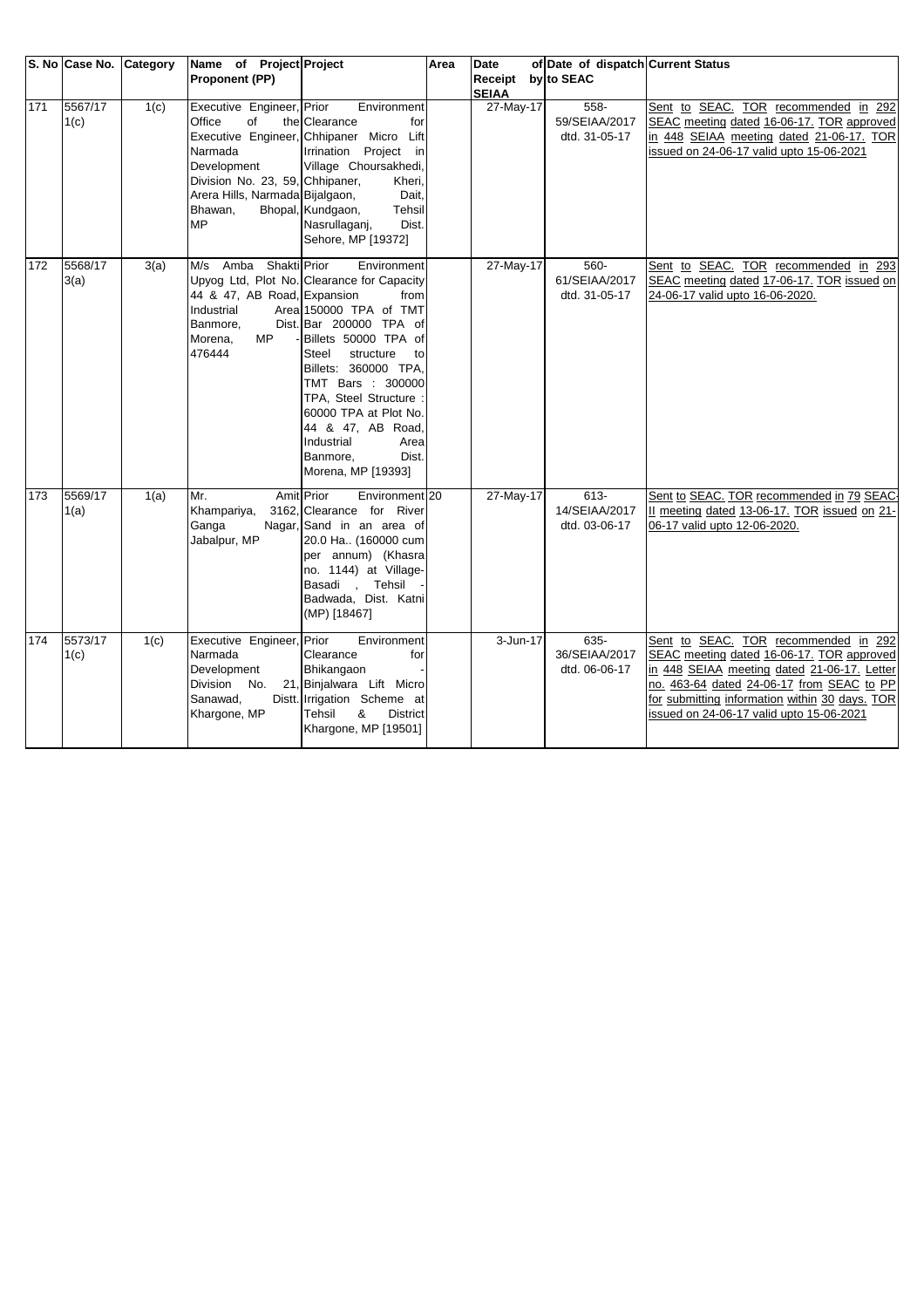| S. No | Case No. | Category | Name of Project Proponent (PP) | Project | Area | Date of Receipt by SEIAA | Date of dispatch to SEAC | Current Status |
|---|---|---|---|---|---|---|---|---|
| 171 | 5567/17 1(c) | 1(c) | Executive Engineer, Office of the Executive Engineer, Narmada Development Division No. 23, 59, Arera Hills, Narmada Bhawan, Bhopal, MP | Prior Environment Clearance for Chhipaner Micro Lift Irrination Project in Village Choursakhedi, Chhipaner, Kheri, Bijalgaon, Dait, Kundgaon, Tehsil Nasrullaganj, Dist. Sehore, MP [19372] | | 27-May-17 | 558-59/SEIAA/2017 dtd. 31-05-17 | Sent to SEAC. TOR recommended in 292 SEAC meeting dated 16-06-17. TOR approved in 448 SEIAA meeting dated 21-06-17. TOR issued on 24-06-17 valid upto 15-06-2021 |
| 172 | 5568/17 3(a) | 3(a) | M/s Amba Shakti Upyog Ltd, Plot No. 44 & 47, AB Road, Industrial Area Banmore, Dist. Morena, MP - 476444 | Prior Environment Clearance for Capacity Expansion from 150000 TPA of TMT Bar 200000 TPA of Billets 50000 TPA of Steel structure to Billets: 360000 TPA, TMT Bars : 300000 TPA, Steel Structure : 60000 TPA at Plot No. 44 & 47, AB Road, Industrial Area Banmore, Dist. Morena, MP [19393] | | 27-May-17 | 560-61/SEIAA/2017 dtd. 31-05-17 | Sent to SEAC. TOR recommended in 293 SEAC meeting dated 17-06-17. TOR issued on 24-06-17 valid upto 16-06-2020. |
| 173 | 5569/17 1(a) | 1(a) | Mr. Amit Khampariya, 3162, Ganga Nagar, Jabalpur, MP | Prior Environment Clearance for River Sand in an area of 20.0 Ha.. (160000 cum per annum) (Khasra no. 1144) at Village-Basadi , Tehsil - Badwada, Dist. Katni (MP) [18467] | 20 | 27-May-17 | 613-14/SEIAA/2017 dtd. 03-06-17 | Sent to SEAC. TOR recommended in 79 SEAC-II meeting dated 13-06-17. TOR issued on 21-06-17 valid upto 12-06-2020. |
| 174 | 5573/17 1(c) | 1(c) | Executive Engineer, Narmada Development Division No. 21, Sanawad, Distt. Khargone, MP | Prior Environment Clearance for Bhikangaon - Binjalwara Lift Micro Irrigation Scheme at Tehsil & District Khargone, MP [19501] | | 3-Jun-17 | 635-36/SEIAA/2017 dtd. 06-06-17 | Sent to SEAC. TOR recommended in 292 SEAC meeting dated 16-06-17. TOR approved in 448 SEIAA meeting dated 21-06-17. Letter no. 463-64 dated 24-06-17 from SEAC to PP for submitting information within 30 days. TOR issued on 24-06-17 valid upto 15-06-2021 |